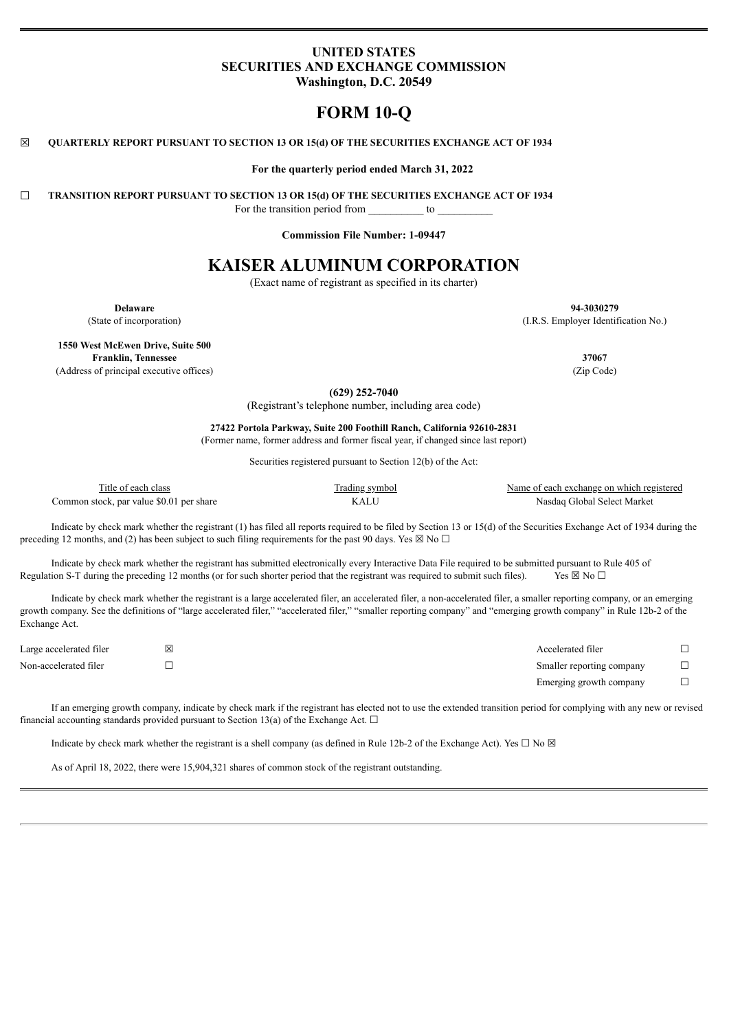# UNITED STATES
# SECURITIES AND EXCHANGE COMMISSION
**Washington, D.C. 20549**

# FORM 10-Q

☒ **QUARTERLY REPORT PURSUANT TO SECTION 13 OR 15(d) OF THE SECURITIES EXCHANGE ACT OF 1934**

**For the quarterly period ended March 31, 2022**

☐ **TRANSITION REPORT PURSUANT TO SECTION 13 OR 15(d) OF THE SECURITIES EXCHANGE ACT OF 1934**

For the transition period from __________ to __________

**Commission File Number: 1-09447**

# KAISER ALUMINUM CORPORATION

(Exact name of registrant as specified in its charter)

| | |
|---|---|
| **Delaware** | **94-3030279** |
| (State of incorporation) | (I.R.S. Employer Identification No.) |
| **1550 West McEwen Drive, Suite 500** **Franklin, Tennessee** | **37067** |
| (Address of principal executive offices) | (Zip Code) |

**(629) 252-7040**

(Registrant's telephone number, including area code)

**27422 Portola Parkway, Suite 200 Foothill Ranch, California 92610-2831**

(Former name, former address and former fiscal year, if changed since last report)

Securities registered pursuant to Section 12(b) of the Act:

| Title of each class | Trading symbol | Name of each exchange on which registered |
|---|---|---|
| Common stock, par value $0.01 per share | KALU | Nasdaq Global Select Market |

Indicate by check mark whether the registrant (1) has filed all reports required to be filed by Section 13 or 15(d) of the Securities Exchange Act of 1934 during the preceding 12 months, and (2) has been subject to such filing requirements for the past 90 days. Yes ☒ No ☐

Indicate by check mark whether the registrant has submitted electronically every Interactive Data File required to be submitted pursuant to Rule 405 of Regulation S-T during the preceding 12 months (or for such shorter period that the registrant was required to submit such files). Yes ☒ No ☐

Indicate by check mark whether the registrant is a large accelerated filer, an accelerated filer, a non-accelerated filer, a smaller reporting company, or an emerging growth company. See the definitions of "large accelerated filer," "accelerated filer," "smaller reporting company" and "emerging growth company" in Rule 12b-2 of the Exchange Act.

| | | | |
|---|---|---|---|
| Large accelerated filer | ☒ | Accelerated filer | ☐ |
| Non-accelerated filer | ☐ | Smaller reporting company | ☐ |
| | | Emerging growth company | ☐ |

If an emerging growth company, indicate by check mark if the registrant has elected not to use the extended transition period for complying with any new or revised financial accounting standards provided pursuant to Section 13(a) of the Exchange Act. ☐

Indicate by check mark whether the registrant is a shell company (as defined in Rule 12b-2 of the Exchange Act). Yes ☐ No ☒

As of April 18, 2022, there were 15,904,321 shares of common stock of the registrant outstanding.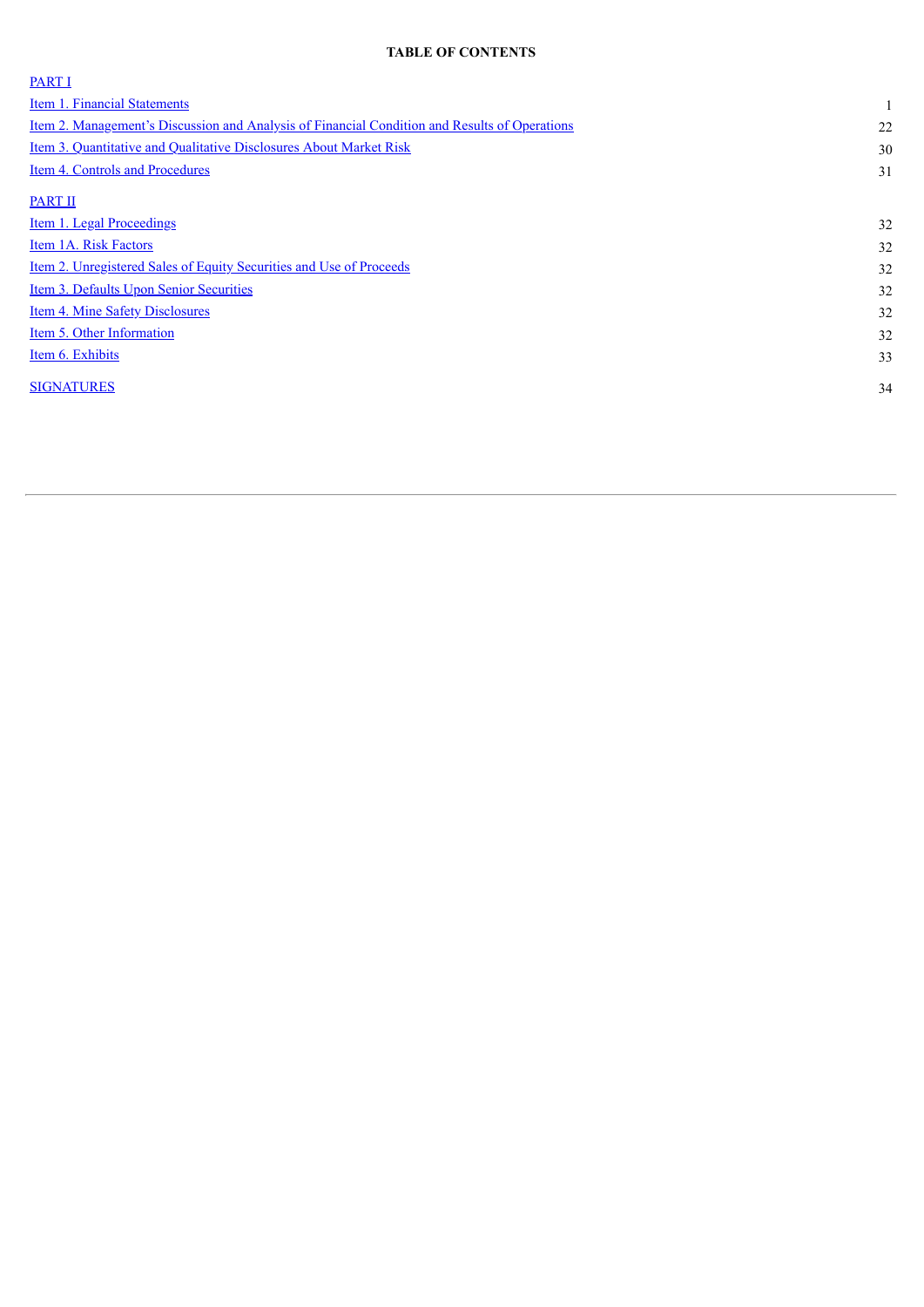**TABLE OF CONTENTS**

| | |
|---|---|
| PART I | |
| Item 1. Financial Statements | 1 |
| Item 2. Management's Discussion and Analysis of Financial Condition and Results of Operations | 22 |
| Item 3. Quantitative and Qualitative Disclosures About Market Risk | 30 |
| Item 4. Controls and Procedures | 31 |
| PART II | |
| Item 1. Legal Proceedings | 32 |
| Item 1A. Risk Factors | 32 |
| Item 2. Unregistered Sales of Equity Securities and Use of Proceeds | 32 |
| Item 3. Defaults Upon Senior Securities | 32 |
| Item 4. Mine Safety Disclosures | 32 |
| Item 5. Other Information | 32 |
| Item 6. Exhibits | 33 |
| SIGNATURES | 34 |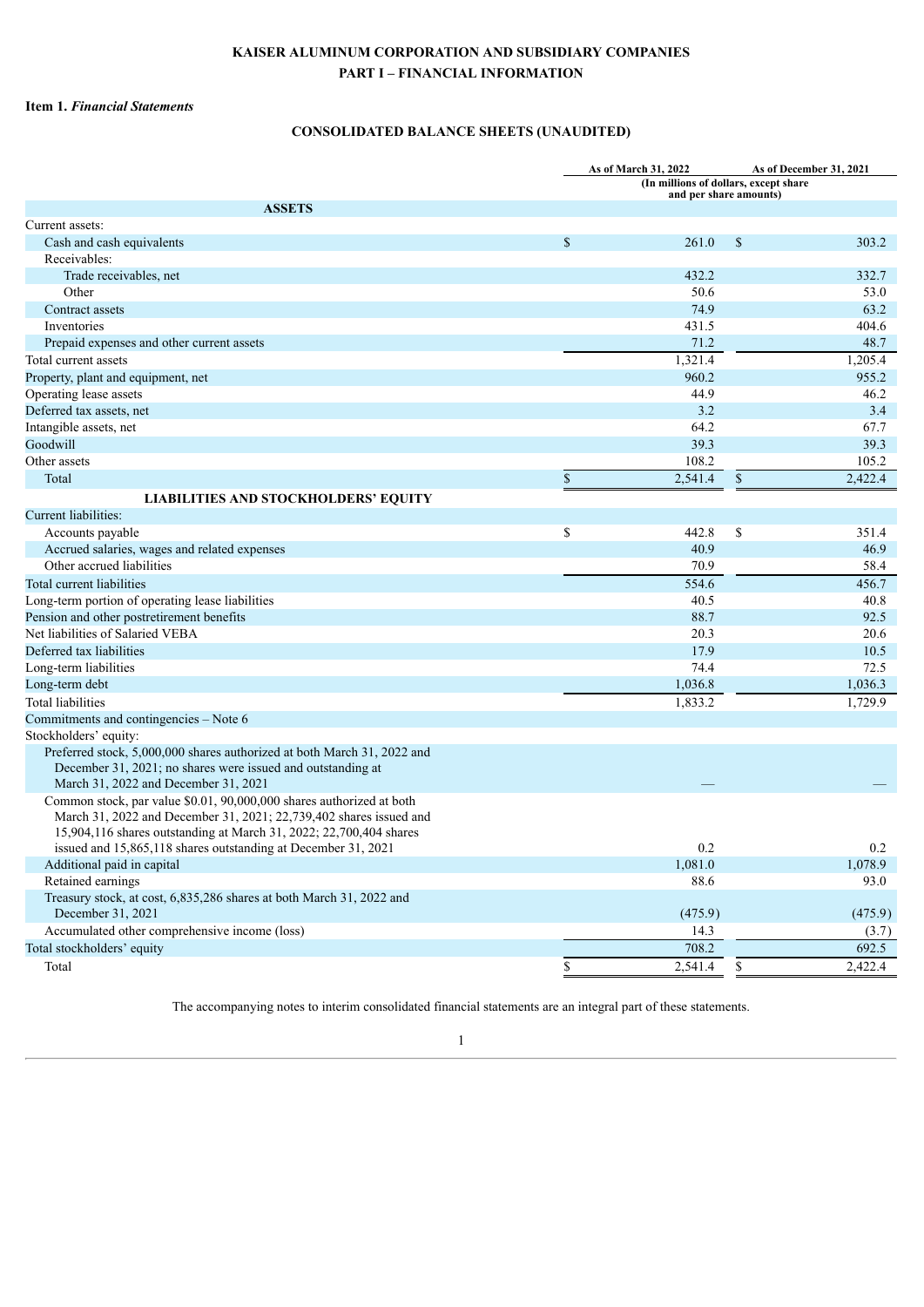**KAISER ALUMINUM CORPORATION AND SUBSIDIARY COMPANIES**

**PART I – FINANCIAL INFORMATION**

**Item 1.** ***Financial Statements***

## CONSOLIDATED BALANCE SHEETS (UNAUDITED)

| | As of March 31, 2022 | As of December 31, 2021 |
|---|---|---|
| | (In millions of dollars, except share and per share amounts) | |
| **ASSETS** | | |
| Current assets: | | |
| Cash and cash equivalents | $ 261.0 | $ 303.2 |
| Receivables: | | |
| Trade receivables, net | 432.2 | 332.7 |
| Other | 50.6 | 53.0 |
| Contract assets | 74.9 | 63.2 |
| Inventories | 431.5 | 404.6 |
| Prepaid expenses and other current assets | 71.2 | 48.7 |
| Total current assets | 1,321.4 | 1,205.4 |
| Property, plant and equipment, net | 960.2 | 955.2 |
| Operating lease assets | 44.9 | 46.2 |
| Deferred tax assets, net | 3.2 | 3.4 |
| Intangible assets, net | 64.2 | 67.7 |
| Goodwill | 39.3 | 39.3 |
| Other assets | 108.2 | 105.2 |
| Total | $ 2,541.4 | $ 2,422.4 |
| **LIABILITIES AND STOCKHOLDERS' EQUITY** | | |
| Current liabilities: | | |
| Accounts payable | $ 442.8 | $ 351.4 |
| Accrued salaries, wages and related expenses | 40.9 | 46.9 |
| Other accrued liabilities | 70.9 | 58.4 |
| Total current liabilities | 554.6 | 456.7 |
| Long-term portion of operating lease liabilities | 40.5 | 40.8 |
| Pension and other postretirement benefits | 88.7 | 92.5 |
| Net liabilities of Salaried VEBA | 20.3 | 20.6 |
| Deferred tax liabilities | 17.9 | 10.5 |
| Long-term liabilities | 74.4 | 72.5 |
| Long-term debt | 1,036.8 | 1,036.3 |
| Total liabilities | 1,833.2 | 1,729.9 |
| Commitments and contingencies – Note 6 | | |
| Stockholders' equity: | | |
| Preferred stock, 5,000,000 shares authorized at both March 31, 2022 and December 31, 2021; no shares were issued and outstanding at March 31, 2022 and December 31, 2021 | — | — |
| Common stock, par value $0.01, 90,000,000 shares authorized at both March 31, 2022 and December 31, 2021; 22,739,402 shares issued and 15,904,116 shares outstanding at March 31, 2022; 22,700,404 shares issued and 15,865,118 shares outstanding at December 31, 2021 | 0.2 | 0.2 |
| Additional paid in capital | 1,081.0 | 1,078.9 |
| Retained earnings | 88.6 | 93.0 |
| Treasury stock, at cost, 6,835,286 shares at both March 31, 2022 and December 31, 2021 | (475.9) | (475.9) |
| Accumulated other comprehensive income (loss) | 14.3 | (3.7) |
| Total stockholders' equity | 708.2 | 692.5 |
| Total | $ 2,541.4 | $ 2,422.4 |

The accompanying notes to interim consolidated financial statements are an integral part of these statements.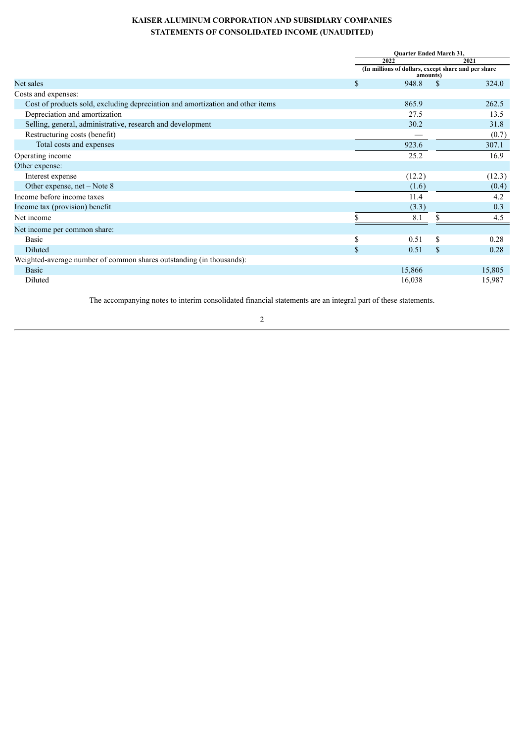# KAISER ALUMINUM CORPORATION AND SUBSIDIARY COMPANIES
## STATEMENTS OF CONSOLIDATED INCOME (UNAUDITED)

| | Quarter Ended March 31, | |
|---|---|---|
| | 2022 | 2021 |
| | (In millions of dollars, except share and per share amounts) | |
| Net sales | $ 948.8 | $ 324.0 |
| Costs and expenses: | | |
| Cost of products sold, excluding depreciation and amortization and other items | 865.9 | 262.5 |
| Depreciation and amortization | 27.5 | 13.5 |
| Selling, general, administrative, research and development | 30.2 | 31.8 |
| Restructuring costs (benefit) | — | (0.7) |
| Total costs and expenses | 923.6 | 307.1 |
| Operating income | 25.2 | 16.9 |
| Other expense: | | |
| Interest expense | (12.2) | (12.3) |
| Other expense, net – Note 8 | (1.6) | (0.4) |
| Income before income taxes | 11.4 | 4.2 |
| Income tax (provision) benefit | (3.3) | 0.3 |
| Net income | $ 8.1 | $ 4.5 |
| Net income per common share: | | |
| Basic | $ 0.51 | $ 0.28 |
| Diluted | $ 0.51 | $ 0.28 |
| Weighted-average number of common shares outstanding (in thousands): | | |
| Basic | 15,866 | 15,805 |
| Diluted | 16,038 | 15,987 |

The accompanying notes to interim consolidated financial statements are an integral part of these statements.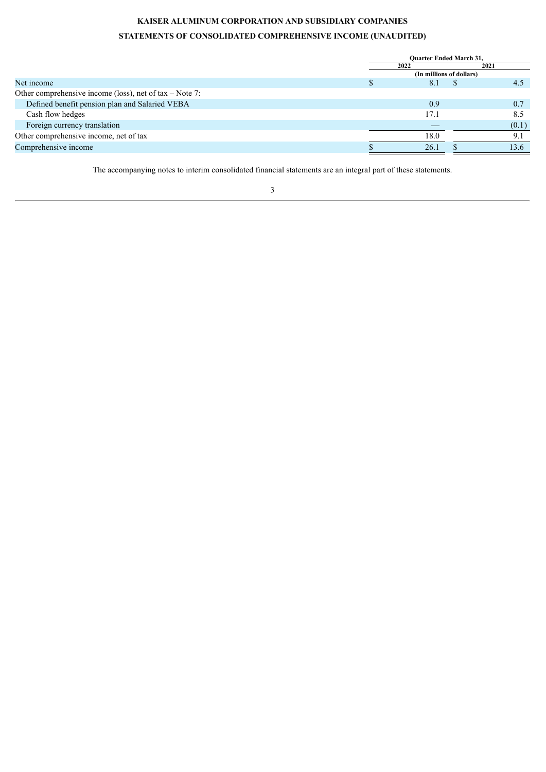**KAISER ALUMINUM CORPORATION AND SUBSIDIARY COMPANIES**

**STATEMENTS OF CONSOLIDATED COMPREHENSIVE INCOME (UNAUDITED)**

| | Quarter Ended March 31, | |
|---|---|---|
| | 2022 | 2021 |
| | (In millions of dollars) | |
| Net income | $ 8.1 | $ 4.5 |
| Other comprehensive income (loss), net of tax – Note 7: | | |
| Defined benefit pension plan and Salaried VEBA | 0.9 | 0.7 |
| Cash flow hedges | 17.1 | 8.5 |
| Foreign currency translation | — | (0.1) |
| Other comprehensive income, net of tax | 18.0 | 9.1 |
| Comprehensive income | $ 26.1 | $ 13.6 |

The accompanying notes to interim consolidated financial statements are an integral part of these statements.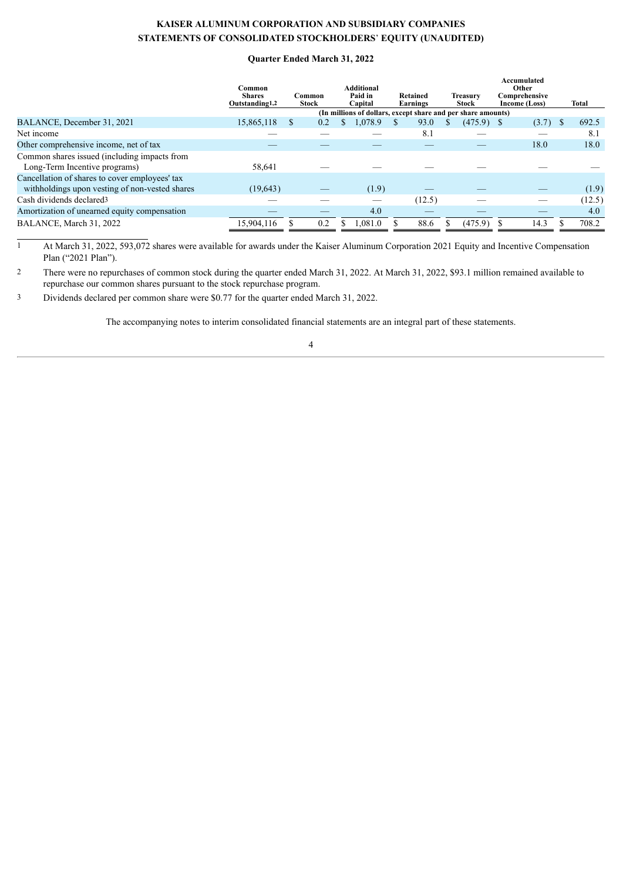**KAISER ALUMINUM CORPORATION AND SUBSIDIARY COMPANIES**
**STATEMENTS OF CONSOLIDATED STOCKHOLDERS' EQUITY (UNAUDITED)**

**Quarter Ended March 31, 2022**

| | Common Shares Outstanding[1,2] | Common Stock | Additional Paid in Capital | Retained Earnings | Treasury Stock | Accumulated Other Comprehensive Income (Loss) | Total |
|---|---|---|---|---|---|---|---|
| | (In millions of dollars, except share and per share amounts) | | | | | | |
| BALANCE, December 31, 2021 | 15,865,118 | $ 0.2 | $ 1,078.9 | $ 93.0 | $ (475.9) | $ (3.7) | $ 692.5 |
| Net income | — | — | — | 8.1 | — | — | 8.1 |
| Other comprehensive income, net of tax | — | — | — | — | — | 18.0 | 18.0 |
| Common shares issued (including impacts from Long-Term Incentive programs) | 58,641 | — | — | — | — | — | — |
| Cancellation of shares to cover employees' tax withholdings upon vesting of non-vested shares | (19,643) | — | (1.9) | — | — | — | (1.9) |
| Cash dividends declared[3] | — | — | — | (12.5) | — | — | (12.5) |
| Amortization of unearned equity compensation | — | — | 4.0 | — | — | — | 4.0 |
| BALANCE, March 31, 2022 | 15,904,116 | $ 0.2 | $ 1,081.0 | $ 88.6 | $ (475.9) | $ 14.3 | $ 708.2 |

1 At March 31, 2022, 593,072 shares were available for awards under the Kaiser Aluminum Corporation 2021 Equity and Incentive Compensation Plan ("2021 Plan").

2 There were no repurchases of common stock during the quarter ended March 31, 2022. At March 31, 2022, $93.1 million remained available to repurchase our common shares pursuant to the stock repurchase program.

3 Dividends declared per common share were $0.77 for the quarter ended March 31, 2022.

The accompanying notes to interim consolidated financial statements are an integral part of these statements.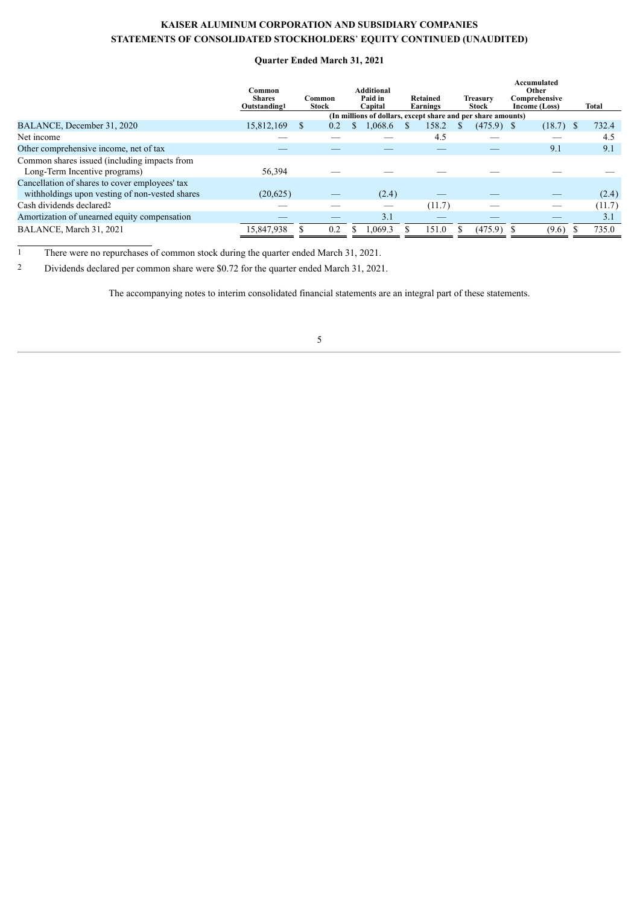**KAISER ALUMINUM CORPORATION AND SUBSIDIARY COMPANIES**
**STATEMENTS OF CONSOLIDATED STOCKHOLDERS' EQUITY CONTINUED (UNAUDITED)**

**Quarter Ended March 31, 2021**

| | Common Shares Outstanding[1] | Common Stock | Additional Paid in Capital | Retained Earnings | Treasury Stock | Accumulated Other Comprehensive Income (Loss) | Total |
|---|---|---|---|---|---|---|---|
| | (In millions of dollars, except share and per share amounts) | | | | | | |
| BALANCE, December 31, 2020 | 15,812,169 | $ 0.2 | $ 1,068.6 | $ 158.2 | $ (475.9) | $ (18.7) | $ 732.4 |
| Net income | — | — | — | 4.5 | — | — | 4.5 |
| Other comprehensive income, net of tax | — | — | — | — | — | 9.1 | 9.1 |
| Common shares issued (including impacts from Long-Term Incentive programs) | 56,394 | — | — | — | — | — | — |
| Cancellation of shares to cover employees' tax withholdings upon vesting of non-vested shares | (20,625) | — | (2.4) | — | — | — | (2.4) |
| Cash dividends declared[2] | — | — | — | (11.7) | — | — | (11.7) |
| Amortization of unearned equity compensation | — | — | 3.1 | — | — | — | 3.1 |
| BALANCE, March 31, 2021 | 15,847,938 | $ 0.2 | $ 1,069.3 | $ 151.0 | $ (475.9) | $ (9.6) | $ 735.0 |

1 There were no repurchases of common stock during the quarter ended March 31, 2021.

2 Dividends declared per common share were $0.72 for the quarter ended March 31, 2021.

The accompanying notes to interim consolidated financial statements are an integral part of these statements.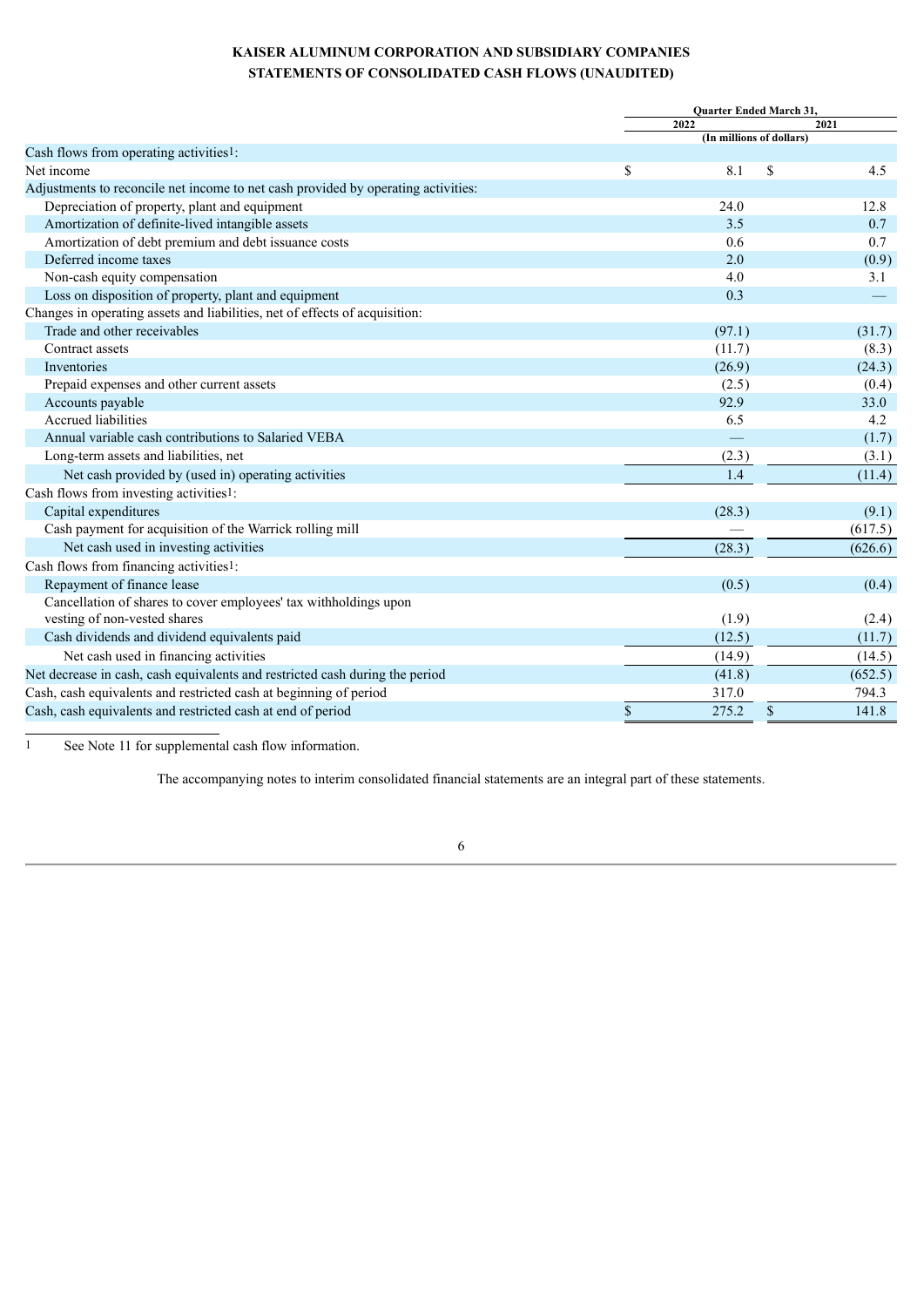**KAISER ALUMINUM CORPORATION AND SUBSIDIARY COMPANIES**
**STATEMENTS OF CONSOLIDATED CASH FLOWS (UNAUDITED)**

| | Quarter Ended March 31, | |
|---|---|---|
| | 2022 | 2021 |
| | (In millions of dollars) | |
| Cash flows from operating activities[1]: | | |
| Net income | $ 8.1 | $ 4.5 |
| Adjustments to reconcile net income to net cash provided by operating activities: | | |
| Depreciation of property, plant and equipment | 24.0 | 12.8 |
| Amortization of definite-lived intangible assets | 3.5 | 0.7 |
| Amortization of debt premium and debt issuance costs | 0.6 | 0.7 |
| Deferred income taxes | 2.0 | (0.9) |
| Non-cash equity compensation | 4.0 | 3.1 |
| Loss on disposition of property, plant and equipment | 0.3 | — |
| Changes in operating assets and liabilities, net of effects of acquisition: | | |
| Trade and other receivables | (97.1) | (31.7) |
| Contract assets | (11.7) | (8.3) |
| Inventories | (26.9) | (24.3) |
| Prepaid expenses and other current assets | (2.5) | (0.4) |
| Accounts payable | 92.9 | 33.0 |
| Accrued liabilities | 6.5 | 4.2 |
| Annual variable cash contributions to Salaried VEBA | — | (1.7) |
| Long-term assets and liabilities, net | (2.3) | (3.1) |
| Net cash provided by (used in) operating activities | 1.4 | (11.4) |
| Cash flows from investing activities[1]: | | |
| Capital expenditures | (28.3) | (9.1) |
| Cash payment for acquisition of the Warrick rolling mill | — | (617.5) |
| Net cash used in investing activities | (28.3) | (626.6) |
| Cash flows from financing activities[1]: | | |
| Repayment of finance lease | (0.5) | (0.4) |
| Cancellation of shares to cover employees' tax withholdings upon vesting of non-vested shares | (1.9) | (2.4) |
| Cash dividends and dividend equivalents paid | (12.5) | (11.7) |
| Net cash used in financing activities | (14.9) | (14.5) |
| Net decrease in cash, cash equivalents and restricted cash during the period | (41.8) | (652.5) |
| Cash, cash equivalents and restricted cash at beginning of period | 317.0 | 794.3 |
| Cash, cash equivalents and restricted cash at end of period | $ 275.2 | $ 141.8 |

[1] See Note 11 for supplemental cash flow information.

The accompanying notes to interim consolidated financial statements are an integral part of these statements.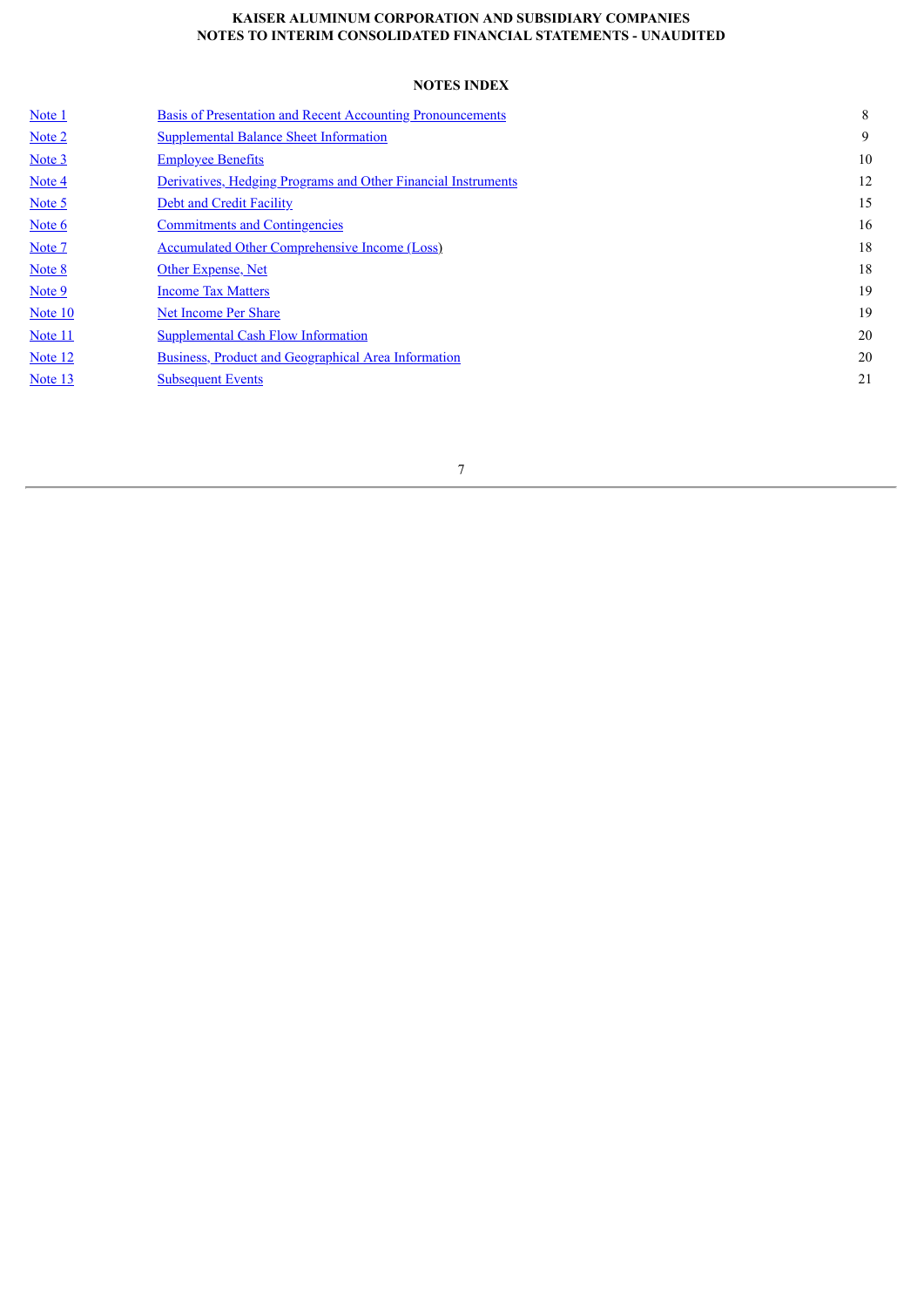**KAISER ALUMINUM CORPORATION AND SUBSIDIARY COMPANIES**
**NOTES TO INTERIM CONSOLIDATED FINANCIAL STATEMENTS - UNAUDITED**

**NOTES INDEX**

| | | |
|---|---|---|
| Note 1 | Basis of Presentation and Recent Accounting Pronouncements | 8 |
| Note 2 | Supplemental Balance Sheet Information | 9 |
| Note 3 | Employee Benefits | 10 |
| Note 4 | Derivatives, Hedging Programs and Other Financial Instruments | 12 |
| Note 5 | Debt and Credit Facility | 15 |
| Note 6 | Commitments and Contingencies | 16 |
| Note 7 | Accumulated Other Comprehensive Income (Loss) | 18 |
| Note 8 | Other Expense, Net | 18 |
| Note 9 | Income Tax Matters | 19 |
| Note 10 | Net Income Per Share | 19 |
| Note 11 | Supplemental Cash Flow Information | 20 |
| Note 12 | Business, Product and Geographical Area Information | 20 |
| Note 13 | Subsequent Events | 21 |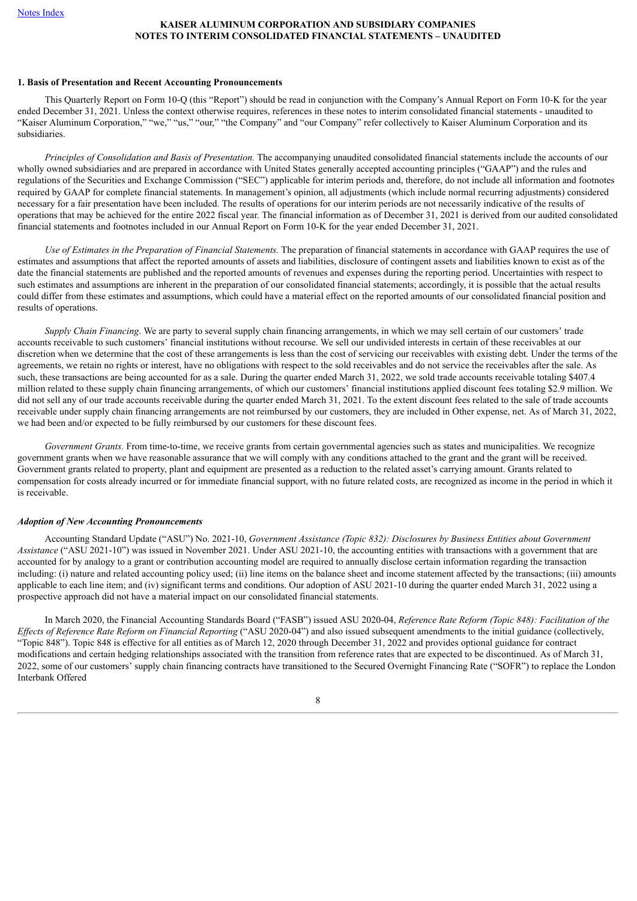# KAISER ALUMINUM CORPORATION AND SUBSIDIARY COMPANIES
# NOTES TO INTERIM CONSOLIDATED FINANCIAL STATEMENTS – UNAUDITED

### 1. Basis of Presentation and Recent Accounting Pronouncements

This Quarterly Report on Form 10-Q (this "Report") should be read in conjunction with the Company's Annual Report on Form 10-K for the year ended December 31, 2021. Unless the context otherwise requires, references in these notes to interim consolidated financial statements - unaudited to "Kaiser Aluminum Corporation," "we," "us," "our," "the Company" and "our Company" refer collectively to Kaiser Aluminum Corporation and its subsidiaries.

*Principles of Consolidation and Basis of Presentation.* The accompanying unaudited consolidated financial statements include the accounts of our wholly owned subsidiaries and are prepared in accordance with United States generally accepted accounting principles ("GAAP") and the rules and regulations of the Securities and Exchange Commission ("SEC") applicable for interim periods and, therefore, do not include all information and footnotes required by GAAP for complete financial statements. In management's opinion, all adjustments (which include normal recurring adjustments) considered necessary for a fair presentation have been included. The results of operations for our interim periods are not necessarily indicative of the results of operations that may be achieved for the entire 2022 fiscal year. The financial information as of December 31, 2021 is derived from our audited consolidated financial statements and footnotes included in our Annual Report on Form 10-K for the year ended December 31, 2021.

*Use of Estimates in the Preparation of Financial Statements.* The preparation of financial statements in accordance with GAAP requires the use of estimates and assumptions that affect the reported amounts of assets and liabilities, disclosure of contingent assets and liabilities known to exist as of the date the financial statements are published and the reported amounts of revenues and expenses during the reporting period. Uncertainties with respect to such estimates and assumptions are inherent in the preparation of our consolidated financial statements; accordingly, it is possible that the actual results could differ from these estimates and assumptions, which could have a material effect on the reported amounts of our consolidated financial position and results of operations.

*Supply Chain Financing*. We are party to several supply chain financing arrangements, in which we may sell certain of our customers' trade accounts receivable to such customers' financial institutions without recourse. We sell our undivided interests in certain of these receivables at our discretion when we determine that the cost of these arrangements is less than the cost of servicing our receivables with existing debt. Under the terms of the agreements, we retain no rights or interest, have no obligations with respect to the sold receivables and do not service the receivables after the sale. As such, these transactions are being accounted for as a sale. During the quarter ended March 31, 2022, we sold trade accounts receivable totaling $407.4 million related to these supply chain financing arrangements, of which our customers' financial institutions applied discount fees totaling $2.9 million. We did not sell any of our trade accounts receivable during the quarter ended March 31, 2021. To the extent discount fees related to the sale of trade accounts receivable under supply chain financing arrangements are not reimbursed by our customers, they are included in Other expense, net. As of March 31, 2022, we had been and/or expected to be fully reimbursed by our customers for these discount fees.

*Government Grants.* From time-to-time, we receive grants from certain governmental agencies such as states and municipalities. We recognize government grants when we have reasonable assurance that we will comply with any conditions attached to the grant and the grant will be received. Government grants related to property, plant and equipment are presented as a reduction to the related asset's carrying amount. Grants related to compensation for costs already incurred or for immediate financial support, with no future related costs, are recognized as income in the period in which it is receivable.

#### *Adoption of New Accounting Pronouncements*

Accounting Standard Update ("ASU") No. 2021-10, *Government Assistance (Topic 832): Disclosures by Business Entities about Government Assistance* ("ASU 2021-10") was issued in November 2021. Under ASU 2021-10, the accounting entities with transactions with a government that are accounted for by analogy to a grant or contribution accounting model are required to annually disclose certain information regarding the transaction including: (i) nature and related accounting policy used; (ii) line items on the balance sheet and income statement affected by the transactions; (iii) amounts applicable to each line item; and (iv) significant terms and conditions. Our adoption of ASU 2021-10 during the quarter ended March 31, 2022 using a prospective approach did not have a material impact on our consolidated financial statements.

In March 2020, the Financial Accounting Standards Board ("FASB") issued ASU 2020-04, *Reference Rate Reform (Topic 848): Facilitation of the Effects of Reference Rate Reform on Financial Reporting* ("ASU 2020-04") and also issued subsequent amendments to the initial guidance (collectively, "Topic 848"). Topic 848 is effective for all entities as of March 12, 2020 through December 31, 2022 and provides optional guidance for contract modifications and certain hedging relationships associated with the transition from reference rates that are expected to be discontinued. As of March 31, 2022, some of our customers' supply chain financing contracts have transitioned to the Secured Overnight Financing Rate ("SOFR") to replace the London Interbank Offered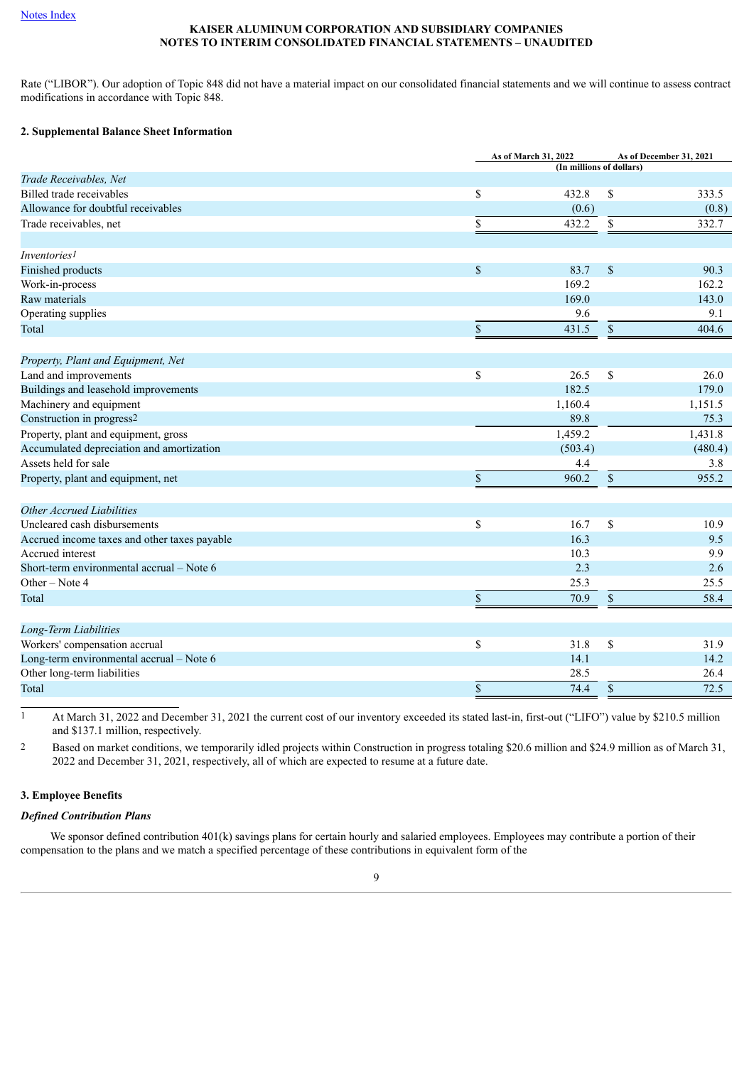Rate ("LIBOR"). Our adoption of Topic 848 did not have a material impact on our consolidated financial statements and we will continue to assess contract modifications in accordance with Topic 848.

**2. Supplemental Balance Sheet Information**

| | As of March 31, 2022 | As of December 31, 2021 |
|---|---|---|
| | (In millions of dollars) | |
| *Trade Receivables, Net* | | |
| Billed trade receivables | $ 432.8 | $ 333.5 |
| Allowance for doubtful receivables | (0.6) | (0.8) |
| Trade receivables, net | $ 432.2 | $ 332.7 |
| | | |
| *Inventories*[1] | | |
| Finished products | $ 83.7 | $ 90.3 |
| Work-in-process | 169.2 | 162.2 |
| Raw materials | 169.0 | 143.0 |
| Operating supplies | 9.6 | 9.1 |
| Total | $ 431.5 | $ 404.6 |
| | | |
| *Property, Plant and Equipment, Net* | | |
| Land and improvements | $ 26.5 | $ 26.0 |
| Buildings and leasehold improvements | 182.5 | 179.0 |
| Machinery and equipment | 1,160.4 | 1,151.5 |
| Construction in progress[2] | 89.8 | 75.3 |
| Property, plant and equipment, gross | 1,459.2 | 1,431.8 |
| Accumulated depreciation and amortization | (503.4) | (480.4) |
| Assets held for sale | 4.4 | 3.8 |
| Property, plant and equipment, net | $ 960.2 | $ 955.2 |
| | | |
| *Other Accrued Liabilities* | | |
| Uncleared cash disbursements | $ 16.7 | $ 10.9 |
| Accrued income taxes and other taxes payable | 16.3 | 9.5 |
| Accrued interest | 10.3 | 9.9 |
| Short-term environmental accrual – Note 6 | 2.3 | 2.6 |
| Other – Note 4 | 25.3 | 25.5 |
| Total | $ 70.9 | $ 58.4 |
| | | |
| *Long-Term Liabilities* | | |
| Workers' compensation accrual | $ 31.8 | $ 31.9 |
| Long-term environmental accrual – Note 6 | 14.1 | 14.2 |
| Other long-term liabilities | 28.5 | 26.4 |
| Total | $ 74.4 | $ 72.5 |

[1] At March 31, 2022 and December 31, 2021 the current cost of our inventory exceeded its stated last-in, first-out ("LIFO") value by $210.5 million and $137.1 million, respectively.

[2] Based on market conditions, we temporarily idled projects within Construction in progress totaling $20.6 million and $24.9 million as of March 31, 2022 and December 31, 2021, respectively, all of which are expected to resume at a future date.

**3. Employee Benefits**

***Defined Contribution Plans***

We sponsor defined contribution 401(k) savings plans for certain hourly and salaried employees. Employees may contribute a portion of their compensation to the plans and we match a specified percentage of these contributions in equivalent form of the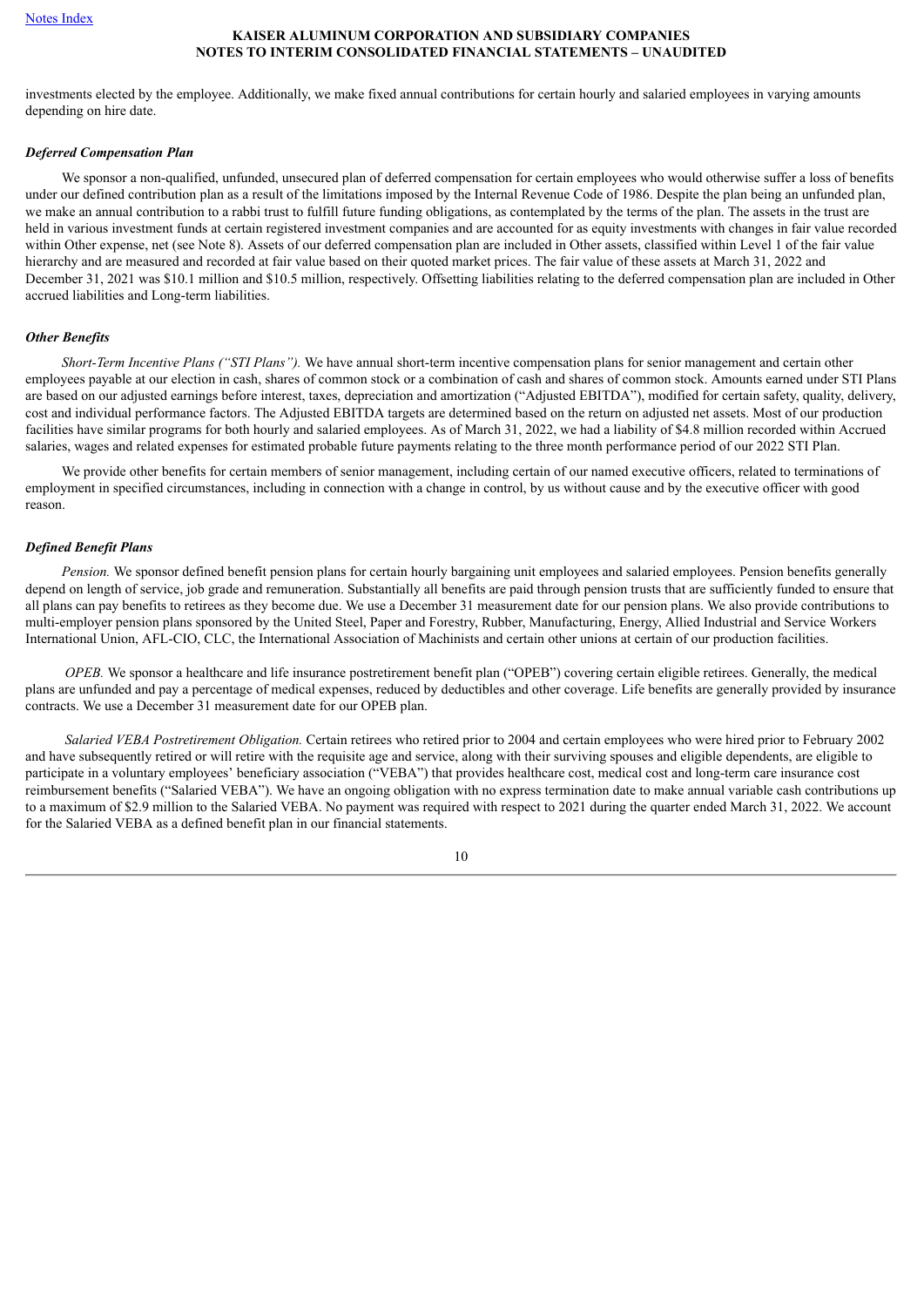investments elected by the employee. Additionally, we make fixed annual contributions for certain hourly and salaried employees in varying amounts depending on hire date.

### *Deferred Compensation Plan*

We sponsor a non-qualified, unfunded, unsecured plan of deferred compensation for certain employees who would otherwise suffer a loss of benefits under our defined contribution plan as a result of the limitations imposed by the Internal Revenue Code of 1986. Despite the plan being an unfunded plan, we make an annual contribution to a rabbi trust to fulfill future funding obligations, as contemplated by the terms of the plan. The assets in the trust are held in various investment funds at certain registered investment companies and are accounted for as equity investments with changes in fair value recorded within Other expense, net (see Note 8). Assets of our deferred compensation plan are included in Other assets, classified within Level 1 of the fair value hierarchy and are measured and recorded at fair value based on their quoted market prices. The fair value of these assets at March 31, 2022 and December 31, 2021 was $10.1 million and $10.5 million, respectively. Offsetting liabilities relating to the deferred compensation plan are included in Other accrued liabilities and Long-term liabilities.

### *Other Benefits*

*Short-Term Incentive Plans ("STI Plans").* We have annual short-term incentive compensation plans for senior management and certain other employees payable at our election in cash, shares of common stock or a combination of cash and shares of common stock. Amounts earned under STI Plans are based on our adjusted earnings before interest, taxes, depreciation and amortization ("Adjusted EBITDA"), modified for certain safety, quality, delivery, cost and individual performance factors. The Adjusted EBITDA targets are determined based on the return on adjusted net assets. Most of our production facilities have similar programs for both hourly and salaried employees. As of March 31, 2022, we had a liability of $4.8 million recorded within Accrued salaries, wages and related expenses for estimated probable future payments relating to the three month performance period of our 2022 STI Plan.

We provide other benefits for certain members of senior management, including certain of our named executive officers, related to terminations of employment in specified circumstances, including in connection with a change in control, by us without cause and by the executive officer with good reason.

### *Defined Benefit Plans*

*Pension.* We sponsor defined benefit pension plans for certain hourly bargaining unit employees and salaried employees. Pension benefits generally depend on length of service, job grade and remuneration. Substantially all benefits are paid through pension trusts that are sufficiently funded to ensure that all plans can pay benefits to retirees as they become due. We use a December 31 measurement date for our pension plans. We also provide contributions to multi-employer pension plans sponsored by the United Steel, Paper and Forestry, Rubber, Manufacturing, Energy, Allied Industrial and Service Workers International Union, AFL-CIO, CLC, the International Association of Machinists and certain other unions at certain of our production facilities.

*OPEB.* We sponsor a healthcare and life insurance postretirement benefit plan ("OPEB") covering certain eligible retirees. Generally, the medical plans are unfunded and pay a percentage of medical expenses, reduced by deductibles and other coverage. Life benefits are generally provided by insurance contracts. We use a December 31 measurement date for our OPEB plan.

*Salaried VEBA Postretirement Obligation.* Certain retirees who retired prior to 2004 and certain employees who were hired prior to February 2002 and have subsequently retired or will retire with the requisite age and service, along with their surviving spouses and eligible dependents, are eligible to participate in a voluntary employees' beneficiary association ("VEBA") that provides healthcare cost, medical cost and long-term care insurance cost reimbursement benefits ("Salaried VEBA"). We have an ongoing obligation with no express termination date to make annual variable cash contributions up to a maximum of $2.9 million to the Salaried VEBA. No payment was required with respect to 2021 during the quarter ended March 31, 2022. We account for the Salaried VEBA as a defined benefit plan in our financial statements.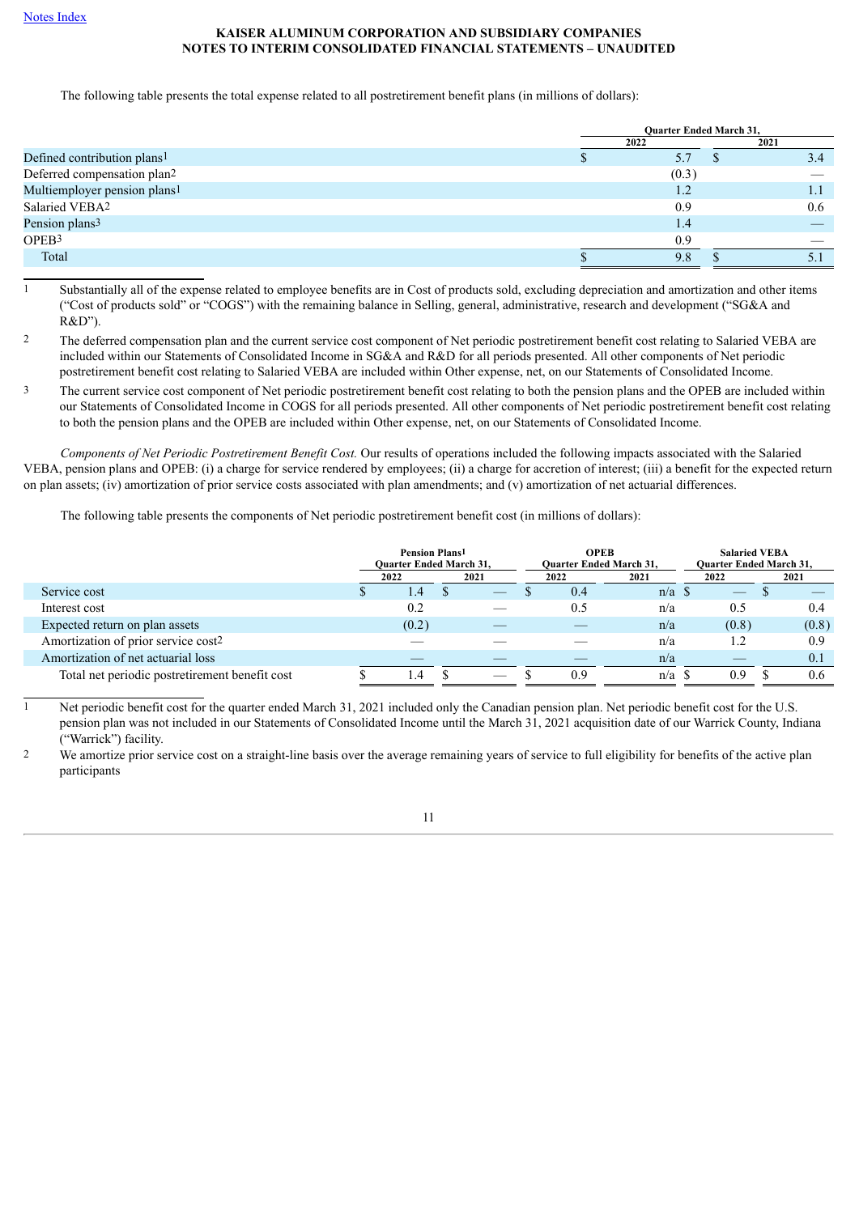Notes Index

**KAISER ALUMINUM CORPORATION AND SUBSIDIARY COMPANIES**
**NOTES TO INTERIM CONSOLIDATED FINANCIAL STATEMENTS – UNAUDITED**

The following table presents the total expense related to all postretirement benefit plans (in millions of dollars):

| | Quarter Ended March 31, | |
|---|---|---|
| | 2022 | 2021 |
| Defined contribution plans[1] | $ 5.7 | $ 3.4 |
| Deferred compensation plan[2] | (0.3) | — |
| Multiemployer pension plans[1] | 1.2 | 1.1 |
| Salaried VEBA[2] | 0.9 | 0.6 |
| Pension plans[3] | 1.4 | — |
| OPEB[3] | 0.9 | — |
| Total | $ 9.8 | $ 5.1 |

1 Substantially all of the expense related to employee benefits are in Cost of products sold, excluding depreciation and amortization and other items ("Cost of products sold" or "COGS") with the remaining balance in Selling, general, administrative, research and development ("SG&A and R&D").

2 The deferred compensation plan and the current service cost component of Net periodic postretirement benefit cost relating to Salaried VEBA are included within our Statements of Consolidated Income in SG&A and R&D for all periods presented. All other components of Net periodic postretirement benefit cost relating to Salaried VEBA are included within Other expense, net, on our Statements of Consolidated Income.

3 The current service cost component of Net periodic postretirement benefit cost relating to both the pension plans and the OPEB are included within our Statements of Consolidated Income in COGS for all periods presented. All other components of Net periodic postretirement benefit cost relating to both the pension plans and the OPEB are included within Other expense, net, on our Statements of Consolidated Income.

*Components of Net Periodic Postretirement Benefit Cost.* Our results of operations included the following impacts associated with the Salaried VEBA, pension plans and OPEB: (i) a charge for service rendered by employees; (ii) a charge for accretion of interest; (iii) a benefit for the expected return on plan assets; (iv) amortization of prior service costs associated with plan amendments; and (v) amortization of net actuarial differences.

The following table presents the components of Net periodic postretirement benefit cost (in millions of dollars):

| | Pension Plans[1] Quarter Ended March 31, | | OPEB Quarter Ended March 31, | | Salaried VEBA Quarter Ended March 31, | |
|---|---|---|---|---|---|---|
| | 2022 | 2021 | 2022 | 2021 | 2022 | 2021 |
| Service cost | $ 1.4 | $ — | $ 0.4 | n/a | $ — | $ — |
| Interest cost | 0.2 | — | 0.5 | n/a | 0.5 | 0.4 |
| Expected return on plan assets | (0.2) | — | — | n/a | (0.8) | (0.8) |
| Amortization of prior service cost[2] | — | — | — | n/a | 1.2 | 0.9 |
| Amortization of net actuarial loss | — | — | — | n/a | — | 0.1 |
| Total net periodic postretirement benefit cost | $ 1.4 | $ — | $ 0.9 | n/a | $ 0.9 | $ 0.6 |

1 Net periodic benefit cost for the quarter ended March 31, 2021 included only the Canadian pension plan. Net periodic benefit cost for the U.S. pension plan was not included in our Statements of Consolidated Income until the March 31, 2021 acquisition date of our Warrick County, Indiana ("Warrick") facility.

2 We amortize prior service cost on a straight-line basis over the average remaining years of service to full eligibility for benefits of the active plan participants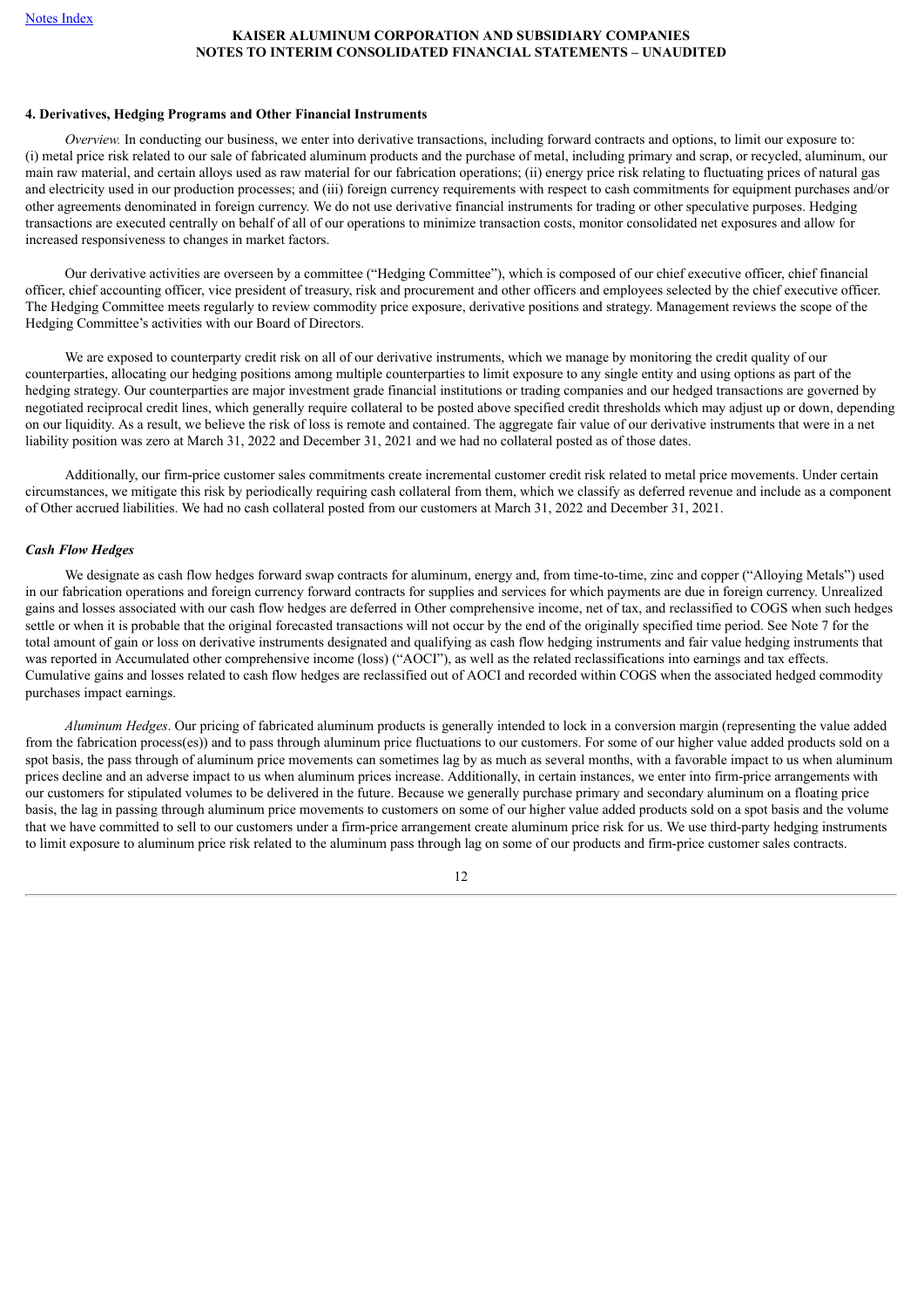#### 4. Derivatives, Hedging Programs and Other Financial Instruments

*Overview.* In conducting our business, we enter into derivative transactions, including forward contracts and options, to limit our exposure to: (i) metal price risk related to our sale of fabricated aluminum products and the purchase of metal, including primary and scrap, or recycled, aluminum, our main raw material, and certain alloys used as raw material for our fabrication operations; (ii) energy price risk relating to fluctuating prices of natural gas and electricity used in our production processes; and (iii) foreign currency requirements with respect to cash commitments for equipment purchases and/or other agreements denominated in foreign currency. We do not use derivative financial instruments for trading or other speculative purposes. Hedging transactions are executed centrally on behalf of all of our operations to minimize transaction costs, monitor consolidated net exposures and allow for increased responsiveness to changes in market factors.

Our derivative activities are overseen by a committee ("Hedging Committee"), which is composed of our chief executive officer, chief financial officer, chief accounting officer, vice president of treasury, risk and procurement and other officers and employees selected by the chief executive officer. The Hedging Committee meets regularly to review commodity price exposure, derivative positions and strategy. Management reviews the scope of the Hedging Committee's activities with our Board of Directors.

We are exposed to counterparty credit risk on all of our derivative instruments, which we manage by monitoring the credit quality of our counterparties, allocating our hedging positions among multiple counterparties to limit exposure to any single entity and using options as part of the hedging strategy. Our counterparties are major investment grade financial institutions or trading companies and our hedged transactions are governed by negotiated reciprocal credit lines, which generally require collateral to be posted above specified credit thresholds which may adjust up or down, depending on our liquidity. As a result, we believe the risk of loss is remote and contained. The aggregate fair value of our derivative instruments that were in a net liability position was zero at March 31, 2022 and December 31, 2021 and we had no collateral posted as of those dates.

Additionally, our firm-price customer sales commitments create incremental customer credit risk related to metal price movements. Under certain circumstances, we mitigate this risk by periodically requiring cash collateral from them, which we classify as deferred revenue and include as a component of Other accrued liabilities. We had no cash collateral posted from our customers at March 31, 2022 and December 31, 2021.

***Cash Flow Hedges***

We designate as cash flow hedges forward swap contracts for aluminum, energy and, from time-to-time, zinc and copper ("Alloying Metals") used in our fabrication operations and foreign currency forward contracts for supplies and services for which payments are due in foreign currency. Unrealized gains and losses associated with our cash flow hedges are deferred in Other comprehensive income, net of tax, and reclassified to COGS when such hedges settle or when it is probable that the original forecasted transactions will not occur by the end of the originally specified time period. See Note 7 for the total amount of gain or loss on derivative instruments designated and qualifying as cash flow hedging instruments and fair value hedging instruments that was reported in Accumulated other comprehensive income (loss) ("AOCI"), as well as the related reclassifications into earnings and tax effects. Cumulative gains and losses related to cash flow hedges are reclassified out of AOCI and recorded within COGS when the associated hedged commodity purchases impact earnings.

*Aluminum Hedges*. Our pricing of fabricated aluminum products is generally intended to lock in a conversion margin (representing the value added from the fabrication process(es)) and to pass through aluminum price fluctuations to our customers. For some of our higher value added products sold on a spot basis, the pass through of aluminum price movements can sometimes lag by as much as several months, with a favorable impact to us when aluminum prices decline and an adverse impact to us when aluminum prices increase. Additionally, in certain instances, we enter into firm-price arrangements with our customers for stipulated volumes to be delivered in the future. Because we generally purchase primary and secondary aluminum on a floating price basis, the lag in passing through aluminum price movements to customers on some of our higher value added products sold on a spot basis and the volume that we have committed to sell to our customers under a firm-price arrangement create aluminum price risk for us. We use third-party hedging instruments to limit exposure to aluminum price risk related to the aluminum pass through lag on some of our products and firm-price customer sales contracts.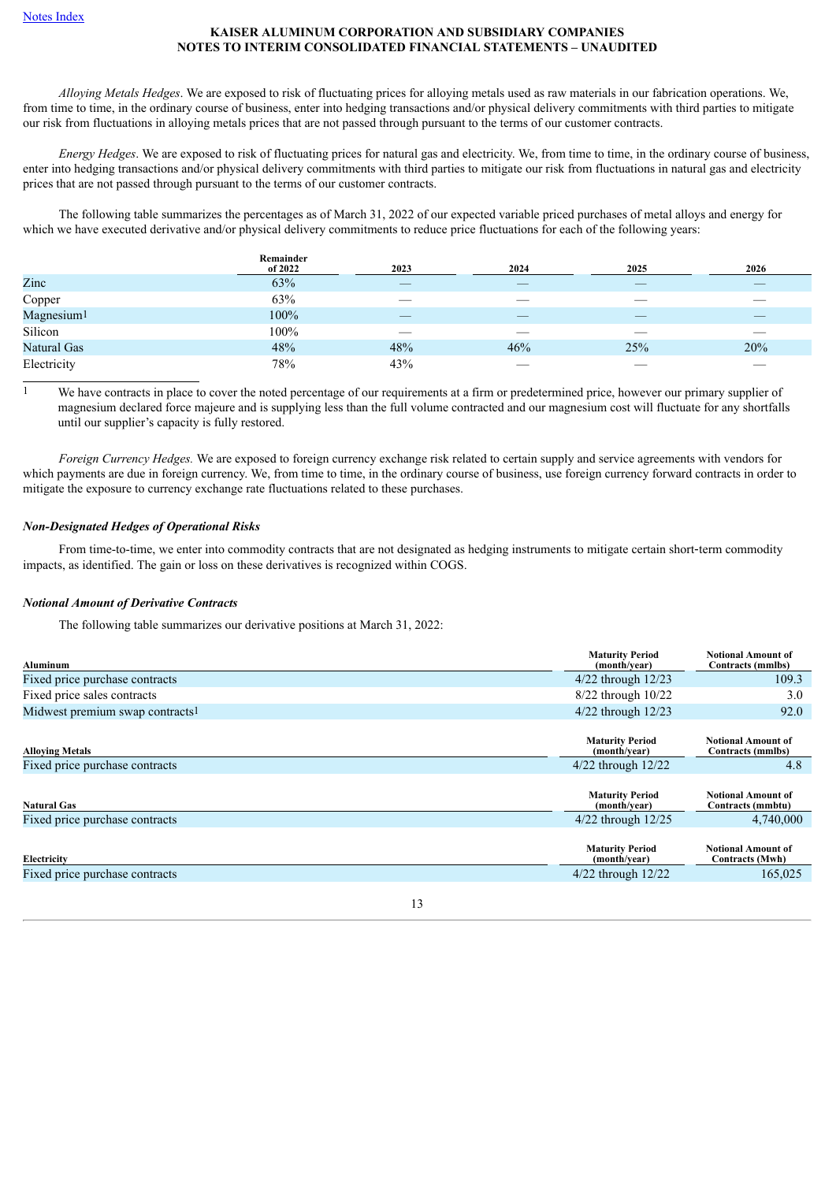Notes Index

**KAISER ALUMINUM CORPORATION AND SUBSIDIARY COMPANIES**
**NOTES TO INTERIM CONSOLIDATED FINANCIAL STATEMENTS – UNAUDITED**

*Alloying Metals Hedges*. We are exposed to risk of fluctuating prices for alloying metals used as raw materials in our fabrication operations. We, from time to time, in the ordinary course of business, enter into hedging transactions and/or physical delivery commitments with third parties to mitigate our risk from fluctuations in alloying metals prices that are not passed through pursuant to the terms of our customer contracts.

*Energy Hedges*. We are exposed to risk of fluctuating prices for natural gas and electricity. We, from time to time, in the ordinary course of business, enter into hedging transactions and/or physical delivery commitments with third parties to mitigate our risk from fluctuations in natural gas and electricity prices that are not passed through pursuant to the terms of our customer contracts.

The following table summarizes the percentages as of March 31, 2022 of our expected variable priced purchases of metal alloys and energy for which we have executed derivative and/or physical delivery commitments to reduce price fluctuations for each of the following years:

| | Remainder of 2022 | 2023 | 2024 | 2025 | 2026 |
|---|---|---|---|---|---|
| Zinc | 63% | — | — | — | — |
| Copper | 63% | — | — | — | — |
| Magnesium[1] | 100% | — | — | — | — |
| Silicon | 100% | — | — | — | — |
| Natural Gas | 48% | 48% | 46% | 25% | 20% |
| Electricity | 78% | 43% | — | — | — |

1 We have contracts in place to cover the noted percentage of our requirements at a firm or predetermined price, however our primary supplier of magnesium declared force majeure and is supplying less than the full volume contracted and our magnesium cost will fluctuate for any shortfalls until our supplier's capacity is fully restored.

*Foreign Currency Hedges.* We are exposed to foreign currency exchange risk related to certain supply and service agreements with vendors for which payments are due in foreign currency. We, from time to time, in the ordinary course of business, use foreign currency forward contracts in order to mitigate the exposure to currency exchange rate fluctuations related to these purchases.

***Non-Designated Hedges of Operational Risks***

From time-to-time, we enter into commodity contracts that are not designated as hedging instruments to mitigate certain short-term commodity impacts, as identified. The gain or loss on these derivatives is recognized within COGS.

***Notional Amount of Derivative Contracts***

The following table summarizes our derivative positions at March 31, 2022:

| Aluminum | Maturity Period (month/year) | Notional Amount of Contracts (mmlbs) |
|---|---|---|
| Fixed price purchase contracts | 4/22 through 12/23 | 109.3 |
| Fixed price sales contracts | 8/22 through 10/22 | 3.0 |
| Midwest premium swap contracts[1] | 4/22 through 12/23 | 92.0 |

| Alloying Metals | Maturity Period (month/year) | Notional Amount of Contracts (mmlbs) |
|---|---|---|
| Fixed price purchase contracts | 4/22 through 12/22 | 4.8 |

| Natural Gas | Maturity Period (month/year) | Notional Amount of Contracts (mmbtu) |
|---|---|---|
| Fixed price purchase contracts | 4/22 through 12/25 | 4,740,000 |

| Electricity | Maturity Period (month/year) | Notional Amount of Contracts (Mwh) |
|---|---|---|
| Fixed price purchase contracts | 4/22 through 12/22 | 165,025 |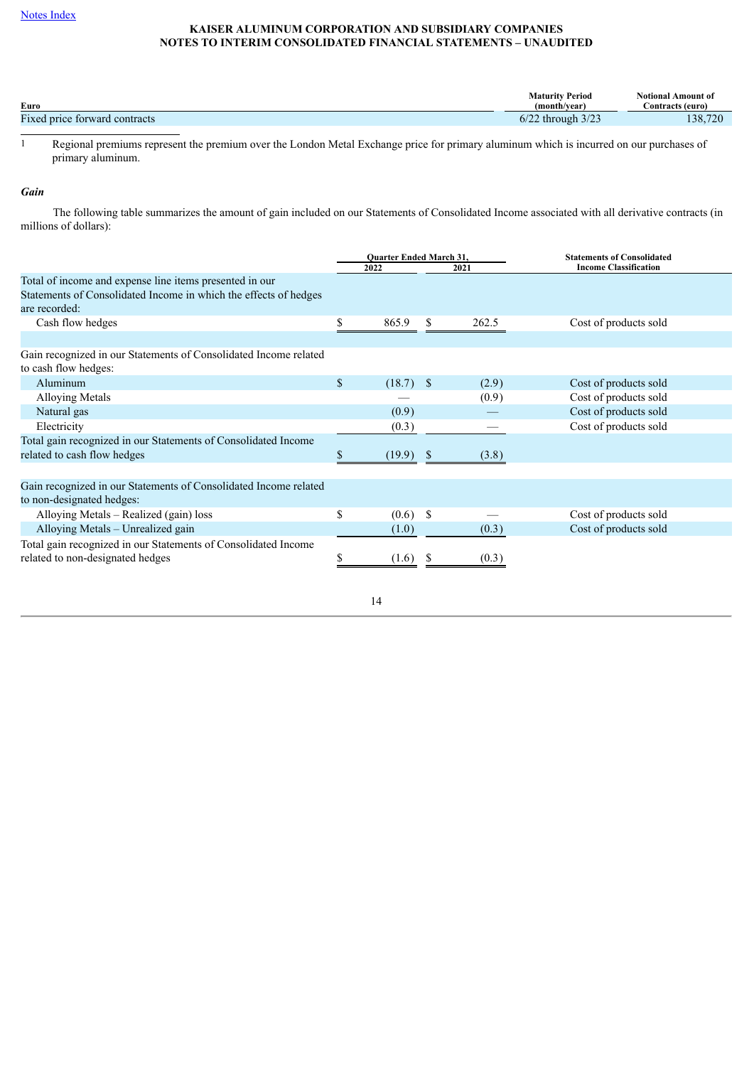| Euro | Maturity Period (month/year) | Notional Amount of Contracts (euro) |
|---|---|---|
| Fixed price forward contracts | 6/22 through 3/23 | 138,720 |

1 Regional premiums represent the premium over the London Metal Exchange price for primary aluminum which is incurred on our purchases of primary aluminum.

***Gain***

The following table summarizes the amount of gain included on our Statements of Consolidated Income associated with all derivative contracts (in millions of dollars):

| | Quarter Ended March 31, | | Statements of Consolidated Income Classification |
|---|---|---|---|
| | 2022 | 2021 | |
| Total of income and expense line items presented in our Statements of Consolidated Income in which the effects of hedges are recorded: | | | |
| Cash flow hedges | $ 865.9 | $ 262.5 | Cost of products sold |
| | | | |
| Gain recognized in our Statements of Consolidated Income related to cash flow hedges: | | | |
| Aluminum | $ (18.7) | $ (2.9) | Cost of products sold |
| Alloying Metals | — | (0.9) | Cost of products sold |
| Natural gas | (0.9) | — | Cost of products sold |
| Electricity | (0.3) | — | Cost of products sold |
| Total gain recognized in our Statements of Consolidated Income related to cash flow hedges | $ (19.9) | $ (3.8) | |
| | | | |
| Gain recognized in our Statements of Consolidated Income related to non-designated hedges: | | | |
| Alloying Metals – Realized (gain) loss | $ (0.6) | $ — | Cost of products sold |
| Alloying Metals – Unrealized gain | (1.0) | (0.3) | Cost of products sold |
| Total gain recognized in our Statements of Consolidated Income related to non-designated hedges | $ (1.6) | $ (0.3) | |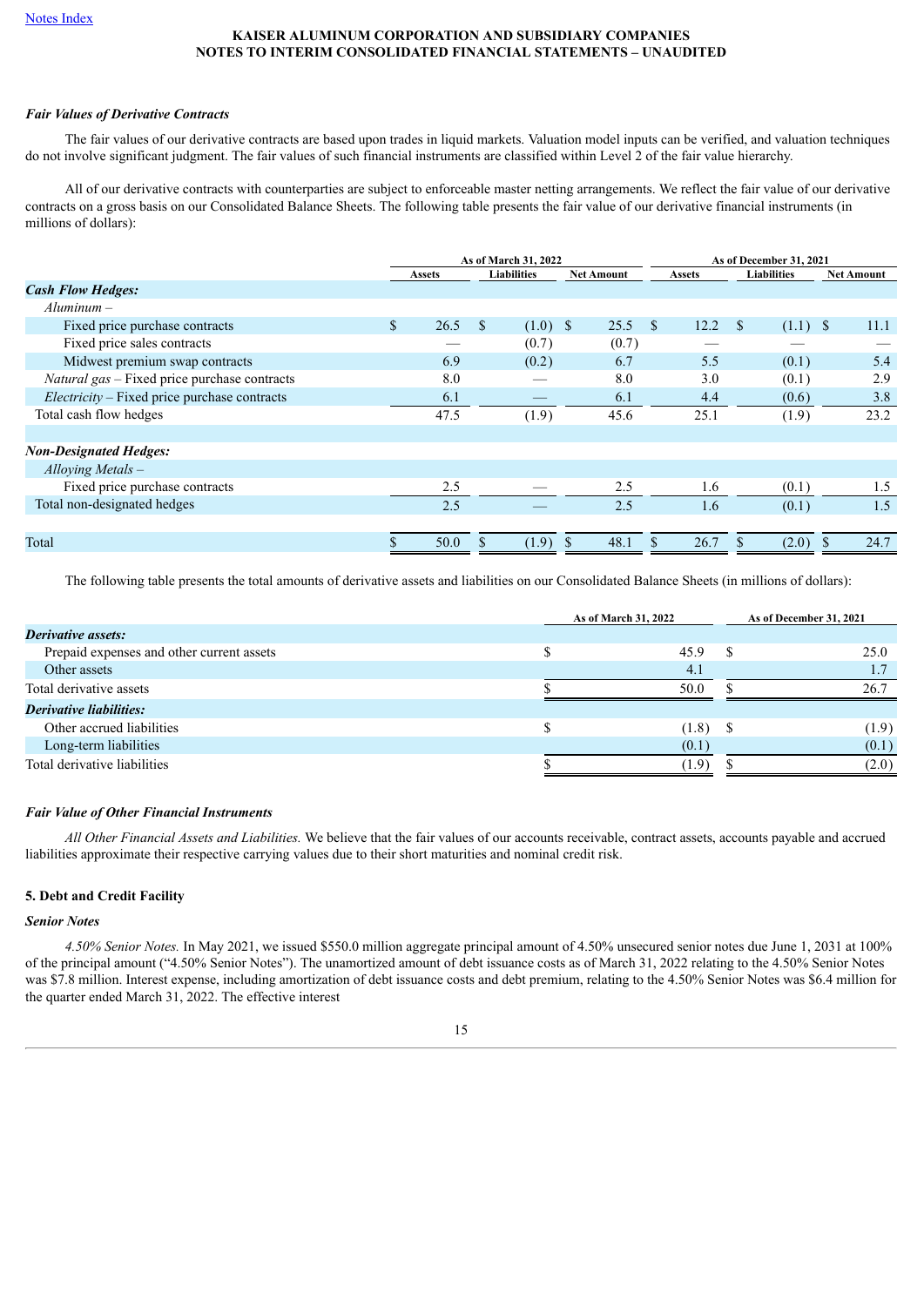*Fair Values of Derivative Contracts*

The fair values of our derivative contracts are based upon trades in liquid markets. Valuation model inputs can be verified, and valuation techniques do not involve significant judgment. The fair values of such financial instruments are classified within Level 2 of the fair value hierarchy.

All of our derivative contracts with counterparties are subject to enforceable master netting arrangements. We reflect the fair value of our derivative contracts on a gross basis on our Consolidated Balance Sheets. The following table presents the fair value of our derivative financial instruments (in millions of dollars):

| | As of March 31, 2022 | | | As of December 31, 2021 | | |
|---|---|---|---|---|---|---|
| | Assets | Liabilities | Net Amount | Assets | Liabilities | Net Amount |
| ***Cash Flow Hedges:*** | | | | | | |
| *Aluminum –* | | | | | | |
| Fixed price purchase contracts | $ 26.5 | $ (1.0) | $ 25.5 | $ 12.2 | $ (1.1) | $ 11.1 |
| Fixed price sales contracts | — | (0.7) | (0.7) | — | — | — |
| Midwest premium swap contracts | 6.9 | (0.2) | 6.7 | 5.5 | (0.1) | 5.4 |
| *Natural gas* – Fixed price purchase contracts | 8.0 | — | 8.0 | 3.0 | (0.1) | 2.9 |
| *Electricity* – Fixed price purchase contracts | 6.1 | — | 6.1 | 4.4 | (0.6) | 3.8 |
| Total cash flow hedges | 47.5 | (1.9) | 45.6 | 25.1 | (1.9) | 23.2 |
| ***Non-Designated Hedges:*** | | | | | | |
| *Alloying Metals –* | | | | | | |
| Fixed price purchase contracts | 2.5 | — | 2.5 | 1.6 | (0.1) | 1.5 |
| Total non-designated hedges | 2.5 | — | 2.5 | 1.6 | (0.1) | 1.5 |
| Total | $ 50.0 | $ (1.9) | $ 48.1 | $ 26.7 | $ (2.0) | $ 24.7 |

The following table presents the total amounts of derivative assets and liabilities on our Consolidated Balance Sheets (in millions of dollars):

| | As of March 31, 2022 | As of December 31, 2021 |
|---|---|---|
| ***Derivative assets:*** | | |
| Prepaid expenses and other current assets | $ 45.9 | $ 25.0 |
| Other assets | 4.1 | 1.7 |
| Total derivative assets | $ 50.0 | $ 26.7 |
| ***Derivative liabilities:*** | | |
| Other accrued liabilities | $ (1.8) | $ (1.9) |
| Long-term liabilities | (0.1) | (0.1) |
| Total derivative liabilities | $ (1.9) | $ (2.0) |

*Fair Value of Other Financial Instruments*

*All Other Financial Assets and Liabilities.* We believe that the fair values of our accounts receivable, contract assets, accounts payable and accrued liabilities approximate their respective carrying values due to their short maturities and nominal credit risk.

## 5. Debt and Credit Facility

*Senior Notes*

*4.50% Senior Notes.* In May 2021, we issued $550.0 million aggregate principal amount of 4.50% unsecured senior notes due June 1, 2031 at 100% of the principal amount ("4.50% Senior Notes"). The unamortized amount of debt issuance costs as of March 31, 2022 relating to the 4.50% Senior Notes was $7.8 million. Interest expense, including amortization of debt issuance costs and debt premium, relating to the 4.50% Senior Notes was $6.4 million for the quarter ended March 31, 2022. The effective interest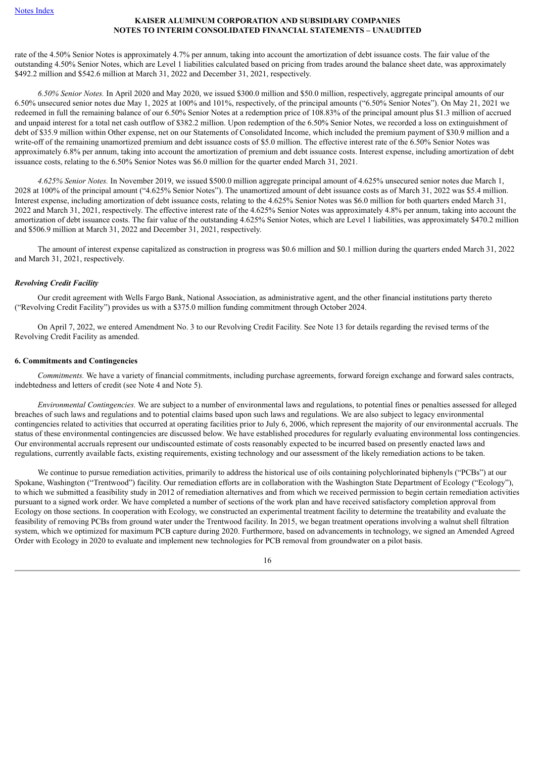rate of the 4.50% Senior Notes is approximately 4.7% per annum, taking into account the amortization of debt issuance costs. The fair value of the outstanding 4.50% Senior Notes, which are Level 1 liabilities calculated based on pricing from trades around the balance sheet date, was approximately $492.2 million and $542.6 million at March 31, 2022 and December 31, 2021, respectively.

*6.50% Senior Notes.* In April 2020 and May 2020, we issued $300.0 million and $50.0 million, respectively, aggregate principal amounts of our 6.50% unsecured senior notes due May 1, 2025 at 100% and 101%, respectively, of the principal amounts ("6.50% Senior Notes"). On May 21, 2021 we redeemed in full the remaining balance of our 6.50% Senior Notes at a redemption price of 108.83% of the principal amount plus $1.3 million of accrued and unpaid interest for a total net cash outflow of $382.2 million. Upon redemption of the 6.50% Senior Notes, we recorded a loss on extinguishment of debt of $35.9 million within Other expense, net on our Statements of Consolidated Income, which included the premium payment of $30.9 million and a write-off of the remaining unamortized premium and debt issuance costs of $5.0 million. The effective interest rate of the 6.50% Senior Notes was approximately 6.8% per annum, taking into account the amortization of premium and debt issuance costs. Interest expense, including amortization of debt issuance costs, relating to the 6.50% Senior Notes was $6.0 million for the quarter ended March 31, 2021.

*4.625% Senior Notes.* In November 2019, we issued $500.0 million aggregate principal amount of 4.625% unsecured senior notes due March 1, 2028 at 100% of the principal amount ("4.625% Senior Notes"). The unamortized amount of debt issuance costs as of March 31, 2022 was $5.4 million. Interest expense, including amortization of debt issuance costs, relating to the 4.625% Senior Notes was $6.0 million for both quarters ended March 31, 2022 and March 31, 2021, respectively. The effective interest rate of the 4.625% Senior Notes was approximately 4.8% per annum, taking into account the amortization of debt issuance costs. The fair value of the outstanding 4.625% Senior Notes, which are Level 1 liabilities, was approximately $470.2 million and $506.9 million at March 31, 2022 and December 31, 2021, respectively.

The amount of interest expense capitalized as construction in progress was $0.6 million and $0.1 million during the quarters ended March 31, 2022 and March 31, 2021, respectively.

### *Revolving Credit Facility*

Our credit agreement with Wells Fargo Bank, National Association, as administrative agent, and the other financial institutions party thereto ("Revolving Credit Facility") provides us with a $375.0 million funding commitment through October 2024.

On April 7, 2022, we entered Amendment No. 3 to our Revolving Credit Facility. See Note 13 for details regarding the revised terms of the Revolving Credit Facility as amended.

## 6. Commitments and Contingencies

*Commitments.* We have a variety of financial commitments, including purchase agreements, forward foreign exchange and forward sales contracts, indebtedness and letters of credit (see Note 4 and Note 5).

*Environmental Contingencies.* We are subject to a number of environmental laws and regulations, to potential fines or penalties assessed for alleged breaches of such laws and regulations and to potential claims based upon such laws and regulations. We are also subject to legacy environmental contingencies related to activities that occurred at operating facilities prior to July 6, 2006, which represent the majority of our environmental accruals. The status of these environmental contingencies are discussed below. We have established procedures for regularly evaluating environmental loss contingencies. Our environmental accruals represent our undiscounted estimate of costs reasonably expected to be incurred based on presently enacted laws and regulations, currently available facts, existing requirements, existing technology and our assessment of the likely remediation actions to be taken.

We continue to pursue remediation activities, primarily to address the historical use of oils containing polychlorinated biphenyls ("PCBs") at our Spokane, Washington ("Trentwood") facility. Our remediation efforts are in collaboration with the Washington State Department of Ecology ("Ecology"), to which we submitted a feasibility study in 2012 of remediation alternatives and from which we received permission to begin certain remediation activities pursuant to a signed work order. We have completed a number of sections of the work plan and have received satisfactory completion approval from Ecology on those sections. In cooperation with Ecology, we constructed an experimental treatment facility to determine the treatability and evaluate the feasibility of removing PCBs from ground water under the Trentwood facility. In 2015, we began treatment operations involving a walnut shell filtration system, which we optimized for maximum PCB capture during 2020. Furthermore, based on advancements in technology, we signed an Amended Agreed Order with Ecology in 2020 to evaluate and implement new technologies for PCB removal from groundwater on a pilot basis.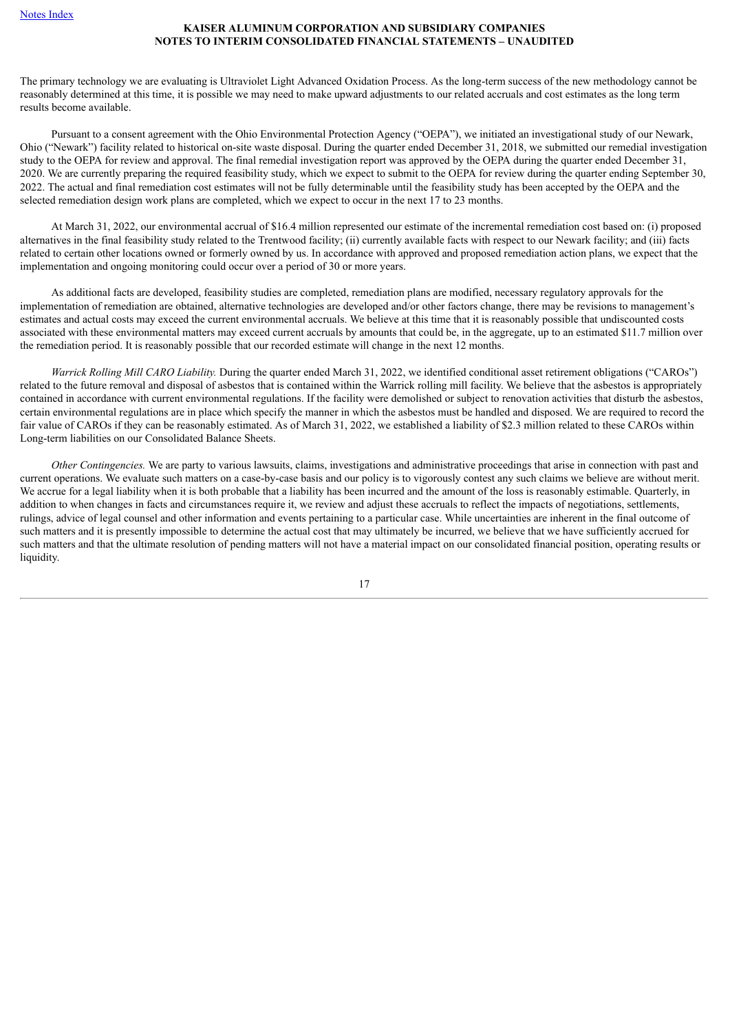The primary technology we are evaluating is Ultraviolet Light Advanced Oxidation Process. As the long-term success of the new methodology cannot be reasonably determined at this time, it is possible we may need to make upward adjustments to our related accruals and cost estimates as the long term results become available.

Pursuant to a consent agreement with the Ohio Environmental Protection Agency ("OEPA"), we initiated an investigational study of our Newark, Ohio ("Newark") facility related to historical on-site waste disposal. During the quarter ended December 31, 2018, we submitted our remedial investigation study to the OEPA for review and approval. The final remedial investigation report was approved by the OEPA during the quarter ended December 31, 2020. We are currently preparing the required feasibility study, which we expect to submit to the OEPA for review during the quarter ending September 30, 2022. The actual and final remediation cost estimates will not be fully determinable until the feasibility study has been accepted by the OEPA and the selected remediation design work plans are completed, which we expect to occur in the next 17 to 23 months.

At March 31, 2022, our environmental accrual of $16.4 million represented our estimate of the incremental remediation cost based on: (i) proposed alternatives in the final feasibility study related to the Trentwood facility; (ii) currently available facts with respect to our Newark facility; and (iii) facts related to certain other locations owned or formerly owned by us. In accordance with approved and proposed remediation action plans, we expect that the implementation and ongoing monitoring could occur over a period of 30 or more years.

As additional facts are developed, feasibility studies are completed, remediation plans are modified, necessary regulatory approvals for the implementation of remediation are obtained, alternative technologies are developed and/or other factors change, there may be revisions to management's estimates and actual costs may exceed the current environmental accruals. We believe at this time that it is reasonably possible that undiscounted costs associated with these environmental matters may exceed current accruals by amounts that could be, in the aggregate, up to an estimated $11.7 million over the remediation period. It is reasonably possible that our recorded estimate will change in the next 12 months.

*Warrick Rolling Mill CARO Liability.* During the quarter ended March 31, 2022, we identified conditional asset retirement obligations ("CAROs") related to the future removal and disposal of asbestos that is contained within the Warrick rolling mill facility. We believe that the asbestos is appropriately contained in accordance with current environmental regulations. If the facility were demolished or subject to renovation activities that disturb the asbestos, certain environmental regulations are in place which specify the manner in which the asbestos must be handled and disposed. We are required to record the fair value of CAROs if they can be reasonably estimated. As of March 31, 2022, we established a liability of $2.3 million related to these CAROs within Long-term liabilities on our Consolidated Balance Sheets.

*Other Contingencies.* We are party to various lawsuits, claims, investigations and administrative proceedings that arise in connection with past and current operations. We evaluate such matters on a case-by-case basis and our policy is to vigorously contest any such claims we believe are without merit. We accrue for a legal liability when it is both probable that a liability has been incurred and the amount of the loss is reasonably estimable. Quarterly, in addition to when changes in facts and circumstances require it, we review and adjust these accruals to reflect the impacts of negotiations, settlements, rulings, advice of legal counsel and other information and events pertaining to a particular case. While uncertainties are inherent in the final outcome of such matters and it is presently impossible to determine the actual cost that may ultimately be incurred, we believe that we have sufficiently accrued for such matters and that the ultimate resolution of pending matters will not have a material impact on our consolidated financial position, operating results or liquidity.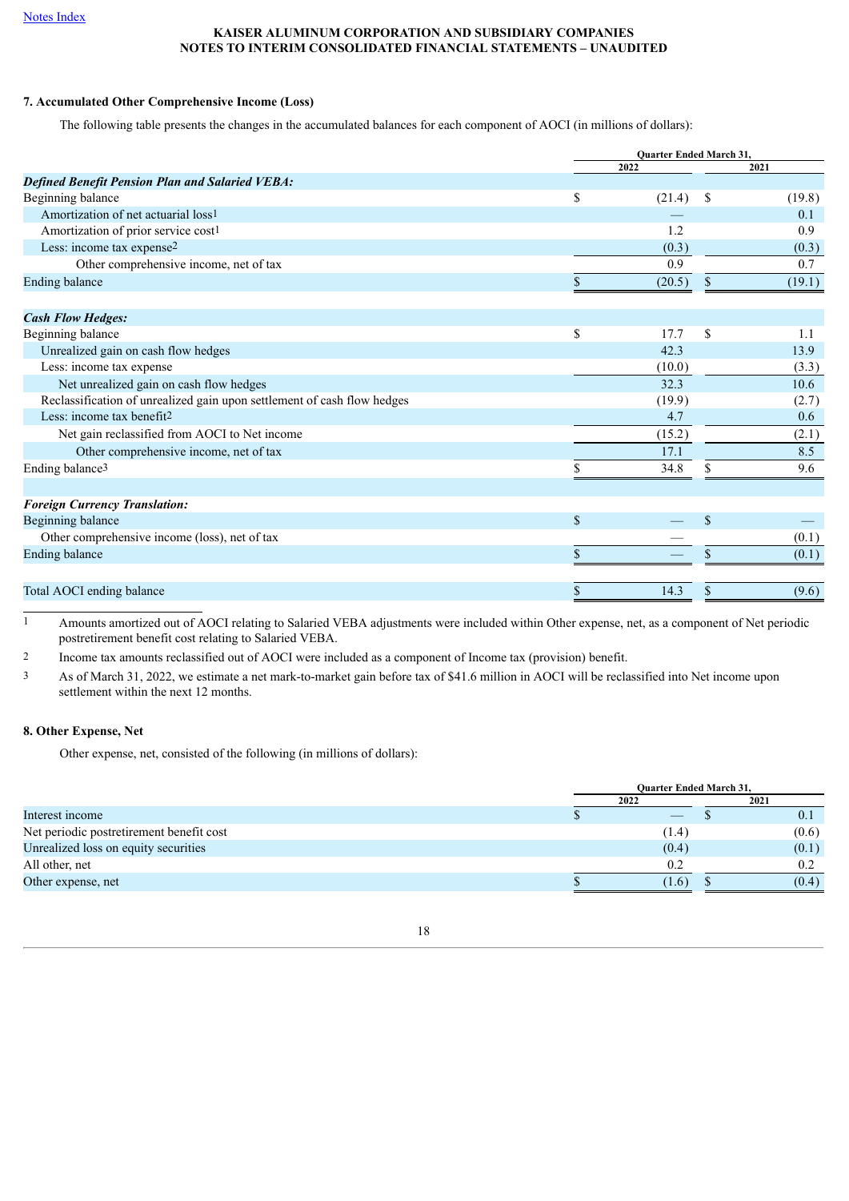[Notes Index]

KAISER ALUMINUM CORPORATION AND SUBSIDIARY COMPANIES
NOTES TO INTERIM CONSOLIDATED FINANCIAL STATEMENTS – UNAUDITED

### 7. Accumulated Other Comprehensive Income (Loss)

The following table presents the changes in the accumulated balances for each component of AOCI (in millions of dollars):

| | Quarter Ended March 31, | |
|---|---|---|
| | 2022 | 2021 |
| ***Defined Benefit Pension Plan and Salaried VEBA:*** | | |
| Beginning balance | $ (21.4) | $ (19.8) |
| Amortization of net actuarial loss[1] | — | 0.1 |
| Amortization of prior service cost[1] | 1.2 | 0.9 |
| Less: income tax expense[2] | (0.3) | (0.3) |
| Other comprehensive income, net of tax | 0.9 | 0.7 |
| Ending balance | $ (20.5) | $ (19.1) |
| | | |
| ***Cash Flow Hedges:*** | | |
| Beginning balance | $ 17.7 | $ 1.1 |
| Unrealized gain on cash flow hedges | 42.3 | 13.9 |
| Less: income tax expense | (10.0) | (3.3) |
| Net unrealized gain on cash flow hedges | 32.3 | 10.6 |
| Reclassification of unrealized gain upon settlement of cash flow hedges | (19.9) | (2.7) |
| Less: income tax benefit[2] | 4.7 | 0.6 |
| Net gain reclassified from AOCI to Net income | (15.2) | (2.1) |
| Other comprehensive income, net of tax | 17.1 | 8.5 |
| Ending balance[3] | $ 34.8 | $ 9.6 |
| | | |
| ***Foreign Currency Translation:*** | | |
| Beginning balance | $ — | $ — |
| Other comprehensive income (loss), net of tax | — | (0.1) |
| Ending balance | $ — | $ (0.1) |
| | | |
| Total AOCI ending balance | $ 14.3 | $ (9.6) |

1 Amounts amortized out of AOCI relating to Salaried VEBA adjustments were included within Other expense, net, as a component of Net periodic postretirement benefit cost relating to Salaried VEBA.

2 Income tax amounts reclassified out of AOCI were included as a component of Income tax (provision) benefit.

3 As of March 31, 2022, we estimate a net mark-to-market gain before tax of $41.6 million in AOCI will be reclassified into Net income upon settlement within the next 12 months.

### 8. Other Expense, Net

Other expense, net, consisted of the following (in millions of dollars):

| | Quarter Ended March 31, | |
|---|---|---|
| | 2022 | 2021 |
| Interest income | $ — | $ 0.1 |
| Net periodic postretirement benefit cost | (1.4) | (0.6) |
| Unrealized loss on equity securities | (0.4) | (0.1) |
| All other, net | 0.2 | 0.2 |
| Other expense, net | $ (1.6) | $ (0.4) |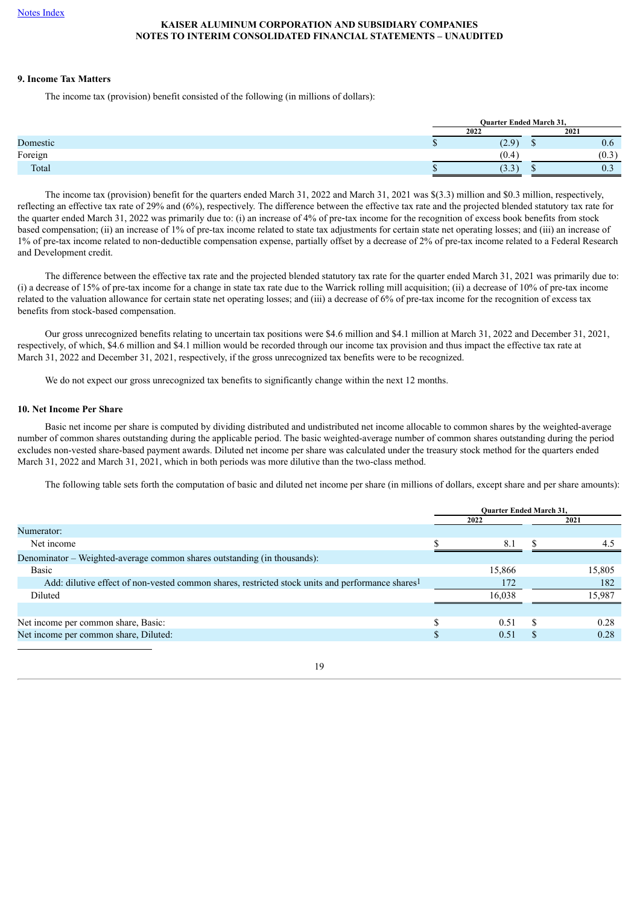[Notes Index](#)

**KAISER ALUMINUM CORPORATION AND SUBSIDIARY COMPANIES**
**NOTES TO INTERIM CONSOLIDATED FINANCIAL STATEMENTS – UNAUDITED**

### 9. Income Tax Matters

The income tax (provision) benefit consisted of the following (in millions of dollars):

| | Quarter Ended March 31, | |
|---|---|---|
| | 2022 | 2021 |
| Domestic | $ (2.9) | $ 0.6 |
| Foreign | (0.4) | (0.3) |
| Total | $ (3.3) | $ 0.3 |

The income tax (provision) benefit for the quarters ended March 31, 2022 and March 31, 2021 was $(3.3) million and $0.3 million, respectively, reflecting an effective tax rate of 29% and (6%), respectively. The difference between the effective tax rate and the projected blended statutory tax rate for the quarter ended March 31, 2022 was primarily due to: (i) an increase of 4% of pre-tax income for the recognition of excess book benefits from stock based compensation; (ii) an increase of 1% of pre-tax income related to state tax adjustments for certain state net operating losses; and (iii) an increase of 1% of pre-tax income related to non-deductible compensation expense, partially offset by a decrease of 2% of pre-tax income related to a Federal Research and Development credit.

The difference between the effective tax rate and the projected blended statutory tax rate for the quarter ended March 31, 2021 was primarily due to: (i) a decrease of 15% of pre-tax income for a change in state tax rate due to the Warrick rolling mill acquisition; (ii) a decrease of 10% of pre-tax income related to the valuation allowance for certain state net operating losses; and (iii) a decrease of 6% of pre-tax income for the recognition of excess tax benefits from stock-based compensation.

Our gross unrecognized benefits relating to uncertain tax positions were $4.6 million and $4.1 million at March 31, 2022 and December 31, 2021, respectively, of which, $4.6 million and $4.1 million would be recorded through our income tax provision and thus impact the effective tax rate at March 31, 2022 and December 31, 2021, respectively, if the gross unrecognized tax benefits were to be recognized.

We do not expect our gross unrecognized tax benefits to significantly change within the next 12 months.

### 10. Net Income Per Share

Basic net income per share is computed by dividing distributed and undistributed net income allocable to common shares by the weighted-average number of common shares outstanding during the applicable period. The basic weighted-average number of common shares outstanding during the period excludes non-vested share-based payment awards. Diluted net income per share was calculated under the treasury stock method for the quarters ended March 31, 2022 and March 31, 2021, which in both periods was more dilutive than the two-class method.

The following table sets forth the computation of basic and diluted net income per share (in millions of dollars, except share and per share amounts):

| | Quarter Ended March 31, | |
|---|---|---|
| | 2022 | 2021 |
| Numerator: | | |
| Net income | $ 8.1 | $ 4.5 |
| Denominator – Weighted-average common shares outstanding (in thousands): | | |
| Basic | 15,866 | 15,805 |
| Add: dilutive effect of non-vested common shares, restricted stock units and performance shares[1] | 172 | 182 |
| Diluted | 16,038 | 15,987 |
| | | |
| Net income per common share, Basic: | $ 0.51 | $ 0.28 |
| Net income per common share, Diluted: | $ 0.51 | $ 0.28 |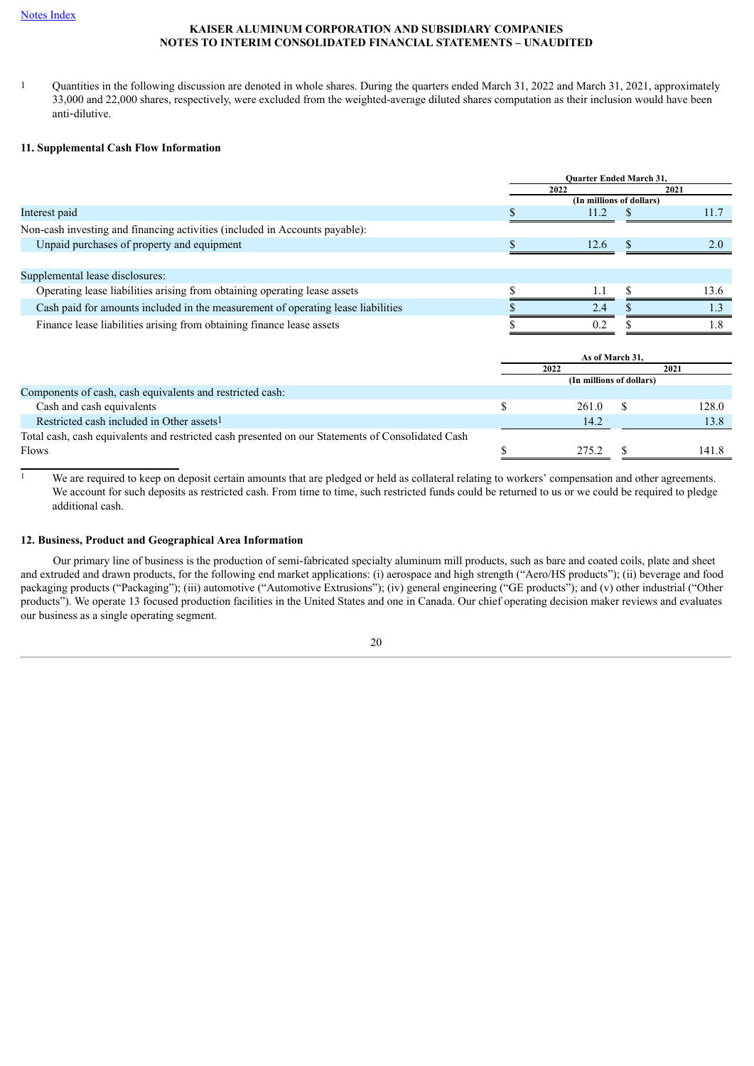[1] Quantities in the following discussion are denoted in whole shares. During the quarters ended March 31, 2022 and March 31, 2021, approximately 33,000 and 22,000 shares, respectively, were excluded from the weighted-average diluted shares computation as their inclusion would have been anti-dilutive.

**11. Supplemental Cash Flow Information**

| | Quarter Ended March 31, | |
|---|---|---|
| | 2022 | 2021 |
| | (In millions of dollars) | |
| Interest paid | $ 11.2 | $ 11.7 |
| Non-cash investing and financing activities (included in Accounts payable): | | |
| Unpaid purchases of property and equipment | $ 12.6 | $ 2.0 |
| | | |
| Supplemental lease disclosures: | | |
| Operating lease liabilities arising from obtaining operating lease assets | $ 1.1 | $ 13.6 |
| Cash paid for amounts included in the measurement of operating lease liabilities | $ 2.4 | $ 1.3 |
| Finance lease liabilities arising from obtaining finance lease assets | $ 0.2 | $ 1.8 |

| | As of March 31, | |
|---|---|---|
| | 2022 | 2021 |
| | (In millions of dollars) | |
| Components of cash, cash equivalents and restricted cash: | | |
| Cash and cash equivalents | $ 261.0 | $ 128.0 |
| Restricted cash included in Other assets[1] | 14.2 | 13.8 |
| Total cash, cash equivalents and restricted cash presented on our Statements of Consolidated Cash Flows | $ 275.2 | $ 141.8 |

[1] We are required to keep on deposit certain amounts that are pledged or held as collateral relating to workers' compensation and other agreements. We account for such deposits as restricted cash. From time to time, such restricted funds could be returned to us or we could be required to pledge additional cash.

**12. Business, Product and Geographical Area Information**

Our primary line of business is the production of semi-fabricated specialty aluminum mill products, such as bare and coated coils, plate and sheet and extruded and drawn products, for the following end market applications: (i) aerospace and high strength ("Aero/HS products"); (ii) beverage and food packaging products ("Packaging"); (iii) automotive ("Automotive Extrusions"); (iv) general engineering ("GE products"); and (v) other industrial ("Other products"). We operate 13 focused production facilities in the United States and one in Canada. Our chief operating decision maker reviews and evaluates our business as a single operating segment.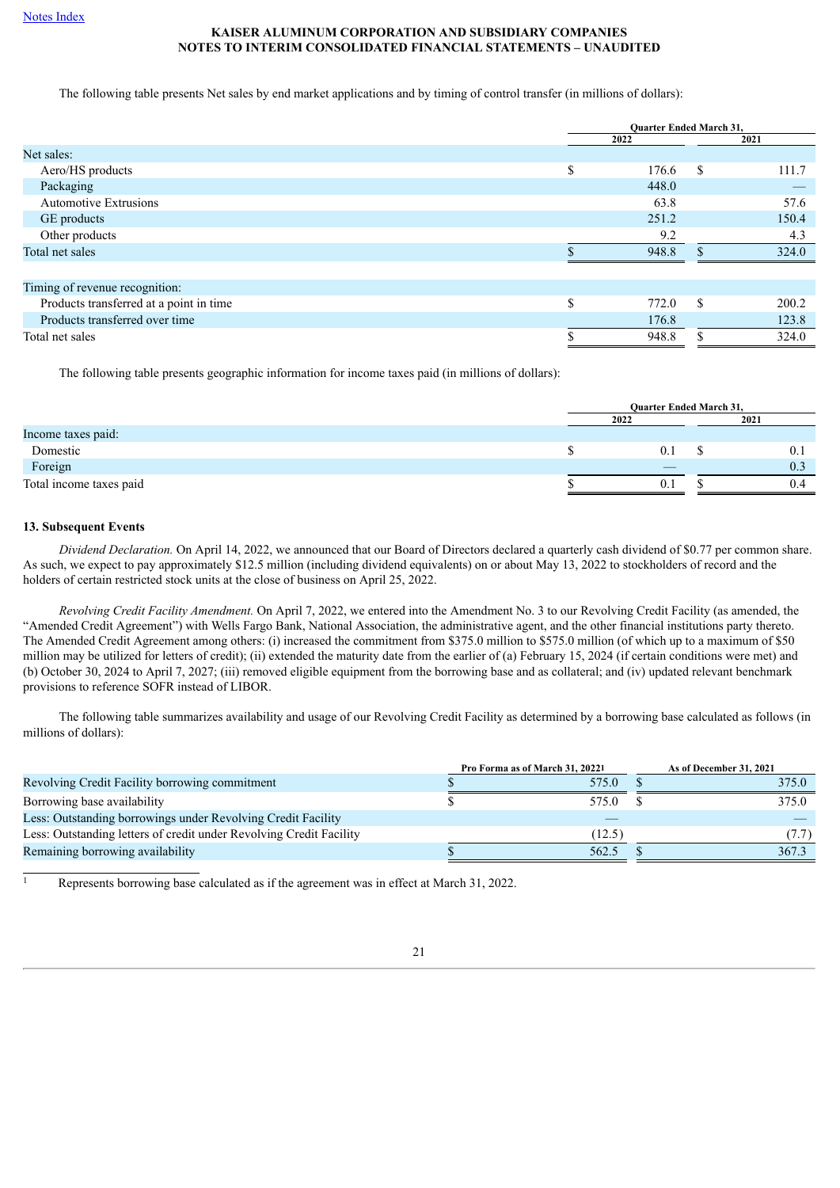The following table presents Net sales by end market applications and by timing of control transfer (in millions of dollars):

| | Quarter Ended March 31, | |
|---|---|---|
| | 2022 | 2021 |
| Net sales: | | |
| Aero/HS products | $ 176.6 | $ 111.7 |
| Packaging | 448.0 | — |
| Automotive Extrusions | 63.8 | 57.6 |
| GE products | 251.2 | 150.4 |
| Other products | 9.2 | 4.3 |
| Total net sales | $ 948.8 | $ 324.0 |
| | | |
| Timing of revenue recognition: | | |
| Products transferred at a point in time | $ 772.0 | $ 200.2 |
| Products transferred over time | 176.8 | 123.8 |
| Total net sales | $ 948.8 | $ 324.0 |

The following table presents geographic information for income taxes paid (in millions of dollars):

| | Quarter Ended March 31, | |
|---|---|---|
| | 2022 | 2021 |
| Income taxes paid: | | |
| Domestic | $ 0.1 | $ 0.1 |
| Foreign | — | 0.3 |
| Total income taxes paid | $ 0.1 | $ 0.4 |

### 13. Subsequent Events

*Dividend Declaration.* On April 14, 2022, we announced that our Board of Directors declared a quarterly cash dividend of $0.77 per common share. As such, we expect to pay approximately $12.5 million (including dividend equivalents) on or about May 13, 2022 to stockholders of record and the holders of certain restricted stock units at the close of business on April 25, 2022.

*Revolving Credit Facility Amendment.* On April 7, 2022, we entered into the Amendment No. 3 to our Revolving Credit Facility (as amended, the "Amended Credit Agreement") with Wells Fargo Bank, National Association, the administrative agent, and the other financial institutions party thereto. The Amended Credit Agreement among others: (i) increased the commitment from $375.0 million to $575.0 million (of which up to a maximum of $50 million may be utilized for letters of credit); (ii) extended the maturity date from the earlier of (a) February 15, 2024 (if certain conditions were met) and (b) October 30, 2024 to April 7, 2027; (iii) removed eligible equipment from the borrowing base and as collateral; and (iv) updated relevant benchmark provisions to reference SOFR instead of LIBOR.

The following table summarizes availability and usage of our Revolving Credit Facility as determined by a borrowing base calculated as follows (in millions of dollars):

| | Pro Forma as of March 31, 2022[1] | As of December 31, 2021 |
|---|---|---|
| Revolving Credit Facility borrowing commitment | $ 575.0 | $ 375.0 |
| Borrowing base availability | $ 575.0 | $ 375.0 |
| Less: Outstanding borrowings under Revolving Credit Facility | — | — |
| Less: Outstanding letters of credit under Revolving Credit Facility | (12.5) | (7.7) |
| Remaining borrowing availability | $ 562.5 | $ 367.3 |

[1] Represents borrowing base calculated as if the agreement was in effect at March 31, 2022.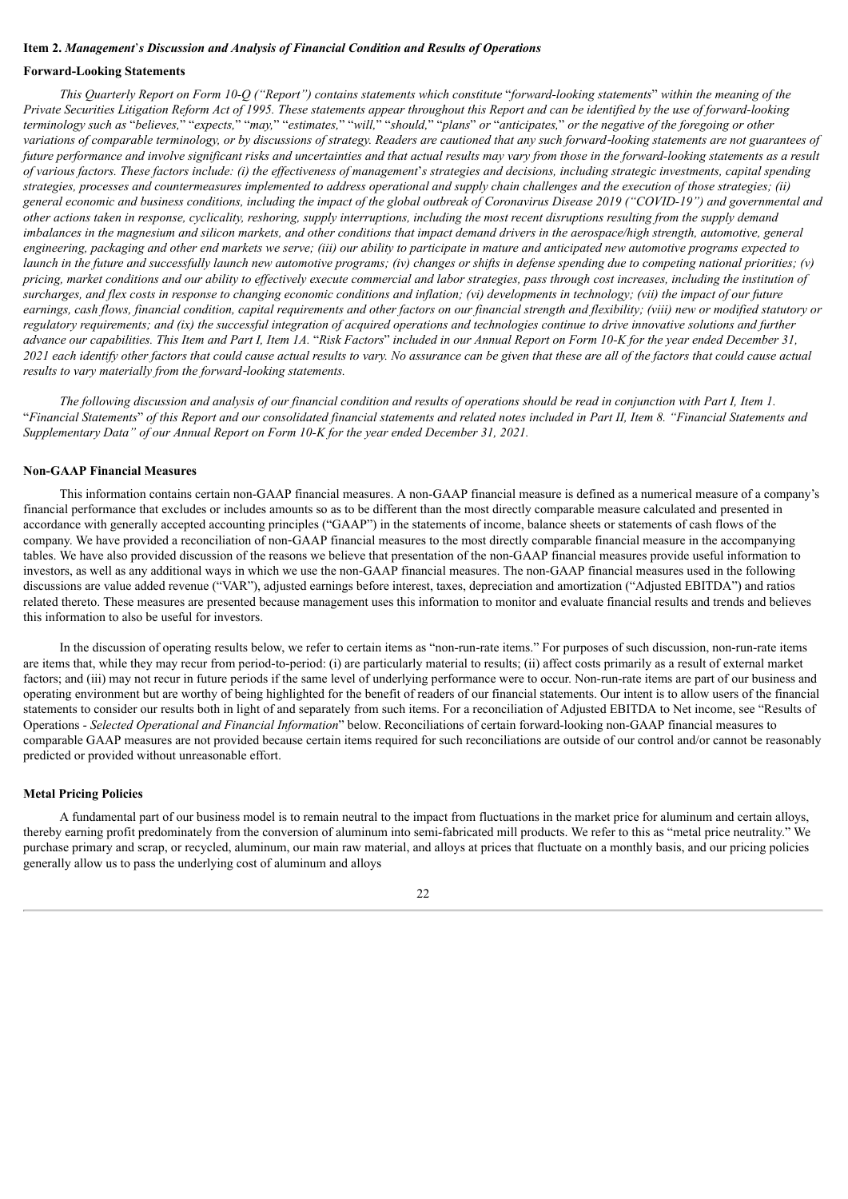**Item 2.** ***Management*****'*****s Discussion and Analysis of Financial Condition and Results of Operations***

**Forward-Looking Statements**

*This Quarterly Report on Form 10-Q ("Report") contains statements which constitute* "*forward-looking statements*" *within the meaning of the Private Securities Litigation Reform Act of 1995. These statements appear throughout this Report and can be identified by the use of forward-looking terminology such as* "*believes,*" "*expects,*" "*may,*" "*estimates,*" "*will,*" "*should,*" "*plans*" *or* "*anticipates,*" *or the negative of the foregoing or other variations of comparable terminology, or by discussions of strategy. Readers are cautioned that any such forward-looking statements are not guarantees of future performance and involve significant risks and uncertainties and that actual results may vary from those in the forward-looking statements as a result of various factors. These factors include: (i) the effectiveness of management*'*s strategies and decisions, including strategic investments, capital spending strategies, processes and countermeasures implemented to address operational and supply chain challenges and the execution of those strategies; (ii) general economic and business conditions, including the impact of the global outbreak of Coronavirus Disease 2019 ("COVID-19") and governmental and other actions taken in response, cyclicality, reshoring, supply interruptions, including the most recent disruptions resulting from the supply demand imbalances in the magnesium and silicon markets, and other conditions that impact demand drivers in the aerospace/high strength, automotive, general engineering, packaging and other end markets we serve; (iii) our ability to participate in mature and anticipated new automotive programs expected to launch in the future and successfully launch new automotive programs; (iv) changes or shifts in defense spending due to competing national priorities; (v) pricing, market conditions and our ability to effectively execute commercial and labor strategies, pass through cost increases, including the institution of surcharges, and flex costs in response to changing economic conditions and inflation; (vi) developments in technology; (vii) the impact of our future earnings, cash flows, financial condition, capital requirements and other factors on our financial strength and flexibility; (viii) new or modified statutory or regulatory requirements; and (ix) the successful integration of acquired operations and technologies continue to drive innovative solutions and further advance our capabilities. This Item and Part I, Item 1A.* "*Risk Factors*" *included in our Annual Report on Form 10-K for the year ended December 31, 2021 each identify other factors that could cause actual results to vary. No assurance can be given that these are all of the factors that could cause actual results to vary materially from the forward-looking statements.*

*The following discussion and analysis of our financial condition and results of operations should be read in conjunction with Part I, Item 1.* "*Financial Statements*" *of this Report and our consolidated financial statements and related notes included in Part II, Item 8. "Financial Statements and Supplementary Data" of our Annual Report on Form 10-K for the year ended December 31, 2021.*

**Non-GAAP Financial Measures**

This information contains certain non-GAAP financial measures. A non-GAAP financial measure is defined as a numerical measure of a company's financial performance that excludes or includes amounts so as to be different than the most directly comparable measure calculated and presented in accordance with generally accepted accounting principles ("GAAP") in the statements of income, balance sheets or statements of cash flows of the company. We have provided a reconciliation of non-GAAP financial measures to the most directly comparable financial measure in the accompanying tables. We have also provided discussion of the reasons we believe that presentation of the non-GAAP financial measures provide useful information to investors, as well as any additional ways in which we use the non-GAAP financial measures. The non-GAAP financial measures used in the following discussions are value added revenue ("VAR"), adjusted earnings before interest, taxes, depreciation and amortization ("Adjusted EBITDA") and ratios related thereto. These measures are presented because management uses this information to monitor and evaluate financial results and trends and believes this information to also be useful for investors.

In the discussion of operating results below, we refer to certain items as "non-run-rate items." For purposes of such discussion, non-run-rate items are items that, while they may recur from period-to-period: (i) are particularly material to results; (ii) affect costs primarily as a result of external market factors; and (iii) may not recur in future periods if the same level of underlying performance were to occur. Non-run-rate items are part of our business and operating environment but are worthy of being highlighted for the benefit of readers of our financial statements. Our intent is to allow users of the financial statements to consider our results both in light of and separately from such items. For a reconciliation of Adjusted EBITDA to Net income, see "Results of Operations - *Selected Operational and Financial Information*" below. Reconciliations of certain forward-looking non-GAAP financial measures to comparable GAAP measures are not provided because certain items required for such reconciliations are outside of our control and/or cannot be reasonably predicted or provided without unreasonable effort.

**Metal Pricing Policies**

A fundamental part of our business model is to remain neutral to the impact from fluctuations in the market price for aluminum and certain alloys, thereby earning profit predominately from the conversion of aluminum into semi-fabricated mill products. We refer to this as "metal price neutrality." We purchase primary and scrap, or recycled, aluminum, our main raw material, and alloys at prices that fluctuate on a monthly basis, and our pricing policies generally allow us to pass the underlying cost of aluminum and alloys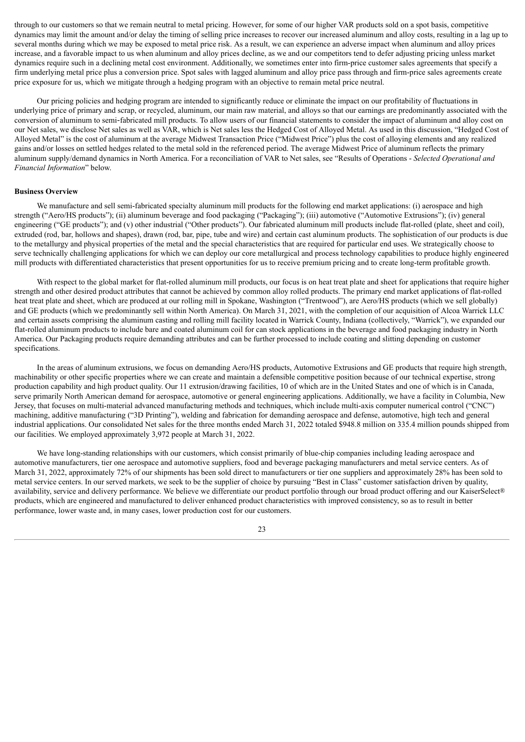through to our customers so that we remain neutral to metal pricing. However, for some of our higher VAR products sold on a spot basis, competitive dynamics may limit the amount and/or delay the timing of selling price increases to recover our increased aluminum and alloy costs, resulting in a lag up to several months during which we may be exposed to metal price risk. As a result, we can experience an adverse impact when aluminum and alloy prices increase, and a favorable impact to us when aluminum and alloy prices decline, as we and our competitors tend to defer adjusting pricing unless market dynamics require such in a declining metal cost environment. Additionally, we sometimes enter into firm-price customer sales agreements that specify a firm underlying metal price plus a conversion price. Spot sales with lagged aluminum and alloy price pass through and firm-price sales agreements create price exposure for us, which we mitigate through a hedging program with an objective to remain metal price neutral.

Our pricing policies and hedging program are intended to significantly reduce or eliminate the impact on our profitability of fluctuations in underlying price of primary and scrap, or recycled, aluminum, our main raw material, and alloys so that our earnings are predominantly associated with the conversion of aluminum to semi-fabricated mill products. To allow users of our financial statements to consider the impact of aluminum and alloy cost on our Net sales, we disclose Net sales as well as VAR, which is Net sales less the Hedged Cost of Alloyed Metal. As used in this discussion, "Hedged Cost of Alloyed Metal" is the cost of aluminum at the average Midwest Transaction Price ("Midwest Price") plus the cost of alloying elements and any realized gains and/or losses on settled hedges related to the metal sold in the referenced period. The average Midwest Price of aluminum reflects the primary aluminum supply/demand dynamics in North America. For a reconciliation of VAR to Net sales, see "Results of Operations - *Selected Operational and Financial Information*" below.

**Business Overview**

We manufacture and sell semi-fabricated specialty aluminum mill products for the following end market applications: (i) aerospace and high strength ("Aero/HS products"); (ii) aluminum beverage and food packaging ("Packaging"); (iii) automotive ("Automotive Extrusions"); (iv) general engineering ("GE products"); and (v) other industrial ("Other products"). Our fabricated aluminum mill products include flat-rolled (plate, sheet and coil), extruded (rod, bar, hollows and shapes), drawn (rod, bar, pipe, tube and wire) and certain cast aluminum products. The sophistication of our products is due to the metallurgy and physical properties of the metal and the special characteristics that are required for particular end uses. We strategically choose to serve technically challenging applications for which we can deploy our core metallurgical and process technology capabilities to produce highly engineered mill products with differentiated characteristics that present opportunities for us to receive premium pricing and to create long-term profitable growth.

With respect to the global market for flat-rolled aluminum mill products, our focus is on heat treat plate and sheet for applications that require higher strength and other desired product attributes that cannot be achieved by common alloy rolled products. The primary end market applications of flat-rolled heat treat plate and sheet, which are produced at our rolling mill in Spokane, Washington ("Trentwood"), are Aero/HS products (which we sell globally) and GE products (which we predominantly sell within North America). On March 31, 2021, with the completion of our acquisition of Alcoa Warrick LLC and certain assets comprising the aluminum casting and rolling mill facility located in Warrick County, Indiana (collectively, "Warrick"), we expanded our flat-rolled aluminum products to include bare and coated aluminum coil for can stock applications in the beverage and food packaging industry in North America. Our Packaging products require demanding attributes and can be further processed to include coating and slitting depending on customer specifications.

In the areas of aluminum extrusions, we focus on demanding Aero/HS products, Automotive Extrusions and GE products that require high strength, machinability or other specific properties where we can create and maintain a defensible competitive position because of our technical expertise, strong production capability and high product quality. Our 11 extrusion/drawing facilities, 10 of which are in the United States and one of which is in Canada, serve primarily North American demand for aerospace, automotive or general engineering applications. Additionally, we have a facility in Columbia, New Jersey, that focuses on multi-material advanced manufacturing methods and techniques, which include multi-axis computer numerical control ("CNC") machining, additive manufacturing ("3D Printing"), welding and fabrication for demanding aerospace and defense, automotive, high tech and general industrial applications. Our consolidated Net sales for the three months ended March 31, 2022 totaled $948.8 million on 335.4 million pounds shipped from our facilities. We employed approximately 3,972 people at March 31, 2022.

We have long-standing relationships with our customers, which consist primarily of blue-chip companies including leading aerospace and automotive manufacturers, tier one aerospace and automotive suppliers, food and beverage packaging manufacturers and metal service centers. As of March 31, 2022, approximately 72% of our shipments has been sold direct to manufacturers or tier one suppliers and approximately 28% has been sold to metal service centers. In our served markets, we seek to be the supplier of choice by pursuing "Best in Class" customer satisfaction driven by quality, availability, service and delivery performance. We believe we differentiate our product portfolio through our broad product offering and our KaiserSelect® products, which are engineered and manufactured to deliver enhanced product characteristics with improved consistency, so as to result in better performance, lower waste and, in many cases, lower production cost for our customers.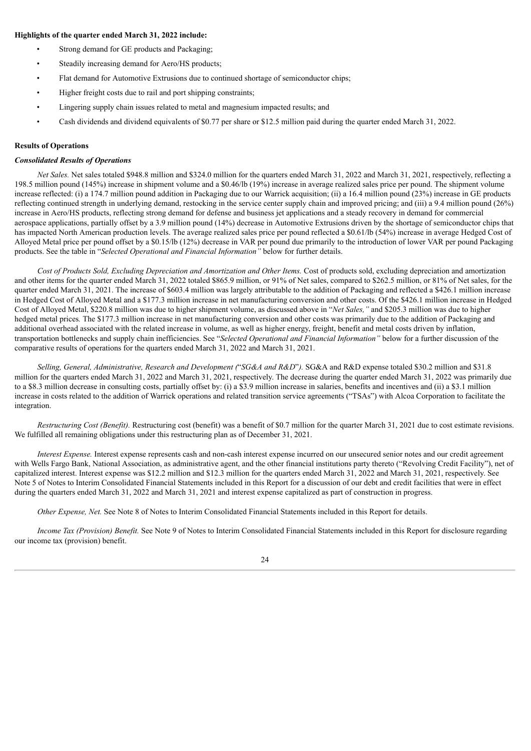**Highlights of the quarter ended March 31, 2022 include:**

- Strong demand for GE products and Packaging;
- Steadily increasing demand for Aero/HS products;
- Flat demand for Automotive Extrusions due to continued shortage of semiconductor chips;
- Higher freight costs due to rail and port shipping constraints;
- Lingering supply chain issues related to metal and magnesium impacted results; and
- Cash dividends and dividend equivalents of $0.77 per share or $12.5 million paid during the quarter ended March 31, 2022.

**Results of Operations**

***Consolidated Results of Operations***

*Net Sales.* Net sales totaled $948.8 million and $324.0 million for the quarters ended March 31, 2022 and March 31, 2021, respectively, reflecting a 198.5 million pound (145%) increase in shipment volume and a $0.46/lb (19%) increase in average realized sales price per pound. The shipment volume increase reflected: (i) a 174.7 million pound addition in Packaging due to our Warrick acquisition; (ii) a 16.4 million pound (23%) increase in GE products reflecting continued strength in underlying demand, restocking in the service center supply chain and improved pricing; and (iii) a 9.4 million pound (26%) increase in Aero/HS products, reflecting strong demand for defense and business jet applications and a steady recovery in demand for commercial aerospace applications, partially offset by a 3.9 million pound (14%) decrease in Automotive Extrusions driven by the shortage of semiconductor chips that has impacted North American production levels. The average realized sales price per pound reflected a $0.61/lb (54%) increase in average Hedged Cost of Alloyed Metal price per pound offset by a $0.15/lb (12%) decrease in VAR per pound due primarily to the introduction of lower VAR per pound Packaging products. See the table in "*Selected Operational and Financial Information"* below for further details.

*Cost of Products Sold, Excluding Depreciation and Amortization and Other Items.* Cost of products sold, excluding depreciation and amortization and other items for the quarter ended March 31, 2022 totaled $865.9 million, or 91% of Net sales, compared to $262.5 million, or 81% of Net sales, for the quarter ended March 31, 2021. The increase of $603.4 million was largely attributable to the addition of Packaging and reflected a $426.1 million increase in Hedged Cost of Alloyed Metal and a $177.3 million increase in net manufacturing conversion and other costs. Of the $426.1 million increase in Hedged Cost of Alloyed Metal, $220.8 million was due to higher shipment volume, as discussed above in "*Net Sales,"* and $205.3 million was due to higher hedged metal prices*.* The $177.3 million increase in net manufacturing conversion and other costs was primarily due to the addition of Packaging and additional overhead associated with the related increase in volume, as well as higher energy, freight, benefit and metal costs driven by inflation, transportation bottlenecks and supply chain inefficiencies. See "*Selected Operational and Financial Information"* below for a further discussion of the comparative results of operations for the quarters ended March 31, 2022 and March 31, 2021.

*Selling, General, Administrative, Research and Development ("SG&A and R&D").* SG&A and R&D expense totaled $30.2 million and $31.8 million for the quarters ended March 31, 2022 and March 31, 2021, respectively. The decrease during the quarter ended March 31, 2022 was primarily due to a $8.3 million decrease in consulting costs, partially offset by: (i) a $3.9 million increase in salaries, benefits and incentives and (ii) a $3.1 million increase in costs related to the addition of Warrick operations and related transition service agreements ("TSAs") with Alcoa Corporation to facilitate the integration.

*Restructuring Cost (Benefit).* Restructuring cost (benefit) was a benefit of $0.7 million for the quarter March 31, 2021 due to cost estimate revisions. We fulfilled all remaining obligations under this restructuring plan as of December 31, 2021.

*Interest Expense.* Interest expense represents cash and non-cash interest expense incurred on our unsecured senior notes and our credit agreement with Wells Fargo Bank, National Association, as administrative agent, and the other financial institutions party thereto ("Revolving Credit Facility"), net of capitalized interest. Interest expense was $12.2 million and $12.3 million for the quarters ended March 31, 2022 and March 31, 2021, respectively. See Note 5 of Notes to Interim Consolidated Financial Statements included in this Report for a discussion of our debt and credit facilities that were in effect during the quarters ended March 31, 2022 and March 31, 2021 and interest expense capitalized as part of construction in progress.

*Other Expense, Net.* See Note 8 of Notes to Interim Consolidated Financial Statements included in this Report for details.

*Income Tax (Provision) Benefit.* See Note 9 of Notes to Interim Consolidated Financial Statements included in this Report for disclosure regarding our income tax (provision) benefit.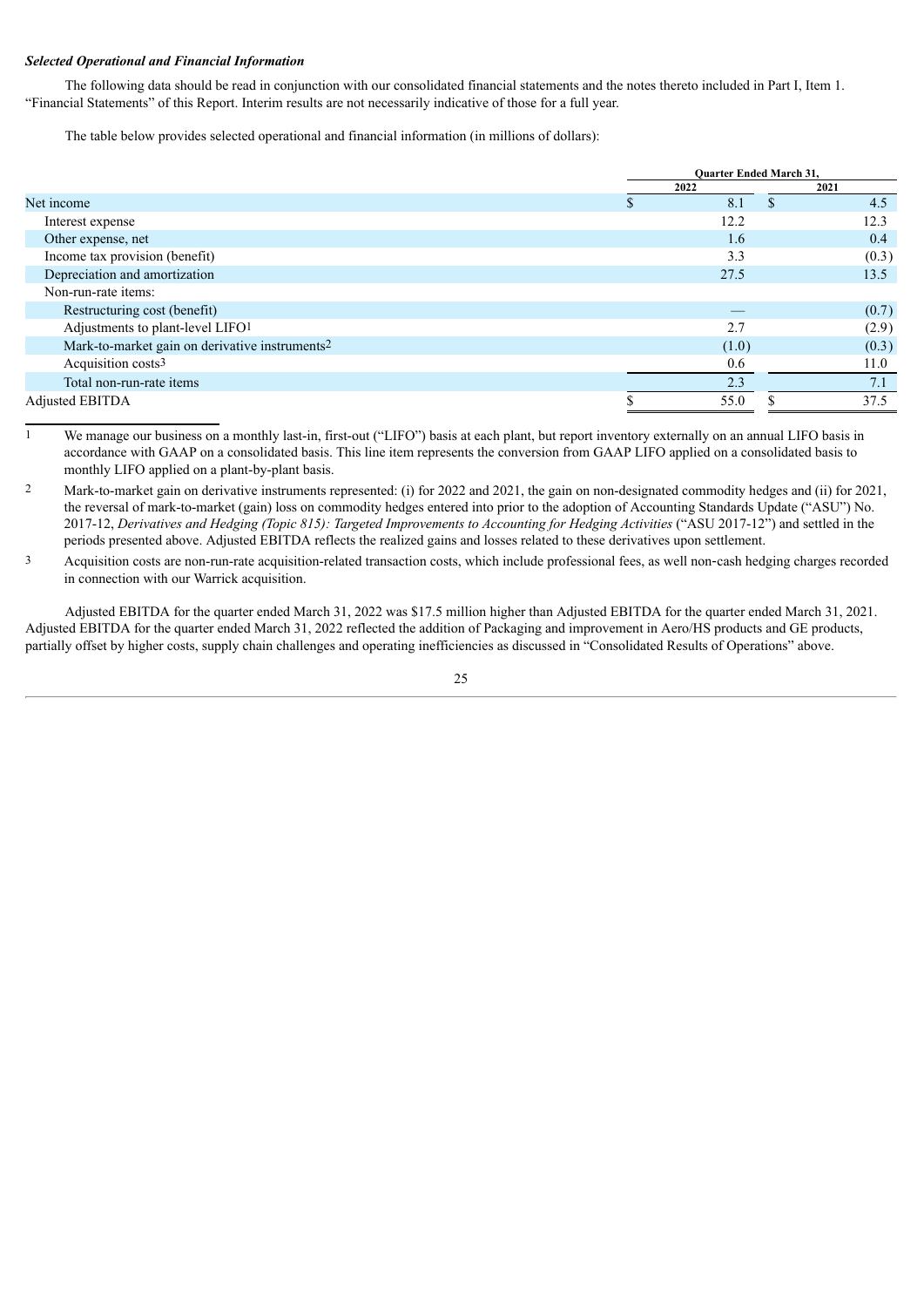***Selected Operational and Financial Information***

The following data should be read in conjunction with our consolidated financial statements and the notes thereto included in Part I, Item 1. "Financial Statements" of this Report. Interim results are not necessarily indicative of those for a full year.

The table below provides selected operational and financial information (in millions of dollars):

| | Quarter Ended March 31, | |
|---|---|---|
| | 2022 | 2021 |
| Net income | $ 8.1 | $ 4.5 |
| Interest expense | 12.2 | 12.3 |
| Other expense, net | 1.6 | 0.4 |
| Income tax provision (benefit) | 3.3 | (0.3) |
| Depreciation and amortization | 27.5 | 13.5 |
| Non-run-rate items: | | |
| Restructuring cost (benefit) | — | (0.7) |
| Adjustments to plant-level LIFO[1] | 2.7 | (2.9) |
| Mark-to-market gain on derivative instruments[2] | (1.0) | (0.3) |
| Acquisition costs[3] | 0.6 | 11.0 |
| Total non-run-rate items | 2.3 | 7.1 |
| Adjusted EBITDA | $ 55.0 | $ 37.5 |

1 We manage our business on a monthly last-in, first-out ("LIFO") basis at each plant, but report inventory externally on an annual LIFO basis in accordance with GAAP on a consolidated basis. This line item represents the conversion from GAAP LIFO applied on a consolidated basis to monthly LIFO applied on a plant-by-plant basis.

2 Mark-to-market gain on derivative instruments represented: (i) for 2022 and 2021, the gain on non-designated commodity hedges and (ii) for 2021, the reversal of mark-to-market (gain) loss on commodity hedges entered into prior to the adoption of Accounting Standards Update ("ASU") No. 2017-12, *Derivatives and Hedging (Topic 815): Targeted Improvements to Accounting for Hedging Activities* ("ASU 2017-12") and settled in the periods presented above. Adjusted EBITDA reflects the realized gains and losses related to these derivatives upon settlement.

3 Acquisition costs are non-run-rate acquisition-related transaction costs, which include professional fees, as well non-cash hedging charges recorded in connection with our Warrick acquisition.

Adjusted EBITDA for the quarter ended March 31, 2022 was $17.5 million higher than Adjusted EBITDA for the quarter ended March 31, 2021. Adjusted EBITDA for the quarter ended March 31, 2022 reflected the addition of Packaging and improvement in Aero/HS products and GE products, partially offset by higher costs, supply chain challenges and operating inefficiencies as discussed in "Consolidated Results of Operations" above.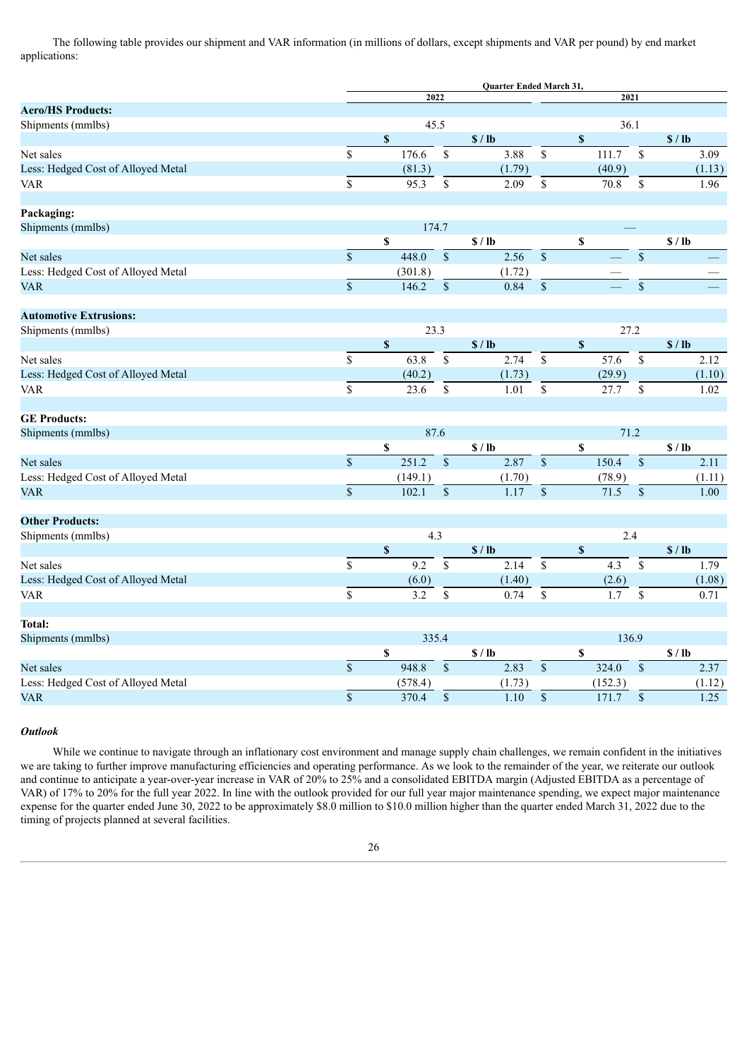The following table provides our shipment and VAR information (in millions of dollars, except shipments and VAR per pound) by end market applications:

| | Quarter Ended March 31, | | | |
|---|---|---|---|---|
| | 2022 | | 2021 | |
| **Aero/HS Products:** | | | | |
| Shipments (mmlbs) | 45.5 | | 36.1 | |
| | $ | $ / lb | $ | $ / lb |
| Net sales | $ 176.6 | $ 3.88 | $ 111.7 | $ 3.09 |
| Less: Hedged Cost of Alloyed Metal | (81.3) | (1.79) | (40.9) | (1.13) |
| VAR | $ 95.3 | $ 2.09 | $ 70.8 | $ 1.96 |
| **Packaging:** | | | | |
| Shipments (mmlbs) | 174.7 | | — | |
| | $ | $ / lb | $ | $ / lb |
| Net sales | $ 448.0 | $ 2.56 | $ — | $ — |
| Less: Hedged Cost of Alloyed Metal | (301.8) | (1.72) | — | — |
| VAR | $ 146.2 | $ 0.84 | $ — | $ — |
| **Automotive Extrusions:** | | | | |
| Shipments (mmlbs) | 23.3 | | 27.2 | |
| | $ | $ / lb | $ | $ / lb |
| Net sales | $ 63.8 | $ 2.74 | $ 57.6 | $ 2.12 |
| Less: Hedged Cost of Alloyed Metal | (40.2) | (1.73) | (29.9) | (1.10) |
| VAR | $ 23.6 | $ 1.01 | $ 27.7 | $ 1.02 |
| **GE Products:** | | | | |
| Shipments (mmlbs) | 87.6 | | 71.2 | |
| | $ | $ / lb | $ | $ / lb |
| Net sales | $ 251.2 | $ 2.87 | $ 150.4 | $ 2.11 |
| Less: Hedged Cost of Alloyed Metal | (149.1) | (1.70) | (78.9) | (1.11) |
| VAR | $ 102.1 | $ 1.17 | $ 71.5 | $ 1.00 |
| **Other Products:** | | | | |
| Shipments (mmlbs) | 4.3 | | 2.4 | |
| | $ | $ / lb | $ | $ / lb |
| Net sales | $ 9.2 | $ 2.14 | $ 4.3 | $ 1.79 |
| Less: Hedged Cost of Alloyed Metal | (6.0) | (1.40) | (2.6) | (1.08) |
| VAR | $ 3.2 | $ 0.74 | $ 1.7 | $ 0.71 |
| **Total:** | | | | |
| Shipments (mmlbs) | 335.4 | | 136.9 | |
| | $ | $ / lb | $ | $ / lb |
| Net sales | $ 948.8 | $ 2.83 | $ 324.0 | $ 2.37 |
| Less: Hedged Cost of Alloyed Metal | (578.4) | (1.73) | (152.3) | (1.12) |
| VAR | $ 370.4 | $ 1.10 | $ 171.7 | $ 1.25 |

***Outlook***

While we continue to navigate through an inflationary cost environment and manage supply chain challenges, we remain confident in the initiatives we are taking to further improve manufacturing efficiencies and operating performance. As we look to the remainder of the year, we reiterate our outlook and continue to anticipate a year-over-year increase in VAR of 20% to 25% and a consolidated EBITDA margin (Adjusted EBITDA as a percentage of VAR) of 17% to 20% for the full year 2022. In line with the outlook provided for our full year major maintenance spending, we expect major maintenance expense for the quarter ended June 30, 2022 to be approximately $8.0 million to $10.0 million higher than the quarter ended March 31, 2022 due to the timing of projects planned at several facilities.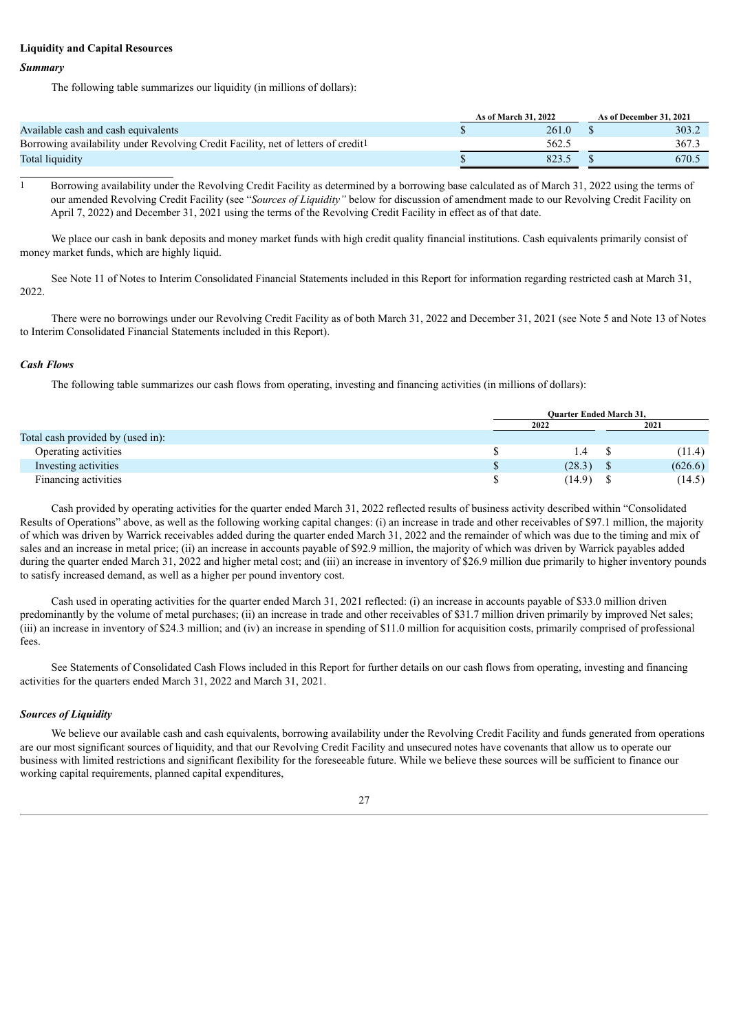**Liquidity and Capital Resources**

***Summary***

The following table summarizes our liquidity (in millions of dollars):

| | As of March 31, 2022 | As of December 31, 2021 |
|---|---|---|
| Available cash and cash equivalents | $ 261.0 | $ 303.2 |
| Borrowing availability under Revolving Credit Facility, net of letters of credit[1] | 562.5 | 367.3 |
| Total liquidity | $ 823.5 | $ 670.5 |

[1] Borrowing availability under the Revolving Credit Facility as determined by a borrowing base calculated as of March 31, 2022 using the terms of our amended Revolving Credit Facility (see "*Sources of Liquidity"* below for discussion of amendment made to our Revolving Credit Facility on April 7, 2022) and December 31, 2021 using the terms of the Revolving Credit Facility in effect as of that date.

We place our cash in bank deposits and money market funds with high credit quality financial institutions. Cash equivalents primarily consist of money market funds, which are highly liquid.

See Note 11 of Notes to Interim Consolidated Financial Statements included in this Report for information regarding restricted cash at March 31, 2022.

There were no borrowings under our Revolving Credit Facility as of both March 31, 2022 and December 31, 2021 (see Note 5 and Note 13 of Notes to Interim Consolidated Financial Statements included in this Report).

***Cash Flows***

The following table summarizes our cash flows from operating, investing and financing activities (in millions of dollars):

| | Quarter Ended March 31, | |
|---|---|---|
| | 2022 | 2021 |
| Total cash provided by (used in): | | |
| Operating activities | $ 1.4 | $ (11.4) |
| Investing activities | $ (28.3) | $ (626.6) |
| Financing activities | $ (14.9) | $ (14.5) |

Cash provided by operating activities for the quarter ended March 31, 2022 reflected results of business activity described within "Consolidated Results of Operations" above, as well as the following working capital changes: (i) an increase in trade and other receivables of $97.1 million, the majority of which was driven by Warrick receivables added during the quarter ended March 31, 2022 and the remainder of which was due to the timing and mix of sales and an increase in metal price; (ii) an increase in accounts payable of $92.9 million, the majority of which was driven by Warrick payables added during the quarter ended March 31, 2022 and higher metal cost; and (iii) an increase in inventory of $26.9 million due primarily to higher inventory pounds to satisfy increased demand, as well as a higher per pound inventory cost.

Cash used in operating activities for the quarter ended March 31, 2021 reflected: (i) an increase in accounts payable of $33.0 million driven predominantly by the volume of metal purchases; (ii) an increase in trade and other receivables of $31.7 million driven primarily by improved Net sales; (iii) an increase in inventory of $24.3 million; and (iv) an increase in spending of $11.0 million for acquisition costs, primarily comprised of professional fees.

See Statements of Consolidated Cash Flows included in this Report for further details on our cash flows from operating, investing and financing activities for the quarters ended March 31, 2022 and March 31, 2021.

***Sources of Liquidity***

We believe our available cash and cash equivalents, borrowing availability under the Revolving Credit Facility and funds generated from operations are our most significant sources of liquidity, and that our Revolving Credit Facility and unsecured notes have covenants that allow us to operate our business with limited restrictions and significant flexibility for the foreseeable future. While we believe these sources will be sufficient to finance our working capital requirements, planned capital expenditures,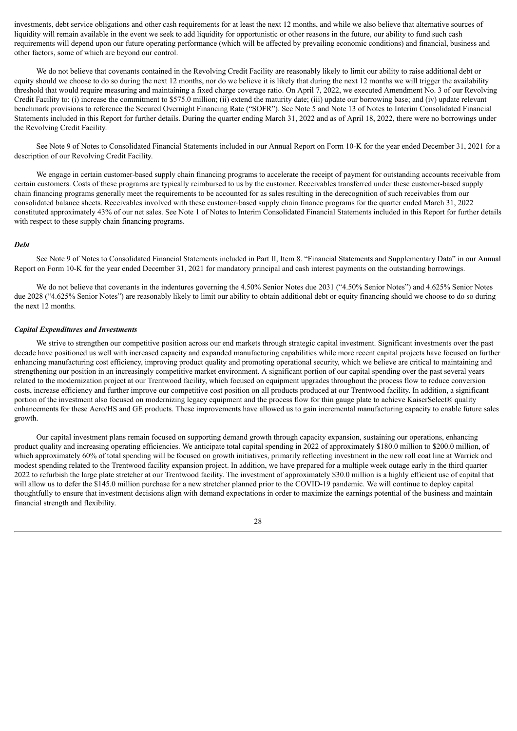investments, debt service obligations and other cash requirements for at least the next 12 months, and while we also believe that alternative sources of liquidity will remain available in the event we seek to add liquidity for opportunistic or other reasons in the future, our ability to fund such cash requirements will depend upon our future operating performance (which will be affected by prevailing economic conditions) and financial, business and other factors, some of which are beyond our control.

We do not believe that covenants contained in the Revolving Credit Facility are reasonably likely to limit our ability to raise additional debt or equity should we choose to do so during the next 12 months, nor do we believe it is likely that during the next 12 months we will trigger the availability threshold that would require measuring and maintaining a fixed charge coverage ratio. On April 7, 2022, we executed Amendment No. 3 of our Revolving Credit Facility to: (i) increase the commitment to $575.0 million; (ii) extend the maturity date; (iii) update our borrowing base; and (iv) update relevant benchmark provisions to reference the Secured Overnight Financing Rate ("SOFR"). See Note 5 and Note 13 of Notes to Interim Consolidated Financial Statements included in this Report for further details. During the quarter ending March 31, 2022 and as of April 18, 2022, there were no borrowings under the Revolving Credit Facility.

See Note 9 of Notes to Consolidated Financial Statements included in our Annual Report on Form 10-K for the year ended December 31, 2021 for a description of our Revolving Credit Facility.

We engage in certain customer-based supply chain financing programs to accelerate the receipt of payment for outstanding accounts receivable from certain customers. Costs of these programs are typically reimbursed to us by the customer. Receivables transferred under these customer-based supply chain financing programs generally meet the requirements to be accounted for as sales resulting in the derecognition of such receivables from our consolidated balance sheets. Receivables involved with these customer-based supply chain finance programs for the quarter ended March 31, 2022 constituted approximately 43% of our net sales. See Note 1 of Notes to Interim Consolidated Financial Statements included in this Report for further details with respect to these supply chain financing programs.

***Debt***

See Note 9 of Notes to Consolidated Financial Statements included in Part II, Item 8. "Financial Statements and Supplementary Data" in our Annual Report on Form 10-K for the year ended December 31, 2021 for mandatory principal and cash interest payments on the outstanding borrowings.

We do not believe that covenants in the indentures governing the 4.50% Senior Notes due 2031 ("4.50% Senior Notes") and 4.625% Senior Notes due 2028 ("4.625% Senior Notes") are reasonably likely to limit our ability to obtain additional debt or equity financing should we choose to do so during the next 12 months.

***Capital Expenditures and Investments***

We strive to strengthen our competitive position across our end markets through strategic capital investment. Significant investments over the past decade have positioned us well with increased capacity and expanded manufacturing capabilities while more recent capital projects have focused on further enhancing manufacturing cost efficiency, improving product quality and promoting operational security, which we believe are critical to maintaining and strengthening our position in an increasingly competitive market environment. A significant portion of our capital spending over the past several years related to the modernization project at our Trentwood facility, which focused on equipment upgrades throughout the process flow to reduce conversion costs, increase efficiency and further improve our competitive cost position on all products produced at our Trentwood facility. In addition, a significant portion of the investment also focused on modernizing legacy equipment and the process flow for thin gauge plate to achieve KaiserSelect® quality enhancements for these Aero/HS and GE products. These improvements have allowed us to gain incremental manufacturing capacity to enable future sales growth.

Our capital investment plans remain focused on supporting demand growth through capacity expansion, sustaining our operations, enhancing product quality and increasing operating efficiencies. We anticipate total capital spending in 2022 of approximately $180.0 million to $200.0 million, of which approximately 60% of total spending will be focused on growth initiatives, primarily reflecting investment in the new roll coat line at Warrick and modest spending related to the Trentwood facility expansion project. In addition, we have prepared for a multiple week outage early in the third quarter 2022 to refurbish the large plate stretcher at our Trentwood facility. The investment of approximately $30.0 million is a highly efficient use of capital that will allow us to defer the $145.0 million purchase for a new stretcher planned prior to the COVID-19 pandemic. We will continue to deploy capital thoughtfully to ensure that investment decisions align with demand expectations in order to maximize the earnings potential of the business and maintain financial strength and flexibility.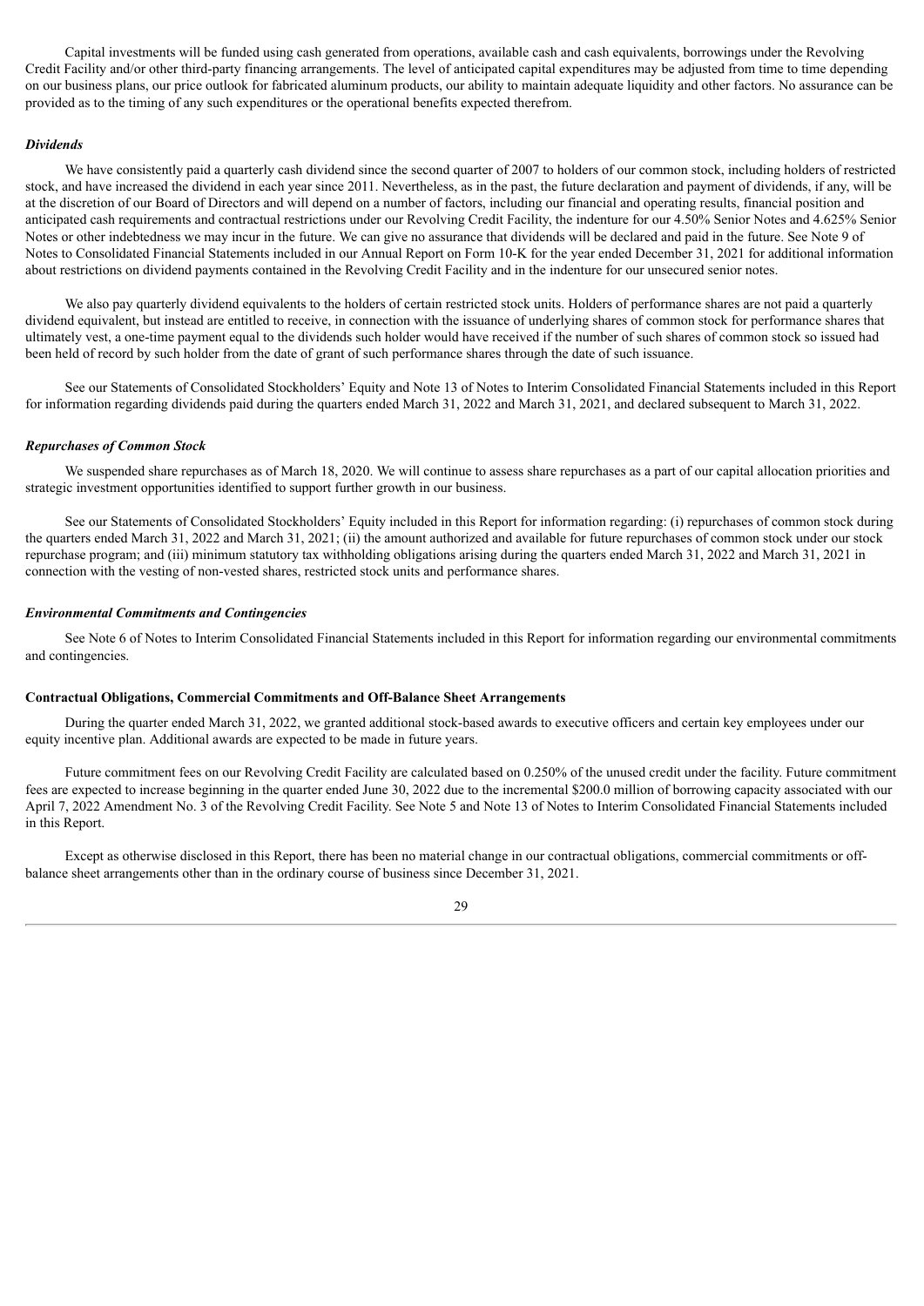Capital investments will be funded using cash generated from operations, available cash and cash equivalents, borrowings under the Revolving Credit Facility and/or other third-party financing arrangements. The level of anticipated capital expenditures may be adjusted from time to time depending on our business plans, our price outlook for fabricated aluminum products, our ability to maintain adequate liquidity and other factors. No assurance can be provided as to the timing of any such expenditures or the operational benefits expected therefrom.

***Dividends***

We have consistently paid a quarterly cash dividend since the second quarter of 2007 to holders of our common stock, including holders of restricted stock, and have increased the dividend in each year since 2011. Nevertheless, as in the past, the future declaration and payment of dividends, if any, will be at the discretion of our Board of Directors and will depend on a number of factors, including our financial and operating results, financial position and anticipated cash requirements and contractual restrictions under our Revolving Credit Facility, the indenture for our 4.50% Senior Notes and 4.625% Senior Notes or other indebtedness we may incur in the future. We can give no assurance that dividends will be declared and paid in the future. See Note 9 of Notes to Consolidated Financial Statements included in our Annual Report on Form 10-K for the year ended December 31, 2021 for additional information about restrictions on dividend payments contained in the Revolving Credit Facility and in the indenture for our unsecured senior notes.

We also pay quarterly dividend equivalents to the holders of certain restricted stock units. Holders of performance shares are not paid a quarterly dividend equivalent, but instead are entitled to receive, in connection with the issuance of underlying shares of common stock for performance shares that ultimately vest, a one-time payment equal to the dividends such holder would have received if the number of such shares of common stock so issued had been held of record by such holder from the date of grant of such performance shares through the date of such issuance.

See our Statements of Consolidated Stockholders' Equity and Note 13 of Notes to Interim Consolidated Financial Statements included in this Report for information regarding dividends paid during the quarters ended March 31, 2022 and March 31, 2021, and declared subsequent to March 31, 2022.

***Repurchases of Common Stock***

We suspended share repurchases as of March 18, 2020. We will continue to assess share repurchases as a part of our capital allocation priorities and strategic investment opportunities identified to support further growth in our business.

See our Statements of Consolidated Stockholders' Equity included in this Report for information regarding: (i) repurchases of common stock during the quarters ended March 31, 2022 and March 31, 2021; (ii) the amount authorized and available for future repurchases of common stock under our stock repurchase program; and (iii) minimum statutory tax withholding obligations arising during the quarters ended March 31, 2022 and March 31, 2021 in connection with the vesting of non-vested shares, restricted stock units and performance shares.

***Environmental Commitments and Contingencies***

See Note 6 of Notes to Interim Consolidated Financial Statements included in this Report for information regarding our environmental commitments and contingencies.

**Contractual Obligations, Commercial Commitments and Off-Balance Sheet Arrangements**

During the quarter ended March 31, 2022, we granted additional stock-based awards to executive officers and certain key employees under our equity incentive plan. Additional awards are expected to be made in future years.

Future commitment fees on our Revolving Credit Facility are calculated based on 0.250% of the unused credit under the facility. Future commitment fees are expected to increase beginning in the quarter ended June 30, 2022 due to the incremental $200.0 million of borrowing capacity associated with our April 7, 2022 Amendment No. 3 of the Revolving Credit Facility. See Note 5 and Note 13 of Notes to Interim Consolidated Financial Statements included in this Report.

Except as otherwise disclosed in this Report, there has been no material change in our contractual obligations, commercial commitments or off-balance sheet arrangements other than in the ordinary course of business since December 31, 2021.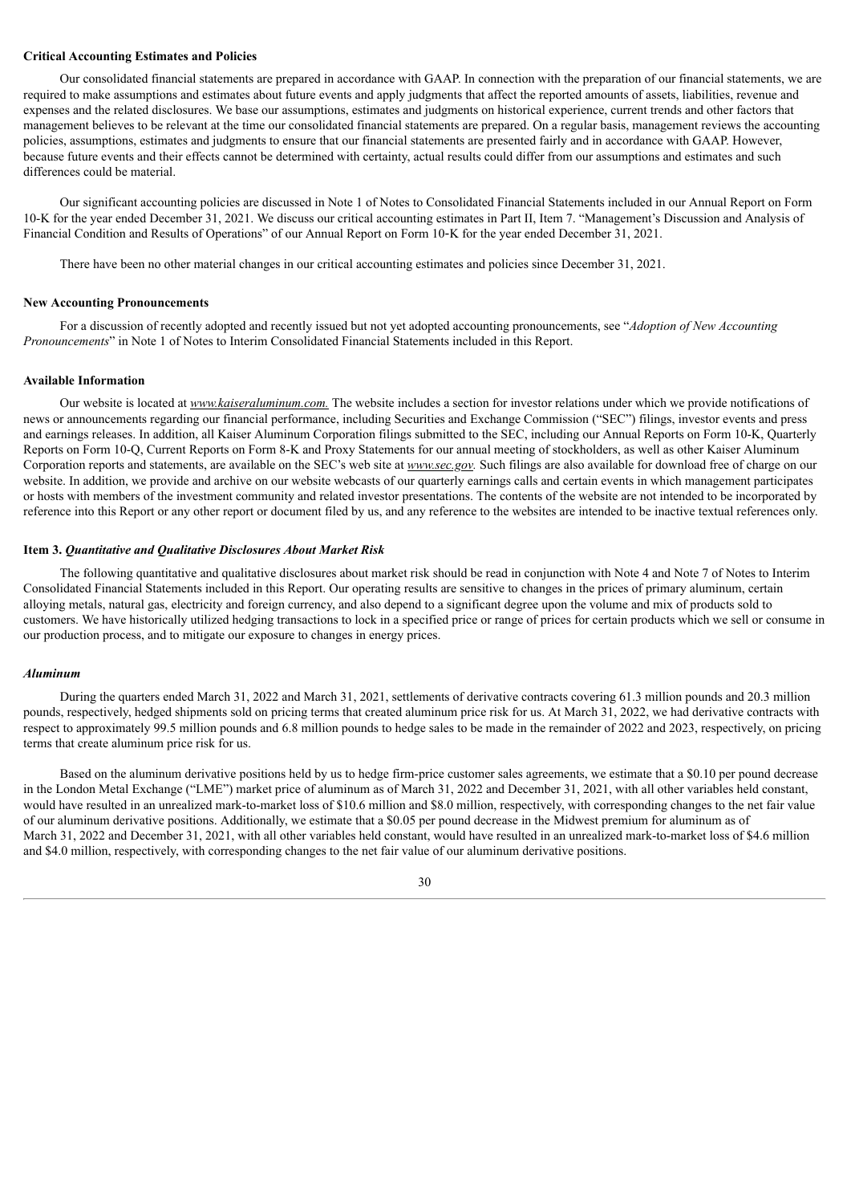**Critical Accounting Estimates and Policies**

Our consolidated financial statements are prepared in accordance with GAAP. In connection with the preparation of our financial statements, we are required to make assumptions and estimates about future events and apply judgments that affect the reported amounts of assets, liabilities, revenue and expenses and the related disclosures. We base our assumptions, estimates and judgments on historical experience, current trends and other factors that management believes to be relevant at the time our consolidated financial statements are prepared. On a regular basis, management reviews the accounting policies, assumptions, estimates and judgments to ensure that our financial statements are presented fairly and in accordance with GAAP. However, because future events and their effects cannot be determined with certainty, actual results could differ from our assumptions and estimates and such differences could be material.

Our significant accounting policies are discussed in Note 1 of Notes to Consolidated Financial Statements included in our Annual Report on Form 10-K for the year ended December 31, 2021. We discuss our critical accounting estimates in Part II, Item 7. "Management's Discussion and Analysis of Financial Condition and Results of Operations" of our Annual Report on Form 10-K for the year ended December 31, 2021.

There have been no other material changes in our critical accounting estimates and policies since December 31, 2021.

**New Accounting Pronouncements**

For a discussion of recently adopted and recently issued but not yet adopted accounting pronouncements, see "*Adoption of New Accounting Pronouncements*" in Note 1 of Notes to Interim Consolidated Financial Statements included in this Report.

**Available Information**

Our website is located at *www.kaiseraluminum.com.* The website includes a section for investor relations under which we provide notifications of news or announcements regarding our financial performance, including Securities and Exchange Commission ("SEC") filings, investor events and press and earnings releases. In addition, all Kaiser Aluminum Corporation filings submitted to the SEC, including our Annual Reports on Form 10-K, Quarterly Reports on Form 10-Q, Current Reports on Form 8-K and Proxy Statements for our annual meeting of stockholders, as well as other Kaiser Aluminum Corporation reports and statements, are available on the SEC's web site at *www.sec.gov.* Such filings are also available for download free of charge on our website. In addition, we provide and archive on our website webcasts of our quarterly earnings calls and certain events in which management participates or hosts with members of the investment community and related investor presentations. The contents of the website are not intended to be incorporated by reference into this Report or any other report or document filed by us, and any reference to the websites are intended to be inactive textual references only.

**Item 3.** ***Quantitative and Qualitative Disclosures About Market Risk***

The following quantitative and qualitative disclosures about market risk should be read in conjunction with Note 4 and Note 7 of Notes to Interim Consolidated Financial Statements included in this Report. Our operating results are sensitive to changes in the prices of primary aluminum, certain alloying metals, natural gas, electricity and foreign currency, and also depend to a significant degree upon the volume and mix of products sold to customers. We have historically utilized hedging transactions to lock in a specified price or range of prices for certain products which we sell or consume in our production process, and to mitigate our exposure to changes in energy prices.

***Aluminum***

During the quarters ended March 31, 2022 and March 31, 2021, settlements of derivative contracts covering 61.3 million pounds and 20.3 million pounds, respectively, hedged shipments sold on pricing terms that created aluminum price risk for us. At March 31, 2022, we had derivative contracts with respect to approximately 99.5 million pounds and 6.8 million pounds to hedge sales to be made in the remainder of 2022 and 2023, respectively, on pricing terms that create aluminum price risk for us.

Based on the aluminum derivative positions held by us to hedge firm-price customer sales agreements, we estimate that a $0.10 per pound decrease in the London Metal Exchange ("LME") market price of aluminum as of March 31, 2022 and December 31, 2021, with all other variables held constant, would have resulted in an unrealized mark-to-market loss of $10.6 million and $8.0 million, respectively, with corresponding changes to the net fair value of our aluminum derivative positions. Additionally, we estimate that a $0.05 per pound decrease in the Midwest premium for aluminum as of March 31, 2022 and December 31, 2021, with all other variables held constant, would have resulted in an unrealized mark-to-market loss of $4.6 million and $4.0 million, respectively, with corresponding changes to the net fair value of our aluminum derivative positions.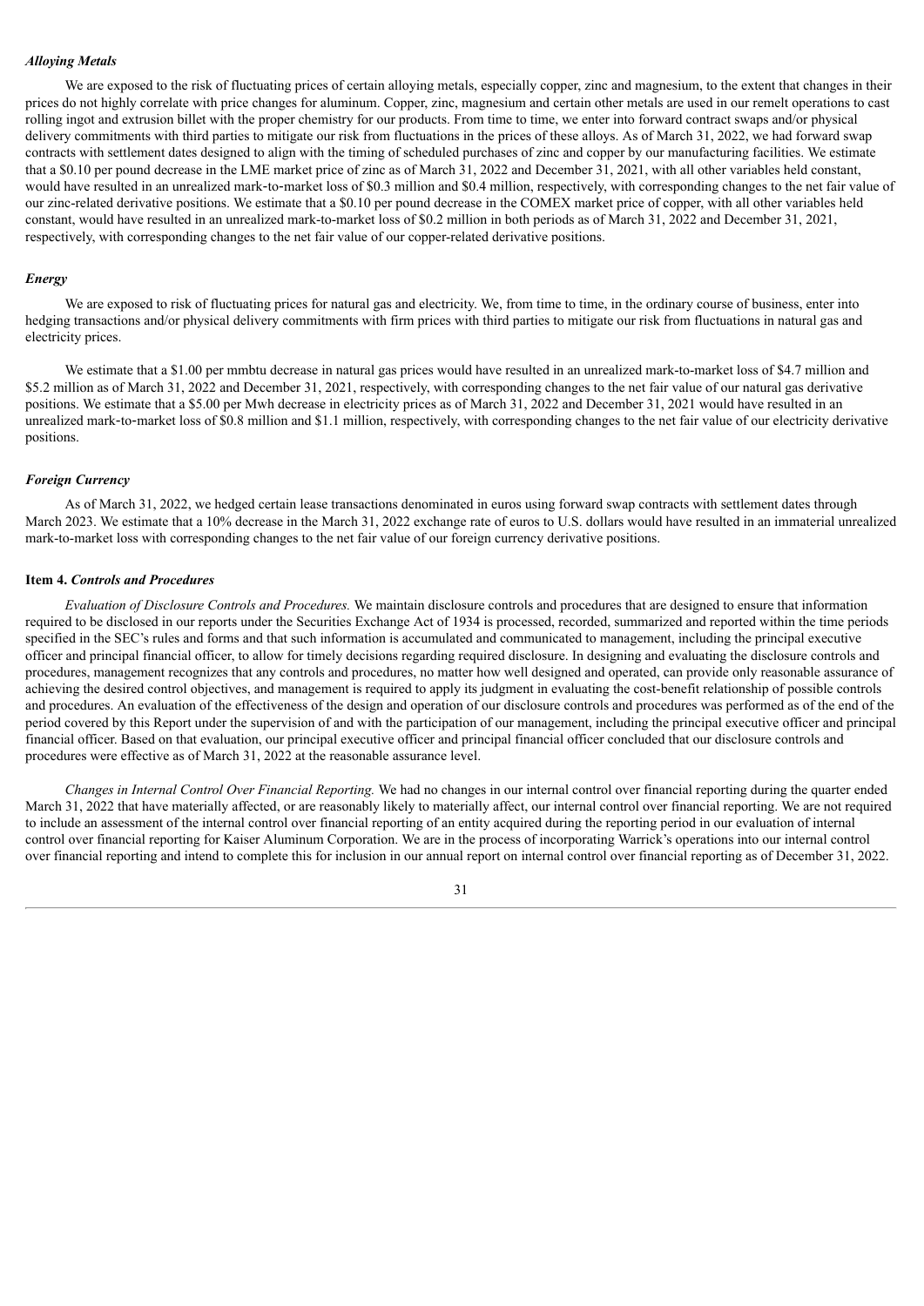#### *Alloying Metals*

We are exposed to the risk of fluctuating prices of certain alloying metals, especially copper, zinc and magnesium, to the extent that changes in their prices do not highly correlate with price changes for aluminum. Copper, zinc, magnesium and certain other metals are used in our remelt operations to cast rolling ingot and extrusion billet with the proper chemistry for our products. From time to time, we enter into forward contract swaps and/or physical delivery commitments with third parties to mitigate our risk from fluctuations in the prices of these alloys. As of March 31, 2022, we had forward swap contracts with settlement dates designed to align with the timing of scheduled purchases of zinc and copper by our manufacturing facilities. We estimate that a $0.10 per pound decrease in the LME market price of zinc as of March 31, 2022 and December 31, 2021, with all other variables held constant, would have resulted in an unrealized mark-to-market loss of $0.3 million and $0.4 million, respectively, with corresponding changes to the net fair value of our zinc-related derivative positions. We estimate that a $0.10 per pound decrease in the COMEX market price of copper, with all other variables held constant, would have resulted in an unrealized mark-to-market loss of $0.2 million in both periods as of March 31, 2022 and December 31, 2021, respectively, with corresponding changes to the net fair value of our copper-related derivative positions.

#### *Energy*

We are exposed to risk of fluctuating prices for natural gas and electricity. We, from time to time, in the ordinary course of business, enter into hedging transactions and/or physical delivery commitments with firm prices with third parties to mitigate our risk from fluctuations in natural gas and electricity prices.

We estimate that a $1.00 per mmbtu decrease in natural gas prices would have resulted in an unrealized mark-to-market loss of $4.7 million and $5.2 million as of March 31, 2022 and December 31, 2021, respectively, with corresponding changes to the net fair value of our natural gas derivative positions. We estimate that a $5.00 per Mwh decrease in electricity prices as of March 31, 2022 and December 31, 2021 would have resulted in an unrealized mark-to-market loss of $0.8 million and $1.1 million, respectively, with corresponding changes to the net fair value of our electricity derivative positions.

#### *Foreign Currency*

As of March 31, 2022, we hedged certain lease transactions denominated in euros using forward swap contracts with settlement dates through March 2023. We estimate that a 10% decrease in the March 31, 2022 exchange rate of euros to U.S. dollars would have resulted in an immaterial unrealized mark-to-market loss with corresponding changes to the net fair value of our foreign currency derivative positions.

### **Item 4.** ***Controls and Procedures***

*Evaluation of Disclosure Controls and Procedures.* We maintain disclosure controls and procedures that are designed to ensure that information required to be disclosed in our reports under the Securities Exchange Act of 1934 is processed, recorded, summarized and reported within the time periods specified in the SEC's rules and forms and that such information is accumulated and communicated to management, including the principal executive officer and principal financial officer, to allow for timely decisions regarding required disclosure. In designing and evaluating the disclosure controls and procedures, management recognizes that any controls and procedures, no matter how well designed and operated, can provide only reasonable assurance of achieving the desired control objectives, and management is required to apply its judgment in evaluating the cost-benefit relationship of possible controls and procedures. An evaluation of the effectiveness of the design and operation of our disclosure controls and procedures was performed as of the end of the period covered by this Report under the supervision of and with the participation of our management, including the principal executive officer and principal financial officer. Based on that evaluation, our principal executive officer and principal financial officer concluded that our disclosure controls and procedures were effective as of March 31, 2022 at the reasonable assurance level.

*Changes in Internal Control Over Financial Reporting.* We had no changes in our internal control over financial reporting during the quarter ended March 31, 2022 that have materially affected, or are reasonably likely to materially affect, our internal control over financial reporting. We are not required to include an assessment of the internal control over financial reporting of an entity acquired during the reporting period in our evaluation of internal control over financial reporting for Kaiser Aluminum Corporation. We are in the process of incorporating Warrick's operations into our internal control over financial reporting and intend to complete this for inclusion in our annual report on internal control over financial reporting as of December 31, 2022.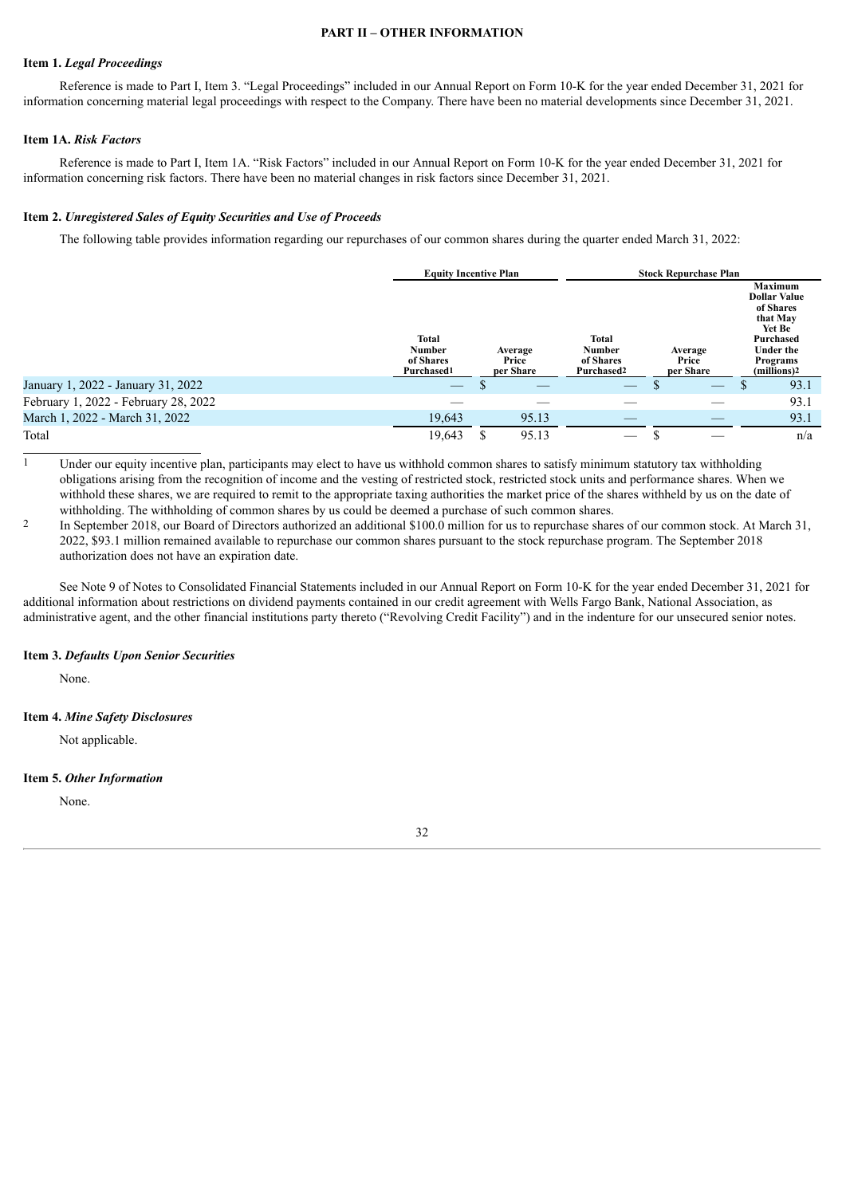## PART II – OTHER INFORMATION

### Item 1. *Legal Proceedings*

Reference is made to Part I, Item 3. "Legal Proceedings" included in our Annual Report on Form 10-K for the year ended December 31, 2021 for information concerning material legal proceedings with respect to the Company. There have been no material developments since December 31, 2021.

### Item 1A. *Risk Factors*

Reference is made to Part I, Item 1A. "Risk Factors" included in our Annual Report on Form 10-K for the year ended December 31, 2021 for information concerning risk factors. There have been no material changes in risk factors since December 31, 2021.

### Item 2. *Unregistered Sales of Equity Securities and Use of Proceeds*

The following table provides information regarding our repurchases of our common shares during the quarter ended March 31, 2022:

| | Equity Incentive Plan | | Stock Repurchase Plan | | |
|---|---|---|---|---|---|
| | Total Number of Shares Purchased[1] | Average Price per Share | Total Number of Shares Purchased[2] | Average Price per Share | Maximum Dollar Value of Shares that May Yet Be Purchased Under the Programs (millions)[2] |
| January 1, 2022 - January 31, 2022 | — | $ — | — | $ — | $ 93.1 |
| February 1, 2022 - February 28, 2022 | — | — | — | — | 93.1 |
| March 1, 2022 - March 31, 2022 | 19,643 | 95.13 | — | — | 93.1 |
| Total | 19,643 | $ 95.13 | — | $ — | n/a |

[1] Under our equity incentive plan, participants may elect to have us withhold common shares to satisfy minimum statutory tax withholding obligations arising from the recognition of income and the vesting of restricted stock, restricted stock units and performance shares. When we withhold these shares, we are required to remit to the appropriate taxing authorities the market price of the shares withheld by us on the date of withholding. The withholding of common shares by us could be deemed a purchase of such common shares.

[2] In September 2018, our Board of Directors authorized an additional $100.0 million for us to repurchase shares of our common stock. At March 31, 2022, $93.1 million remained available to repurchase our common shares pursuant to the stock repurchase program. The September 2018 authorization does not have an expiration date.

See Note 9 of Notes to Consolidated Financial Statements included in our Annual Report on Form 10-K for the year ended December 31, 2021 for additional information about restrictions on dividend payments contained in our credit agreement with Wells Fargo Bank, National Association, as administrative agent, and the other financial institutions party thereto ("Revolving Credit Facility") and in the indenture for our unsecured senior notes.

### Item 3. *Defaults Upon Senior Securities*

None.

### Item 4. *Mine Safety Disclosures*

Not applicable.

### Item 5. *Other Information*

None.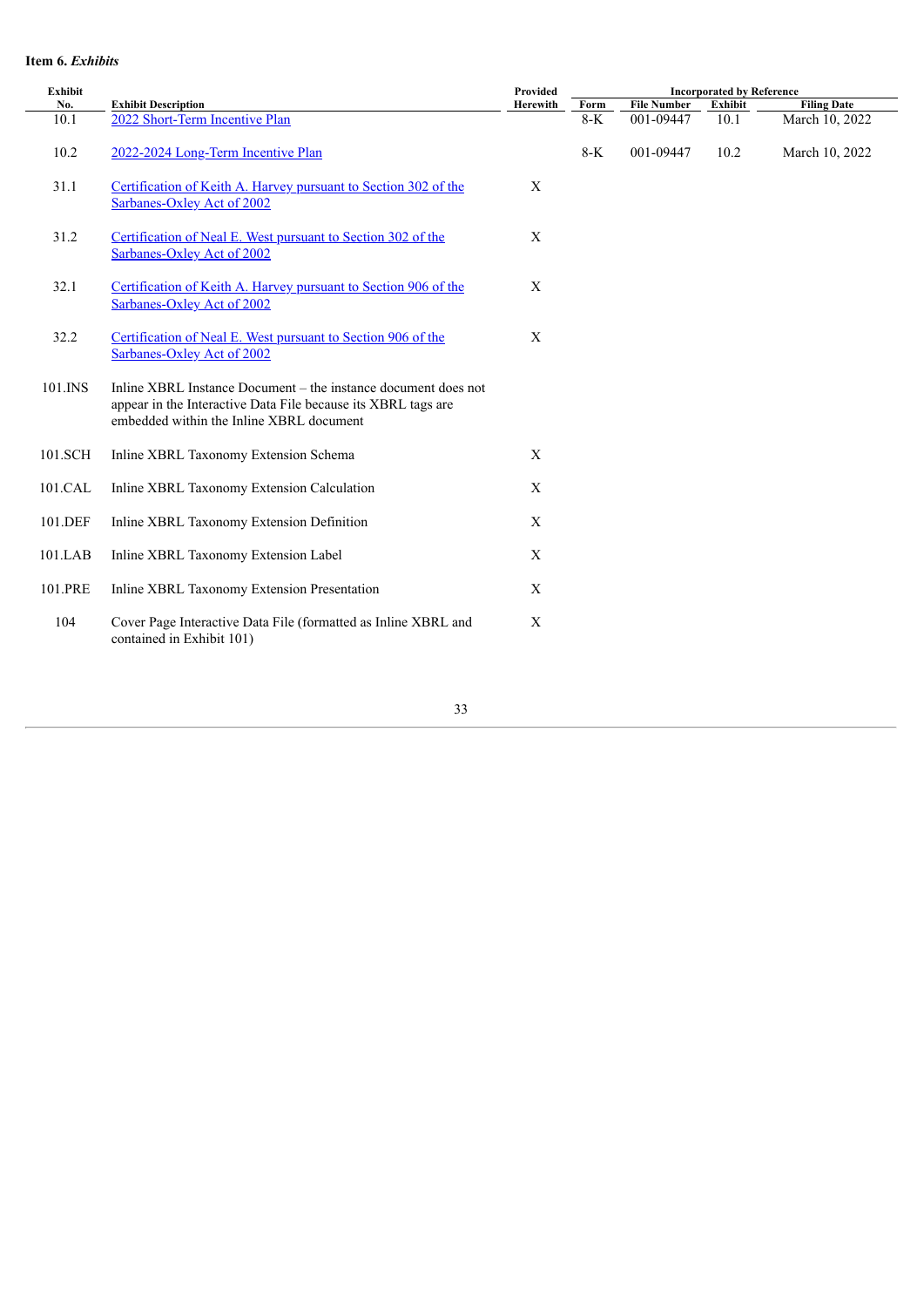**Item 6.** ***Exhibits***

| Exhibit No. | Exhibit Description | Provided Herewith | Incorporated by Reference | | | |
|---|---|---|---|---|---|---|
| | | | Form | File Number | Exhibit | Filing Date |
| 10.1 | 2022 Short-Term Incentive Plan | | 8-K | 001-09447 | 10.1 | March 10, 2022 |
| 10.2 | 2022-2024 Long-Term Incentive Plan | | 8-K | 001-09447 | 10.2 | March 10, 2022 |
| 31.1 | Certification of Keith A. Harvey pursuant to Section 302 of the Sarbanes-Oxley Act of 2002 | X | | | | |
| 31.2 | Certification of Neal E. West pursuant to Section 302 of the Sarbanes-Oxley Act of 2002 | X | | | | |
| 32.1 | Certification of Keith A. Harvey pursuant to Section 906 of the Sarbanes-Oxley Act of 2002 | X | | | | |
| 32.2 | Certification of Neal E. West pursuant to Section 906 of the Sarbanes-Oxley Act of 2002 | X | | | | |
| 101.INS | Inline XBRL Instance Document – the instance document does not appear in the Interactive Data File because its XBRL tags are embedded within the Inline XBRL document | | | | | |
| 101.SCH | Inline XBRL Taxonomy Extension Schema | X | | | | |
| 101.CAL | Inline XBRL Taxonomy Extension Calculation | X | | | | |
| 101.DEF | Inline XBRL Taxonomy Extension Definition | X | | | | |
| 101.LAB | Inline XBRL Taxonomy Extension Label | X | | | | |
| 101.PRE | Inline XBRL Taxonomy Extension Presentation | X | | | | |
| 104 | Cover Page Interactive Data File (formatted as Inline XBRL and contained in Exhibit 101) | X | | | | |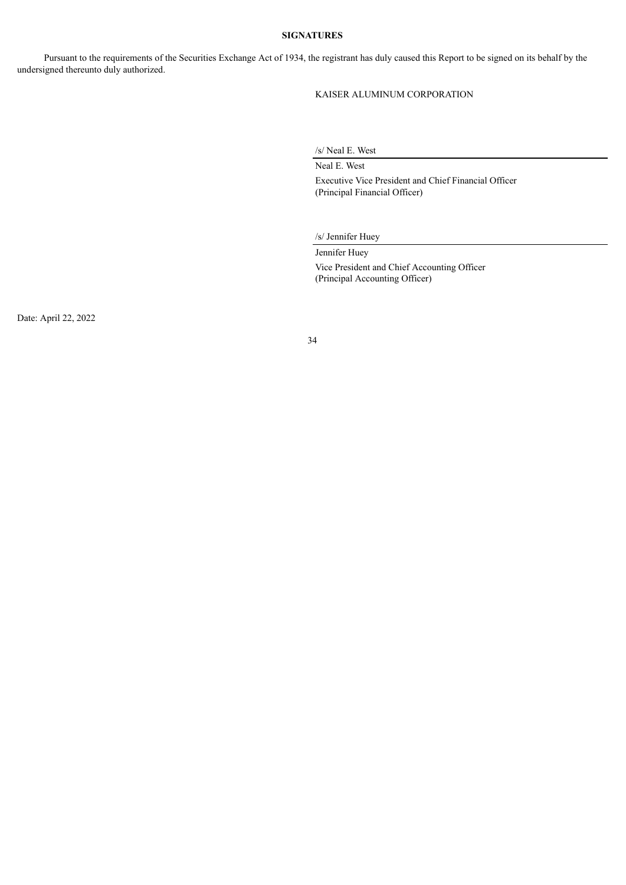## SIGNATURES

Pursuant to the requirements of the Securities Exchange Act of 1934, the registrant has duly caused this Report to be signed on its behalf by the undersigned thereunto duly authorized.

KAISER ALUMINUM CORPORATION

/s/ Neal E. West

Neal E. West

Executive Vice President and Chief Financial Officer
(Principal Financial Officer)

/s/ Jennifer Huey

Jennifer Huey

Vice President and Chief Accounting Officer
(Principal Accounting Officer)

Date: April 22, 2022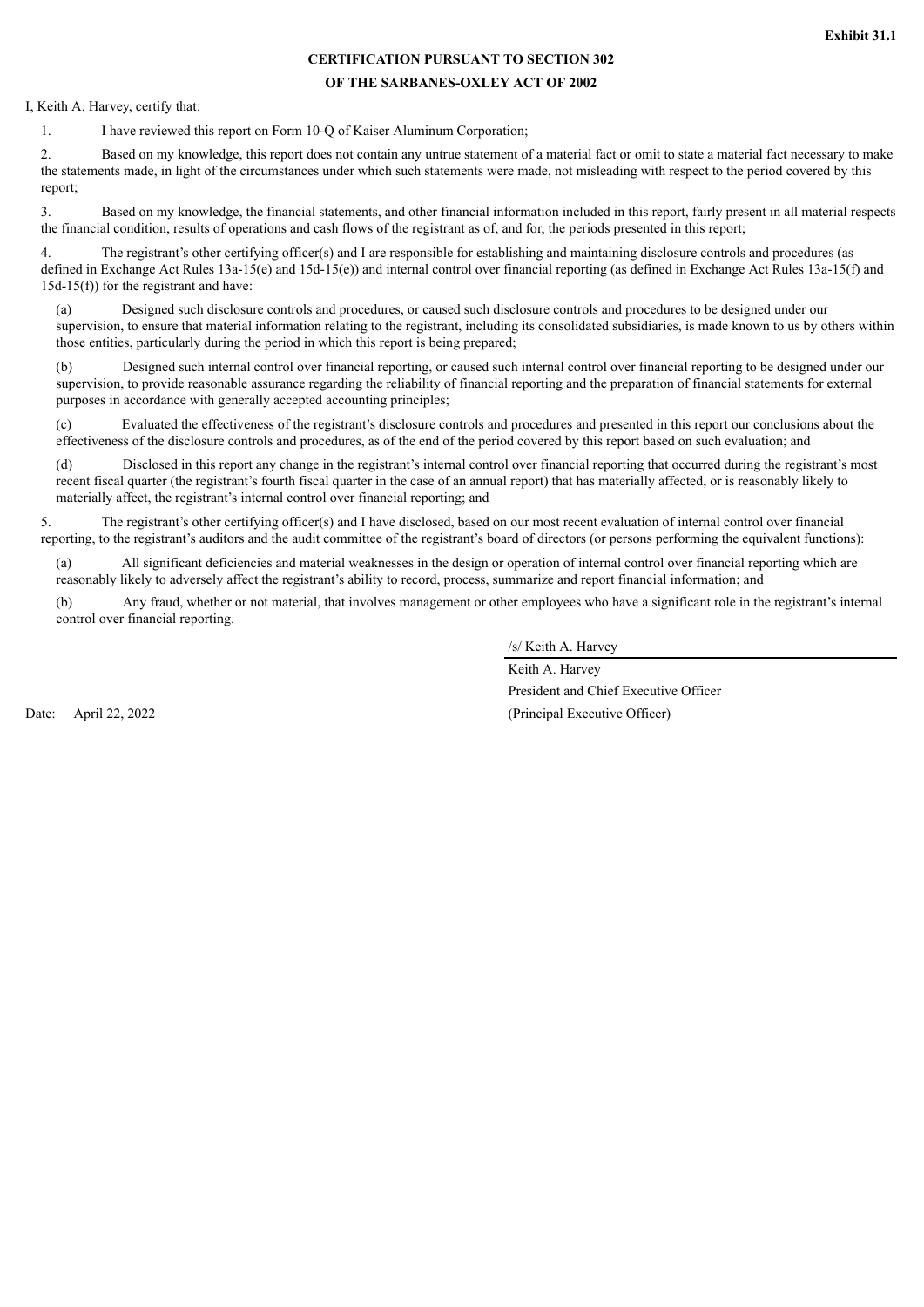**Exhibit 31.1**

**CERTIFICATION PURSUANT TO SECTION 302**

**OF THE SARBANES-OXLEY ACT OF 2002**

I, Keith A. Harvey, certify that:

1. I have reviewed this report on Form 10-Q of Kaiser Aluminum Corporation;

2. Based on my knowledge, this report does not contain any untrue statement of a material fact or omit to state a material fact necessary to make the statements made, in light of the circumstances under which such statements were made, not misleading with respect to the period covered by this report;

3. Based on my knowledge, the financial statements, and other financial information included in this report, fairly present in all material respects the financial condition, results of operations and cash flows of the registrant as of, and for, the periods presented in this report;

4. The registrant's other certifying officer(s) and I are responsible for establishing and maintaining disclosure controls and procedures (as defined in Exchange Act Rules 13a-15(e) and 15d-15(e)) and internal control over financial reporting (as defined in Exchange Act Rules 13a-15(f) and 15d-15(f)) for the registrant and have:

(a) Designed such disclosure controls and procedures, or caused such disclosure controls and procedures to be designed under our supervision, to ensure that material information relating to the registrant, including its consolidated subsidiaries, is made known to us by others within those entities, particularly during the period in which this report is being prepared;

(b) Designed such internal control over financial reporting, or caused such internal control over financial reporting to be designed under our supervision, to provide reasonable assurance regarding the reliability of financial reporting and the preparation of financial statements for external purposes in accordance with generally accepted accounting principles;

(c) Evaluated the effectiveness of the registrant's disclosure controls and procedures and presented in this report our conclusions about the effectiveness of the disclosure controls and procedures, as of the end of the period covered by this report based on such evaluation; and

(d) Disclosed in this report any change in the registrant's internal control over financial reporting that occurred during the registrant's most recent fiscal quarter (the registrant's fourth fiscal quarter in the case of an annual report) that has materially affected, or is reasonably likely to materially affect, the registrant's internal control over financial reporting; and

5. The registrant's other certifying officer(s) and I have disclosed, based on our most recent evaluation of internal control over financial reporting, to the registrant's auditors and the audit committee of the registrant's board of directors (or persons performing the equivalent functions):

(a) All significant deficiencies and material weaknesses in the design or operation of internal control over financial reporting which are reasonably likely to adversely affect the registrant's ability to record, process, summarize and report financial information; and

(b) Any fraud, whether or not material, that involves management or other employees who have a significant role in the registrant's internal control over financial reporting.

/s/ Keith A. Harvey

Keith A. Harvey
President and Chief Executive Officer
(Principal Executive Officer)

Date: April 22, 2022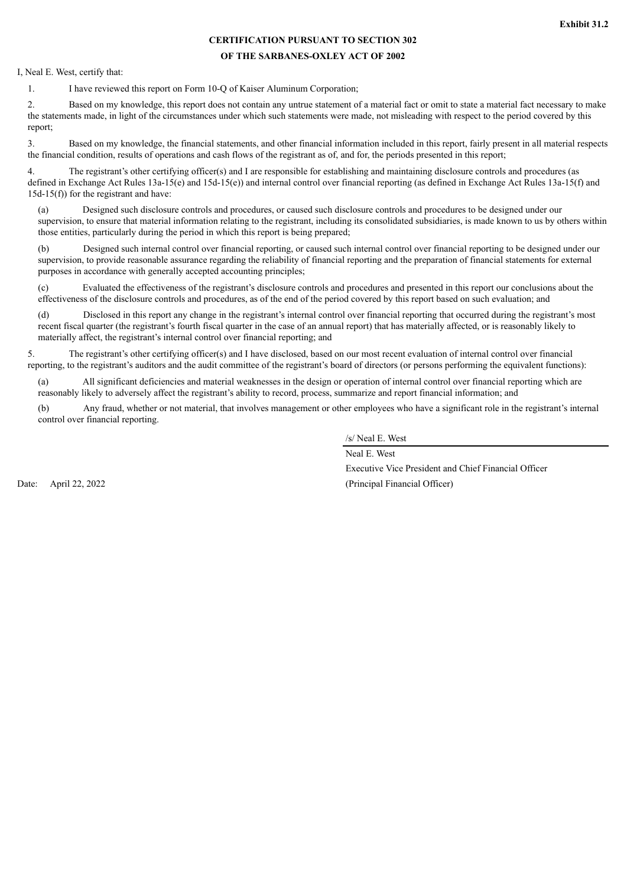**Exhibit 31.2**

**CERTIFICATION PURSUANT TO SECTION 302**
**OF THE SARBANES-OXLEY ACT OF 2002**

I, Neal E. West, certify that:

1. I have reviewed this report on Form 10-Q of Kaiser Aluminum Corporation;

2. Based on my knowledge, this report does not contain any untrue statement of a material fact or omit to state a material fact necessary to make the statements made, in light of the circumstances under which such statements were made, not misleading with respect to the period covered by this report;

3. Based on my knowledge, the financial statements, and other financial information included in this report, fairly present in all material respects the financial condition, results of operations and cash flows of the registrant as of, and for, the periods presented in this report;

4. The registrant's other certifying officer(s) and I are responsible for establishing and maintaining disclosure controls and procedures (as defined in Exchange Act Rules 13a-15(e) and 15d-15(e)) and internal control over financial reporting (as defined in Exchange Act Rules 13a-15(f) and 15d-15(f)) for the registrant and have:

   (a) Designed such disclosure controls and procedures, or caused such disclosure controls and procedures to be designed under our supervision, to ensure that material information relating to the registrant, including its consolidated subsidiaries, is made known to us by others within those entities, particularly during the period in which this report is being prepared;

   (b) Designed such internal control over financial reporting, or caused such internal control over financial reporting to be designed under our supervision, to provide reasonable assurance regarding the reliability of financial reporting and the preparation of financial statements for external purposes in accordance with generally accepted accounting principles;

   (c) Evaluated the effectiveness of the registrant's disclosure controls and procedures and presented in this report our conclusions about the effectiveness of the disclosure controls and procedures, as of the end of the period covered by this report based on such evaluation; and

   (d) Disclosed in this report any change in the registrant's internal control over financial reporting that occurred during the registrant's most recent fiscal quarter (the registrant's fourth fiscal quarter in the case of an annual report) that has materially affected, or is reasonably likely to materially affect, the registrant's internal control over financial reporting; and

5. The registrant's other certifying officer(s) and I have disclosed, based on our most recent evaluation of internal control over financial reporting, to the registrant's auditors and the audit committee of the registrant's board of directors (or persons performing the equivalent functions):

   (a) All significant deficiencies and material weaknesses in the design or operation of internal control over financial reporting which are reasonably likely to adversely affect the registrant's ability to record, process, summarize and report financial information; and

   (b) Any fraud, whether or not material, that involves management or other employees who have a significant role in the registrant's internal control over financial reporting.

/s/ Neal E. West

Neal E. West
Executive Vice President and Chief Financial Officer
(Principal Financial Officer)

Date: April 22, 2022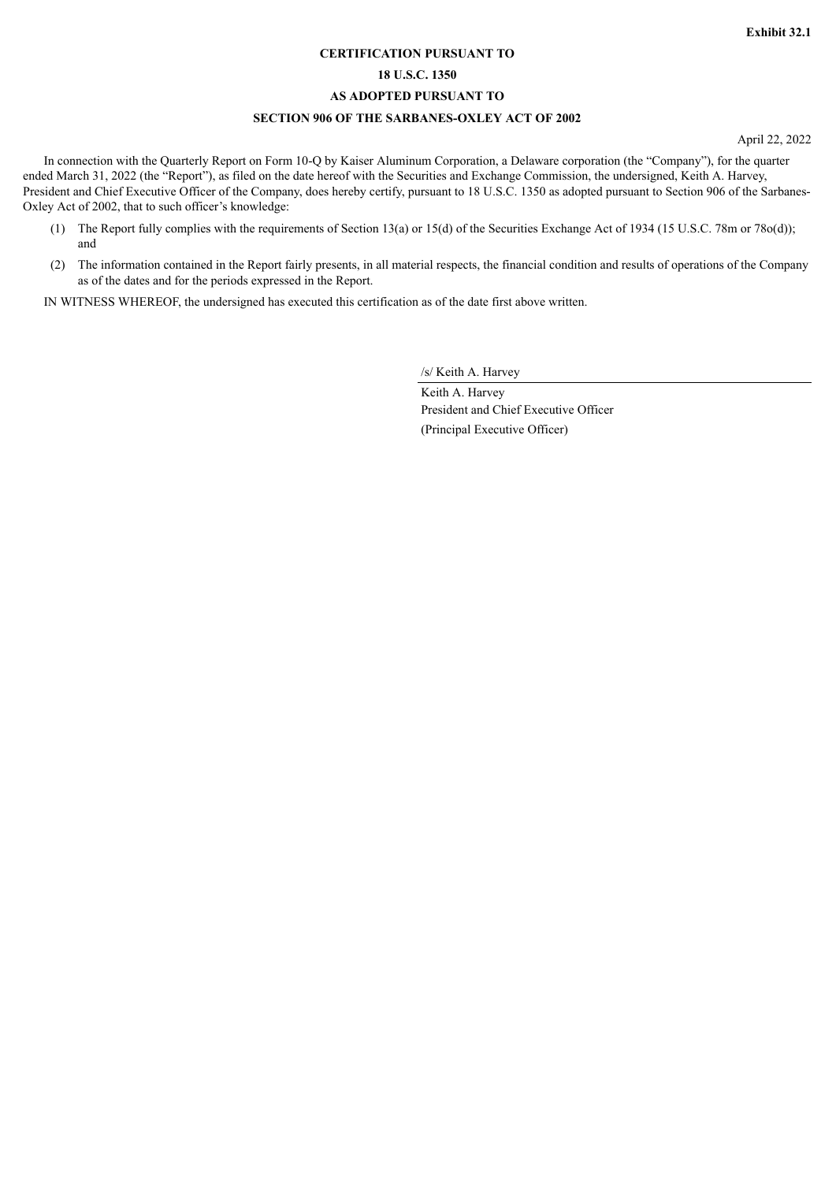**Exhibit 32.1**

**CERTIFICATION PURSUANT TO**

**18 U.S.C. 1350**

**AS ADOPTED PURSUANT TO**

**SECTION 906 OF THE SARBANES-OXLEY ACT OF 2002**

April 22, 2022

In connection with the Quarterly Report on Form 10-Q by Kaiser Aluminum Corporation, a Delaware corporation (the "Company"), for the quarter ended March 31, 2022 (the "Report"), as filed on the date hereof with the Securities and Exchange Commission, the undersigned, Keith A. Harvey, President and Chief Executive Officer of the Company, does hereby certify, pursuant to 18 U.S.C. 1350 as adopted pursuant to Section 906 of the Sarbanes-Oxley Act of 2002, that to such officer's knowledge:

(1) The Report fully complies with the requirements of Section 13(a) or 15(d) of the Securities Exchange Act of 1934 (15 U.S.C. 78m or 78o(d)); and

(2) The information contained in the Report fairly presents, in all material respects, the financial condition and results of operations of the Company as of the dates and for the periods expressed in the Report.

IN WITNESS WHEREOF, the undersigned has executed this certification as of the date first above written.

/s/ Keith A. Harvey

Keith A. Harvey
President and Chief Executive Officer
(Principal Executive Officer)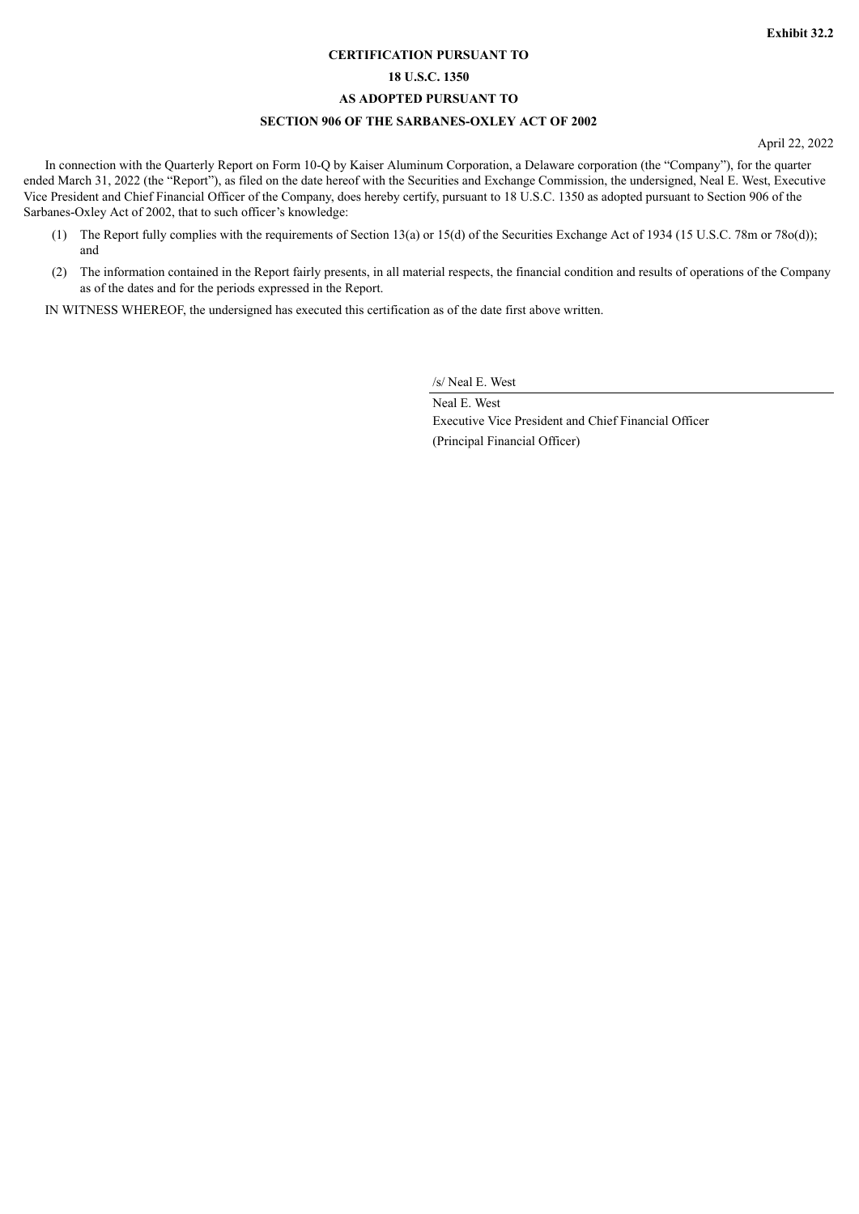**Exhibit 32.2**

**CERTIFICATION PURSUANT TO**

**18 U.S.C. 1350**

**AS ADOPTED PURSUANT TO**

**SECTION 906 OF THE SARBANES-OXLEY ACT OF 2002**

April 22, 2022

In connection with the Quarterly Report on Form 10-Q by Kaiser Aluminum Corporation, a Delaware corporation (the "Company"), for the quarter ended March 31, 2022 (the "Report"), as filed on the date hereof with the Securities and Exchange Commission, the undersigned, Neal E. West, Executive Vice President and Chief Financial Officer of the Company, does hereby certify, pursuant to 18 U.S.C. 1350 as adopted pursuant to Section 906 of the Sarbanes-Oxley Act of 2002, that to such officer's knowledge:

(1) The Report fully complies with the requirements of Section 13(a) or 15(d) of the Securities Exchange Act of 1934 (15 U.S.C. 78m or 78o(d)); and

(2) The information contained in the Report fairly presents, in all material respects, the financial condition and results of operations of the Company as of the dates and for the periods expressed in the Report.

IN WITNESS WHEREOF, the undersigned has executed this certification as of the date first above written.

/s/ Neal E. West

Neal E. West
Executive Vice President and Chief Financial Officer
(Principal Financial Officer)